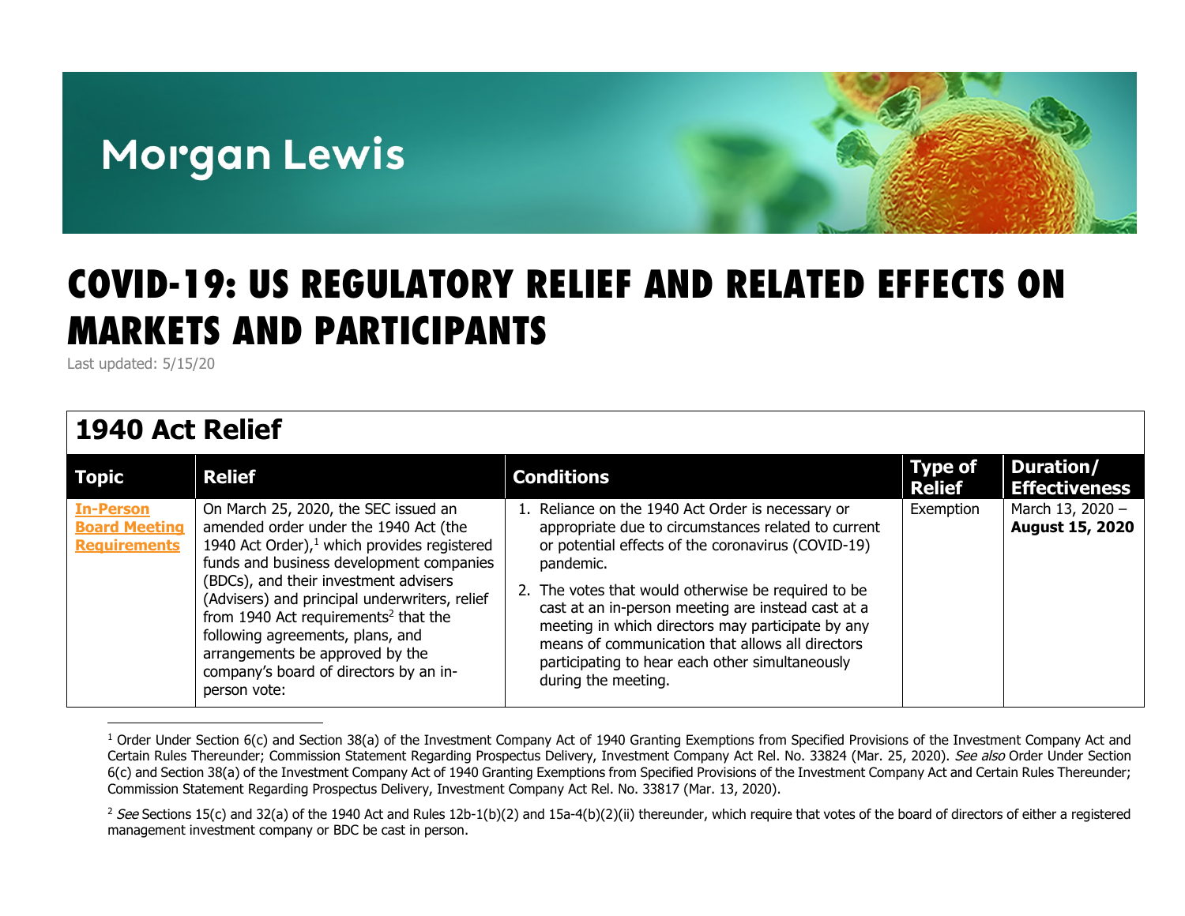Morgan Lewis

# COVID-19: US REGULATORY RELIEF AND RELATED EFFECTS ON MARKETS AND PARTICIPANTS

Last updated: 5/15/20

## 1940 Act Relief

| Topic | Relief | Conditions | Type of Relief | Duration/ Effectiveness |
|---|---|---|---|---|
| **In-Person Board Meeting Requirements** | On March 25, 2020, the SEC issued an amended order under the 1940 Act (the 1940 Act Order),[1] which provides registered funds and business development companies (BDCs), and their investment advisers (Advisers) and principal underwriters, relief from 1940 Act requirements[2] that the following agreements, plans, and arrangements be approved by the company's board of directors by an in-person vote: | 1. Reliance on the 1940 Act Order is necessary or appropriate due to circumstances related to current or potential effects of the coronavirus (COVID-19) pandemic. 2. The votes that would otherwise be required to be cast at an in-person meeting are instead cast at a meeting in which directors may participate by any means of communication that allows all directors participating to hear each other simultaneously during the meeting. | Exemption | March 13, 2020 – **August 15, 2020** |

[1] Order Under Section 6(c) and Section 38(a) of the Investment Company Act of 1940 Granting Exemptions from Specified Provisions of the Investment Company Act and Certain Rules Thereunder; Commission Statement Regarding Prospectus Delivery, Investment Company Act Rel. No. 33824 (Mar. 25, 2020). *See also* Order Under Section 6(c) and Section 38(a) of the Investment Company Act of 1940 Granting Exemptions from Specified Provisions of the Investment Company Act and Certain Rules Thereunder; Commission Statement Regarding Prospectus Delivery, Investment Company Act Rel. No. 33817 (Mar. 13, 2020).

[2] *See* Sections 15(c) and 32(a) of the 1940 Act and Rules 12b-1(b)(2) and 15a-4(b)(2)(ii) thereunder, which require that votes of the board of directors of either a registered management investment company or BDC be cast in person.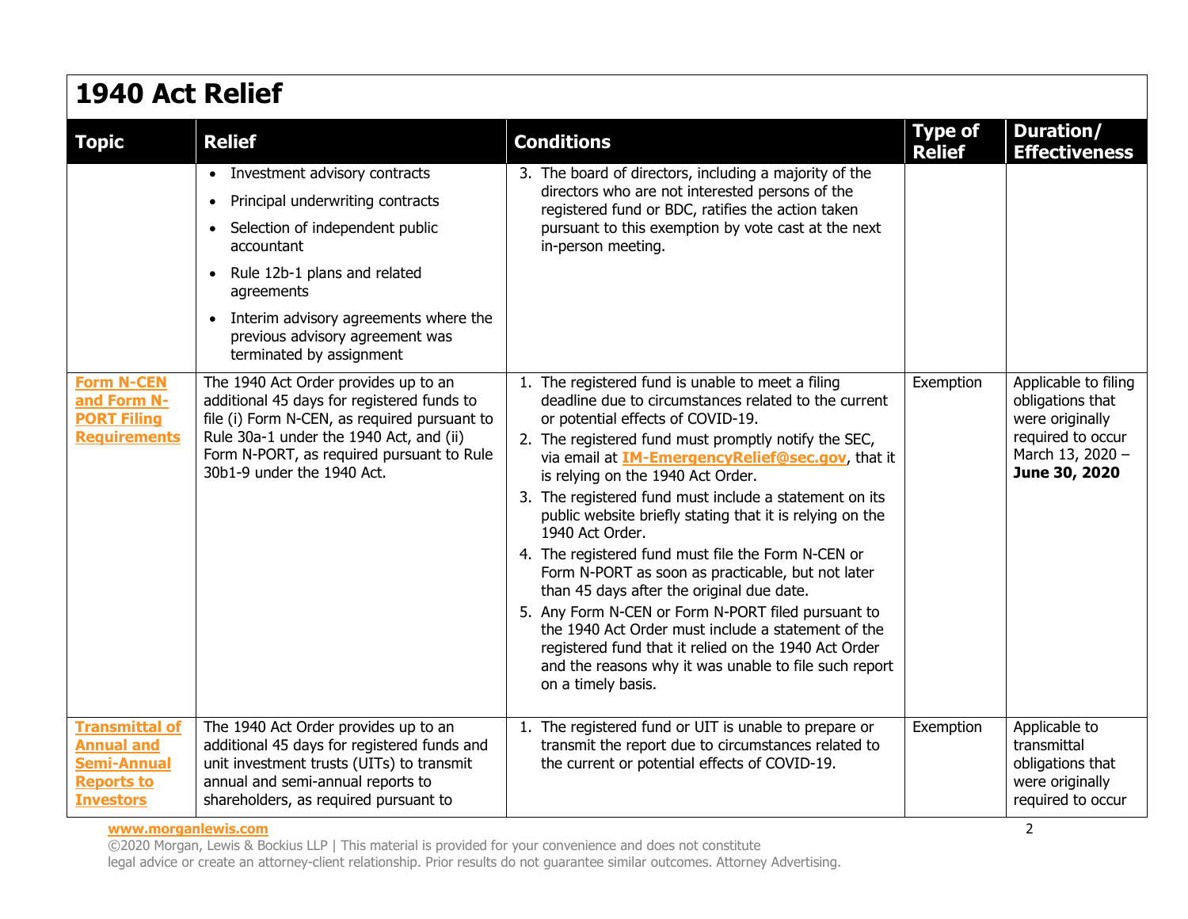# 1940 Act Relief

| Topic | Relief | Conditions | Type of Relief | Duration/ Effectiveness |
|---|---|---|---|---|
| | • Investment advisory contracts<br>• Principal underwriting contracts<br>• Selection of independent public accountant<br>• Rule 12b-1 plans and related agreements<br>• Interim advisory agreements where the previous advisory agreement was terminated by assignment | 3. The board of directors, including a majority of the directors who are not interested persons of the registered fund or BDC, ratifies the action taken pursuant to this exemption by vote cast at the next in-person meeting. | | |
| **Form N-CEN and Form N-PORT Filing Requirements** | The 1940 Act Order provides up to an additional 45 days for registered funds to file (i) Form N-CEN, as required pursuant to Rule 30a-1 under the 1940 Act, and (ii) Form N-PORT, as required pursuant to Rule 30b1-9 under the 1940 Act. | 1. The registered fund is unable to meet a filing deadline due to circumstances related to the current or potential effects of COVID-19.<br>2. The registered fund must promptly notify the SEC, via email at **IM-EmergencyRelief@sec.gov**, that it is relying on the 1940 Act Order.<br>3. The registered fund must include a statement on its public website briefly stating that it is relying on the 1940 Act Order.<br>4. The registered fund must file the Form N-CEN or Form N-PORT as soon as practicable, but not later than 45 days after the original due date.<br>5. Any Form N-CEN or Form N-PORT filed pursuant to the 1940 Act Order must include a statement of the registered fund that it relied on the 1940 Act Order and the reasons why it was unable to file such report on a timely basis. | Exemption | Applicable to filing obligations that were originally required to occur March 13, 2020 – **June 30, 2020** |
| **Transmittal of Annual and Semi-Annual Reports to Investors** | The 1940 Act Order provides up to an additional 45 days for registered funds and unit investment trusts (UITs) to transmit annual and semi-annual reports to shareholders, as required pursuant to | 1. The registered fund or UIT is unable to prepare or transmit the report due to circumstances related to the current or potential effects of COVID-19. | Exemption | Applicable to transmittal obligations that were originally required to occur |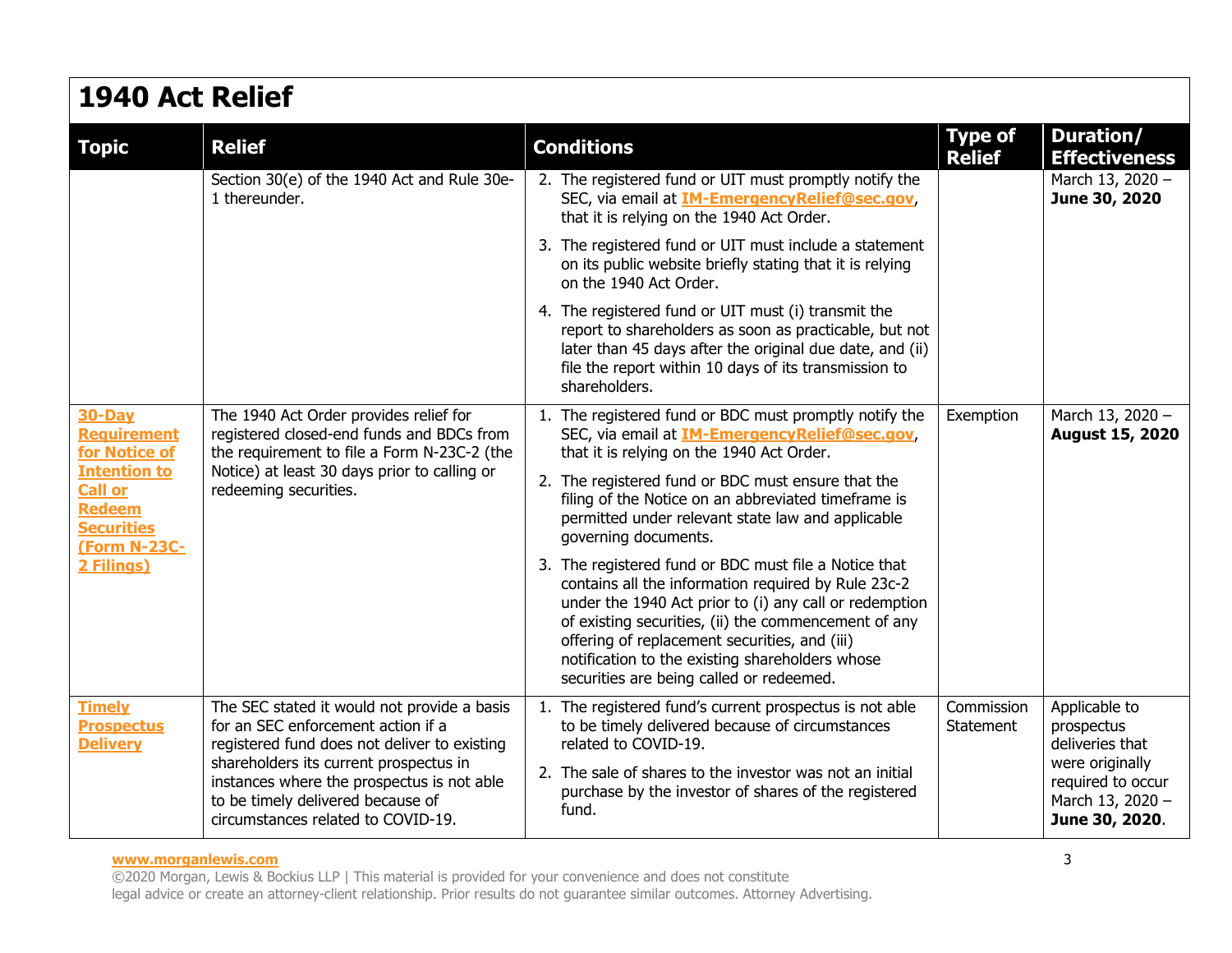# 1940 Act Relief

| Topic | Relief | Conditions | Type of Relief | Duration/ Effectiveness |
|---|---|---|---|---|
| | Section 30(e) of the 1940 Act and Rule 30e-1 thereunder. | 2. The registered fund or UIT must promptly notify the SEC, via email at **IM-EmergencyRelief@sec.gov**, that it is relying on the 1940 Act Order.<br>3. The registered fund or UIT must include a statement on its public website briefly stating that it is relying on the 1940 Act Order.<br>4. The registered fund or UIT must (i) transmit the report to shareholders as soon as practicable, but not later than 45 days after the original due date, and (ii) file the report within 10 days of its transmission to shareholders. | | March 13, 2020 – **June 30, 2020** |
| **30-Day Requirement for Notice of Intention to Call or Redeem Securities (Form N-23C-2 Filings)** | The 1940 Act Order provides relief for registered closed-end funds and BDCs from the requirement to file a Form N-23C-2 (the Notice) at least 30 days prior to calling or redeeming securities. | 1. The registered fund or BDC must promptly notify the SEC, via email at **IM-EmergencyRelief@sec.gov**, that it is relying on the 1940 Act Order.<br>2. The registered fund or BDC must ensure that the filing of the Notice on an abbreviated timeframe is permitted under relevant state law and applicable governing documents.<br>3. The registered fund or BDC must file a Notice that contains all the information required by Rule 23c-2 under the 1940 Act prior to (i) any call or redemption of existing securities, (ii) the commencement of any offering of replacement securities, and (iii) notification to the existing shareholders whose securities are being called or redeemed. | Exemption | March 13, 2020 – **August 15, 2020** |
| **Timely Prospectus Delivery** | The SEC stated it would not provide a basis for an SEC enforcement action if a registered fund does not deliver to existing shareholders its current prospectus in instances where the prospectus is not able to be timely delivered because of circumstances related to COVID-19. | 1. The registered fund's current prospectus is not able to be timely delivered because of circumstances related to COVID-19.<br>2. The sale of shares to the investor was not an initial purchase by the investor of shares of the registered fund. | Commission Statement | Applicable to prospectus deliveries that were originally required to occur March 13, 2020 – **June 30, 2020**. |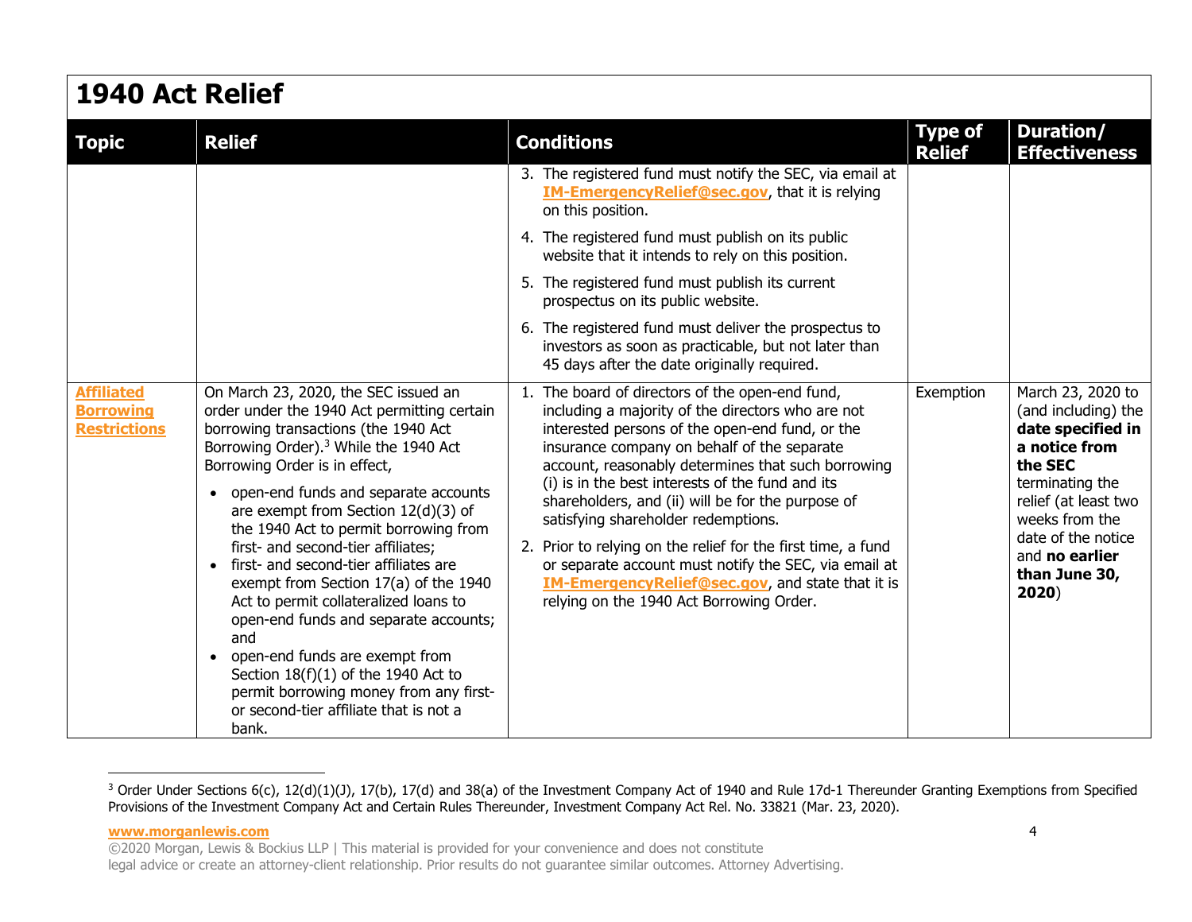## 1940 Act Relief

| Topic | Relief | Conditions | Type of Relief | Duration/ Effectiveness |
|---|---|---|---|---|
| | | 3. The registered fund must notify the SEC, via email at **IM-EmergencyRelief@sec.gov**, that it is relying on this position.<br>4. The registered fund must publish on its public website that it intends to rely on this position.<br>5. The registered fund must publish its current prospectus on its public website.<br>6. The registered fund must deliver the prospectus to investors as soon as practicable, but not later than 45 days after the date originally required. | | |
| **Affiliated Borrowing Restrictions** | On March 23, 2020, the SEC issued an order under the 1940 Act permitting certain borrowing transactions (the 1940 Act Borrowing Order).[3] While the 1940 Act Borrowing Order is in effect,<br>• open-end funds and separate accounts are exempt from Section 12(d)(3) of the 1940 Act to permit borrowing from first- and second-tier affiliates;<br>• first- and second-tier affiliates are exempt from Section 17(a) of the 1940 Act to permit collateralized loans to open-end funds and separate accounts; and<br>• open-end funds are exempt from Section 18(f)(1) of the 1940 Act to permit borrowing money from any first- or second-tier affiliate that is not a bank. | 1. The board of directors of the open-end fund, including a majority of the directors who are not interested persons of the open-end fund, or the insurance company on behalf of the separate account, reasonably determines that such borrowing (i) is in the best interests of the fund and its shareholders, and (ii) will be for the purpose of satisfying shareholder redemptions.<br>2. Prior to relying on the relief for the first time, a fund or separate account must notify the SEC, via email at **IM-EmergencyRelief@sec.gov**, and state that it is relying on the 1940 Act Borrowing Order. | Exemption | March 23, 2020 to (and including) the **date specified in a notice from the SEC** terminating the relief (at least two weeks from the date of the notice and **no earlier than June 30, 2020**) |

[3] Order Under Sections 6(c), 12(d)(1)(J), 17(b), 17(d) and 38(a) of the Investment Company Act of 1940 and Rule 17d-1 Thereunder Granting Exemptions from Specified Provisions of the Investment Company Act and Certain Rules Thereunder, Investment Company Act Rel. No. 33821 (Mar. 23, 2020).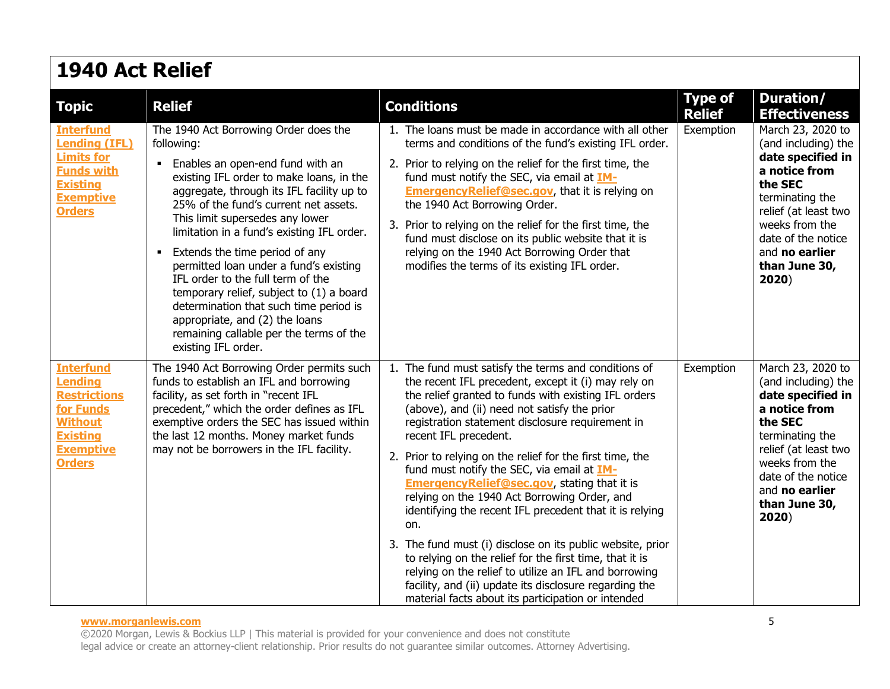# 1940 Act Relief

| Topic | Relief | Conditions | Type of Relief | Duration/ Effectiveness |
|---|---|---|---|---|
| **Interfund Lending (IFL) Limits for Funds with Existing Exemptive Orders** | The 1940 Act Borrowing Order does the following:<br>▪ Enables an open-end fund with an existing IFL order to make loans, in the aggregate, through its IFL facility up to 25% of the fund's current net assets. This limit supersedes any lower limitation in a fund's existing IFL order.<br>▪ Extends the time period of any permitted loan under a fund's existing IFL order to the full term of the temporary relief, subject to (1) a board determination that such time period is appropriate, and (2) the loans remaining callable per the terms of the existing IFL order. | 1. The loans must be made in accordance with all other terms and conditions of the fund's existing IFL order.<br>2. Prior to relying on the relief for the first time, the fund must notify the SEC, via email at **IM-EmergencyRelief@sec.gov**, that it is relying on the 1940 Act Borrowing Order.<br>3. Prior to relying on the relief for the first time, the fund must disclose on its public website that it is relying on the 1940 Act Borrowing Order that modifies the terms of its existing IFL order. | Exemption | March 23, 2020 to (and including) the **date specified in a notice from the SEC** terminating the relief (at least two weeks from the date of the notice and **no earlier than June 30, 2020**) |
| **Interfund Lending Restrictions for Funds Without Existing Exemptive Orders** | The 1940 Act Borrowing Order permits such funds to establish an IFL and borrowing facility, as set forth in "recent IFL precedent," which the order defines as IFL exemptive orders the SEC has issued within the last 12 months. Money market funds may not be borrowers in the IFL facility. | 1. The fund must satisfy the terms and conditions of the recent IFL precedent, except it (i) may rely on the relief granted to funds with existing IFL orders (above), and (ii) need not satisfy the prior registration statement disclosure requirement in recent IFL precedent.<br>2. Prior to relying on the relief for the first time, the fund must notify the SEC, via email at **IM-EmergencyRelief@sec.gov**, stating that it is relying on the 1940 Act Borrowing Order, and identifying the recent IFL precedent that it is relying on.<br>3. The fund must (i) disclose on its public website, prior to relying on the relief for the first time, that it is relying on the relief to utilize an IFL and borrowing facility, and (ii) update its disclosure regarding the material facts about its participation or intended | Exemption | March 23, 2020 to (and including) the **date specified in a notice from the SEC** terminating the relief (at least two weeks from the date of the notice and **no earlier than June 30, 2020**) |

www.morganlewis.com
©2020 Morgan, Lewis & Bockius LLP | This material is provided for your convenience and does not constitute legal advice or create an attorney-client relationship. Prior results do not guarantee similar outcomes. Attorney Advertising.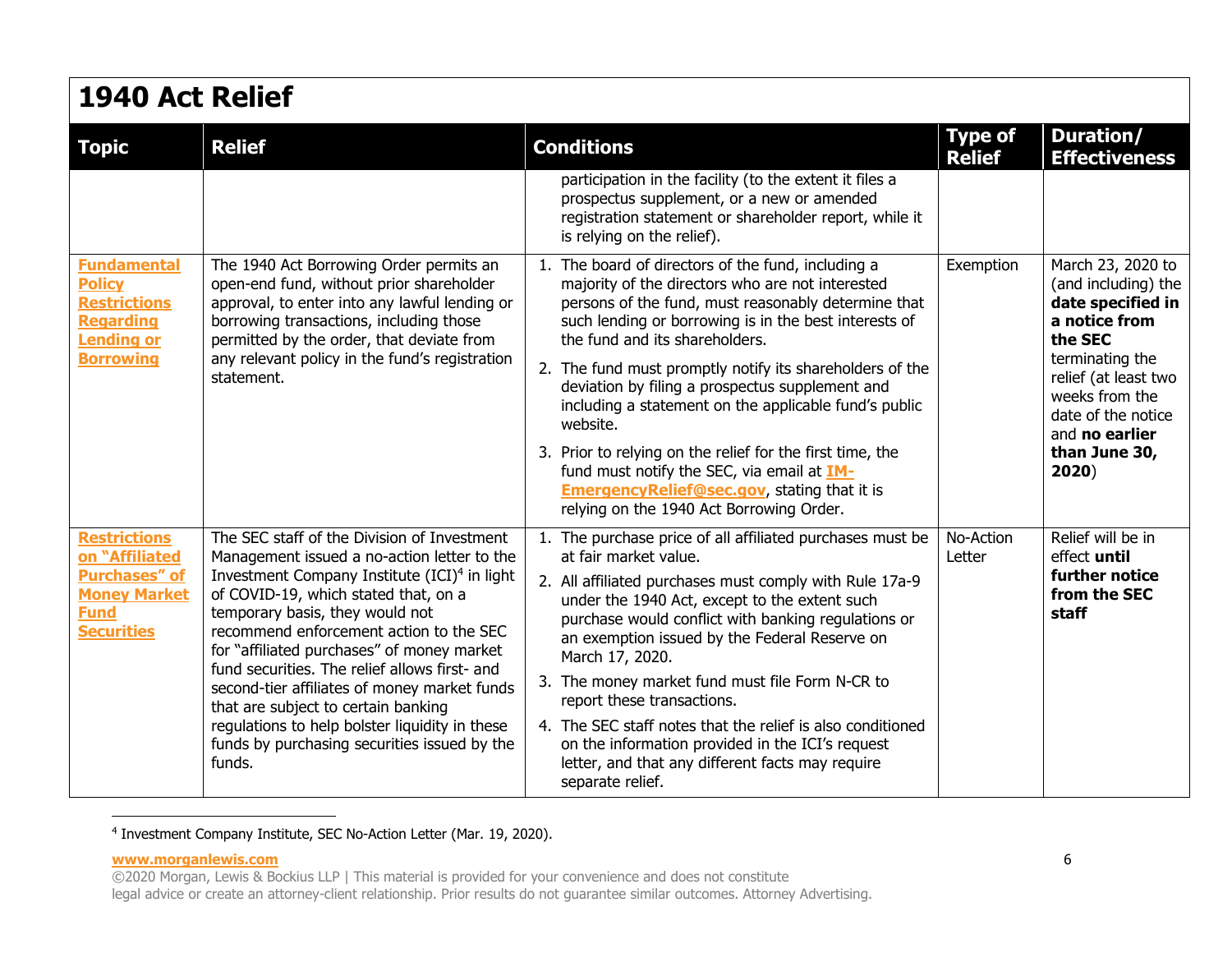# 1940 Act Relief

| Topic | Relief | Conditions | Type of Relief | Duration/ Effectiveness |
|---|---|---|---|---|
| | | participation in the facility (to the extent it files a prospectus supplement, or a new or amended registration statement or shareholder report, while it is relying on the relief). | | |
| **Fundamental Policy Restrictions Regarding Lending or Borrowing** | The 1940 Act Borrowing Order permits an open-end fund, without prior shareholder approval, to enter into any lawful lending or borrowing transactions, including those permitted by the order, that deviate from any relevant policy in the fund's registration statement. | 1. The board of directors of the fund, including a majority of the directors who are not interested persons of the fund, must reasonably determine that such lending or borrowing is in the best interests of the fund and its shareholders.<br>2. The fund must promptly notify its shareholders of the deviation by filing a prospectus supplement and including a statement on the applicable fund's public website.<br>3. Prior to relying on the relief for the first time, the fund must notify the SEC, via email at **IM-EmergencyRelief@sec.gov**, stating that it is relying on the 1940 Act Borrowing Order. | Exemption | March 23, 2020 to (and including) the **date specified in a notice from the SEC** terminating the relief (at least two weeks from the date of the notice and **no earlier than June 30, 2020**) |
| **Restrictions on "Affiliated Purchases" of Money Market Fund Securities** | The SEC staff of the Division of Investment Management issued a no-action letter to the Investment Company Institute (ICI)[4] in light of COVID-19, which stated that, on a temporary basis, they would not recommend enforcement action to the SEC for "affiliated purchases" of money market fund securities. The relief allows first- and second-tier affiliates of money market funds that are subject to certain banking regulations to help bolster liquidity in these funds by purchasing securities issued by the funds. | 1. The purchase price of all affiliated purchases must be at fair market value.<br>2. All affiliated purchases must comply with Rule 17a-9 under the 1940 Act, except to the extent such purchase would conflict with banking regulations or an exemption issued by the Federal Reserve on March 17, 2020.<br>3. The money market fund must file Form N-CR to report these transactions.<br>4. The SEC staff notes that the relief is also conditioned on the information provided in the ICI's request letter, and that any different facts may require separate relief. | No-Action Letter | Relief will be in effect **until further notice from the SEC staff** |

[4] Investment Company Institute, SEC No-Action Letter (Mar. 19, 2020).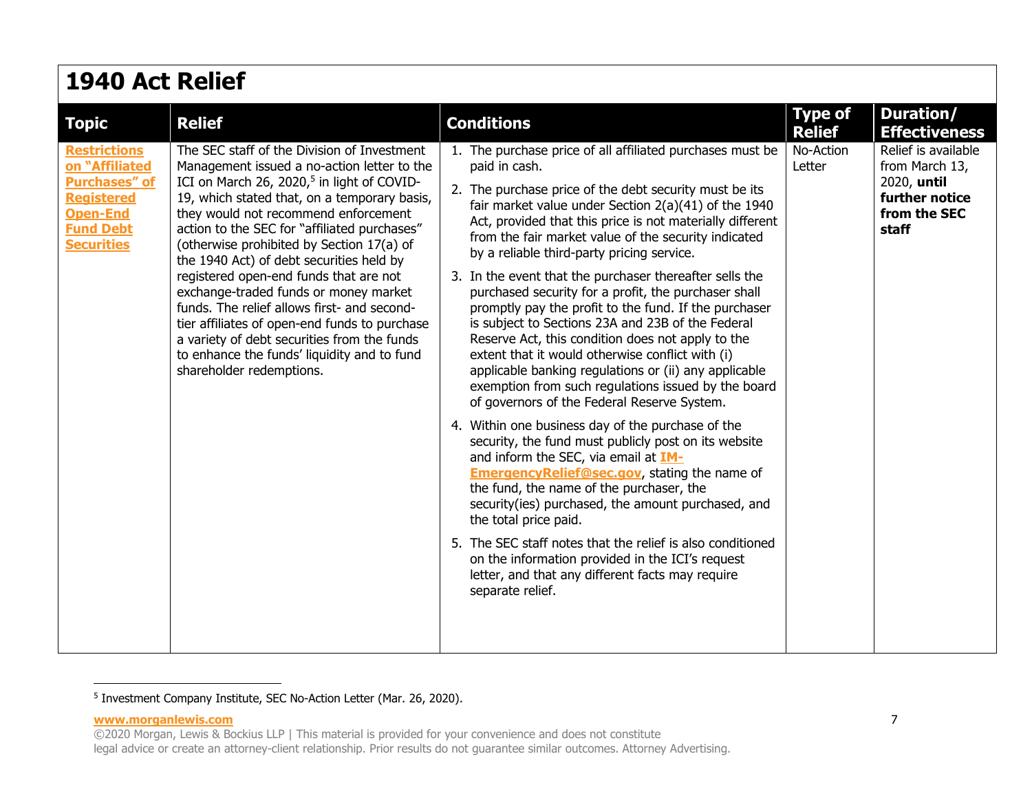# 1940 Act Relief

| Topic | Relief | Conditions | Type of Relief | Duration/ Effectiveness |
|---|---|---|---|---|
| **Restrictions on "Affiliated Purchases" of Registered Open-End Fund Debt Securities** | The SEC staff of the Division of Investment Management issued a no-action letter to the ICI on March 26, 2020,[5] in light of COVID-19, which stated that, on a temporary basis, they would not recommend enforcement action to the SEC for "affiliated purchases" (otherwise prohibited by Section 17(a) of the 1940 Act) of debt securities held by registered open-end funds that are not exchange-traded funds or money market funds. The relief allows first- and second-tier affiliates of open-end funds to purchase a variety of debt securities from the funds to enhance the funds' liquidity and to fund shareholder redemptions. | 1. The purchase price of all affiliated purchases must be paid in cash.<br>2. The purchase price of the debt security must be its fair market value under Section 2(a)(41) of the 1940 Act, provided that this price is not materially different from the fair market value of the security indicated by a reliable third-party pricing service.<br>3. In the event that the purchaser thereafter sells the purchased security for a profit, the purchaser shall promptly pay the profit to the fund. If the purchaser is subject to Sections 23A and 23B of the Federal Reserve Act, this condition does not apply to the extent that it would otherwise conflict with (i) applicable banking regulations or (ii) any applicable exemption from such regulations issued by the board of governors of the Federal Reserve System.<br>4. Within one business day of the purchase of the security, the fund must publicly post on its website and inform the SEC, via email at IM-EmergencyRelief@sec.gov, stating the name of the fund, the name of the purchaser, the security(ies) purchased, the amount purchased, and the total price paid.<br>5. The SEC staff notes that the relief is also conditioned on the information provided in the ICI's request letter, and that any different facts may require separate relief. | No-Action Letter | Relief is available from March 13, 2020, **until further notice from the SEC staff** |

[5] Investment Company Institute, SEC No-Action Letter (Mar. 26, 2020).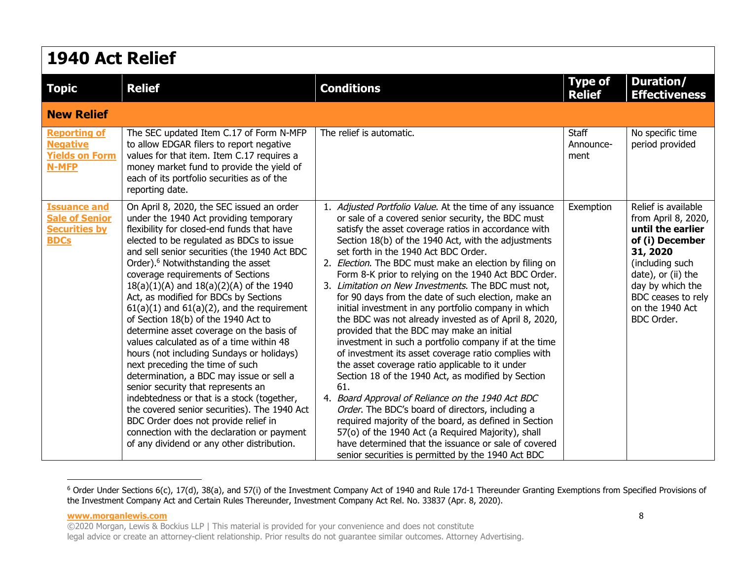# 1940 Act Relief

| Topic | Relief | Conditions | Type of Relief | Duration/ Effectiveness |
|---|---|---|---|---|
| **New Relief** | | | | |
| **Reporting of Negative Yields on Form N-MFP** | The SEC updated Item C.17 of Form N-MFP to allow EDGAR filers to report negative values for that item. Item C.17 requires a money market fund to provide the yield of each of its portfolio securities as of the reporting date. | The relief is automatic. | Staff Announce-ment | No specific time period provided |
| **Issuance and Sale of Senior Securities by BDCs** | On April 8, 2020, the SEC issued an order under the 1940 Act providing temporary flexibility for closed-end funds that have elected to be regulated as BDCs to issue and sell senior securities (the 1940 Act BDC Order).[6] Notwithstanding the asset coverage requirements of Sections 18(a)(1)(A) and 18(a)(2)(A) of the 1940 Act, as modified for BDCs by Sections 61(a)(1) and 61(a)(2), and the requirement of Section 18(b) of the 1940 Act to determine asset coverage on the basis of values calculated as of a time within 48 hours (not including Sundays or holidays) next preceding the time of such determination, a BDC may issue or sell a senior security that represents an indebtedness or that is a stock (together, the covered senior securities). The 1940 Act BDC Order does not provide relief in connection with the declaration or payment of any dividend or any other distribution. | 1. *Adjusted Portfolio Value*. At the time of any issuance or sale of a covered senior security, the BDC must satisfy the asset coverage ratios in accordance with Section 18(b) of the 1940 Act, with the adjustments set forth in the 1940 Act BDC Order.<br>2. *Election*. The BDC must make an election by filing on Form 8-K prior to relying on the 1940 Act BDC Order.<br>3. *Limitation on New Investments*. The BDC must not, for 90 days from the date of such election, make an initial investment in any portfolio company in which the BDC was not already invested as of April 8, 2020, provided that the BDC may make an initial investment in such a portfolio company if at the time of investment its asset coverage ratio complies with the asset coverage ratio applicable to it under Section 18 of the 1940 Act, as modified by Section 61.<br>4. *Board Approval of Reliance on the 1940 Act BDC Order*. The BDC's board of directors, including a required majority of the board, as defined in Section 57(o) of the 1940 Act (a Required Majority), shall have determined that the issuance or sale of covered senior securities is permitted by the 1940 Act BDC | Exemption | Relief is available from April 8, 2020, **until the earlier of (i) December 31, 2020** (including such date), or (ii) the day by which the BDC ceases to rely on the 1940 Act BDC Order. |

[6] Order Under Sections 6(c), 17(d), 38(a), and 57(i) of the Investment Company Act of 1940 and Rule 17d-1 Thereunder Granting Exemptions from Specified Provisions of the Investment Company Act and Certain Rules Thereunder, Investment Company Act Rel. No. 33837 (Apr. 8, 2020).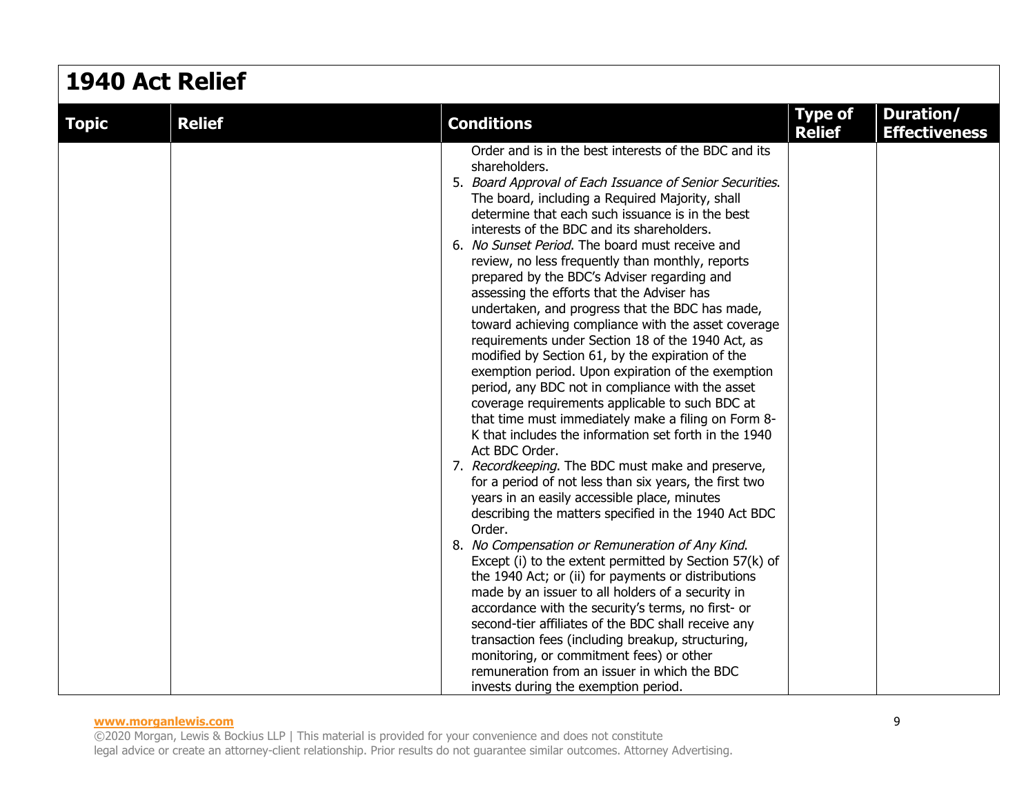## 1940 Act Relief

| Topic | Relief | Conditions | Type of Relief | Duration/ Effectiveness |
|---|---|---|---|---|
| | | Order and is in the best interests of the BDC and its shareholders.<br>5. *Board Approval of Each Issuance of Senior Securities*. The board, including a Required Majority, shall determine that each such issuance is in the best interests of the BDC and its shareholders.<br>6. *No Sunset Period*. The board must receive and review, no less frequently than monthly, reports prepared by the BDC's Adviser regarding and assessing the efforts that the Adviser has undertaken, and progress that the BDC has made, toward achieving compliance with the asset coverage requirements under Section 18 of the 1940 Act, as modified by Section 61, by the expiration of the exemption period. Upon expiration of the exemption period, any BDC not in compliance with the asset coverage requirements applicable to such BDC at that time must immediately make a filing on Form 8-K that includes the information set forth in the 1940 Act BDC Order.<br>7. *Recordkeeping*. The BDC must make and preserve, for a period of not less than six years, the first two years in an easily accessible place, minutes describing the matters specified in the 1940 Act BDC Order.<br>8. *No Compensation or Remuneration of Any Kind*. Except (i) to the extent permitted by Section 57(k) of the 1940 Act; or (ii) for payments or distributions made by an issuer to all holders of a security in accordance with the security's terms, no first- or second-tier affiliates of the BDC shall receive any transaction fees (including breakup, structuring, monitoring, or commitment fees) or other remuneration from an issuer in which the BDC invests during the exemption period. | | |

www.morganlewis.com

©2020 Morgan, Lewis & Bockius LLP | This material is provided for your convenience and does not constitute legal advice or create an attorney-client relationship. Prior results do not guarantee similar outcomes. Attorney Advertising.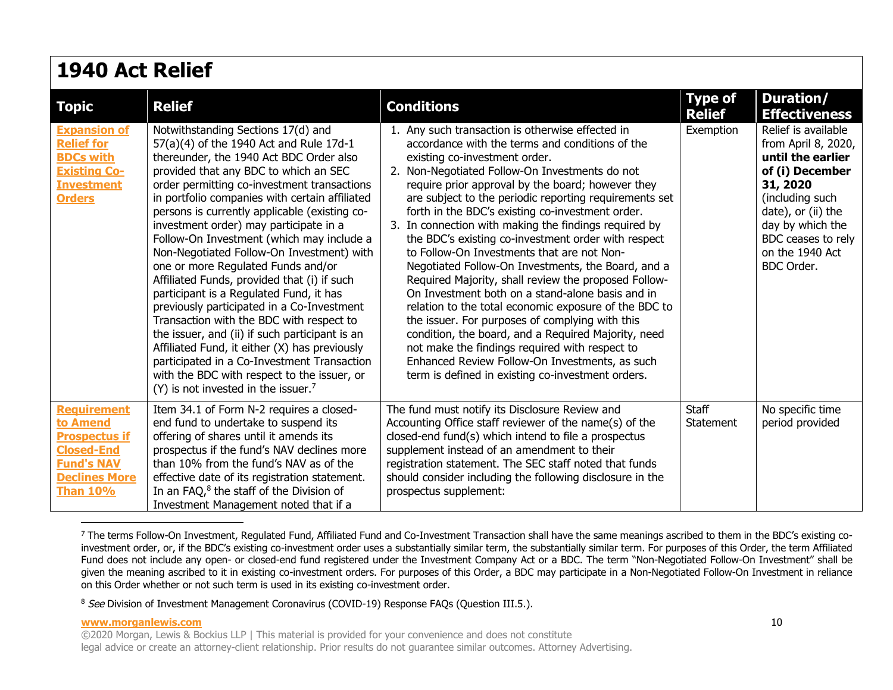# 1940 Act Relief

| Topic | Relief | Conditions | Type of Relief | Duration/ Effectiveness |
|---|---|---|---|---|
| **Expansion of Relief for BDCs with Existing Co-Investment Orders** | Notwithstanding Sections 17(d) and 57(a)(4) of the 1940 Act and Rule 17d-1 thereunder, the 1940 Act BDC Order also provided that any BDC to which an SEC order permitting co-investment transactions in portfolio companies with certain affiliated persons is currently applicable (existing co-investment order) may participate in a Follow-On Investment (which may include a Non-Negotiated Follow-On Investment) with one or more Regulated Funds and/or Affiliated Funds, provided that (i) if such participant is a Regulated Fund, it has previously participated in a Co-Investment Transaction with the BDC with respect to the issuer, and (ii) if such participant is an Affiliated Fund, it either (X) has previously participated in a Co-Investment Transaction with the BDC with respect to the issuer, or (Y) is not invested in the issuer.[7] | 1. Any such transaction is otherwise effected in accordance with the terms and conditions of the existing co-investment order.<br>2. Non-Negotiated Follow-On Investments do not require prior approval by the board; however they are subject to the periodic reporting requirements set forth in the BDC's existing co-investment order.<br>3. In connection with making the findings required by the BDC's existing co-investment order with respect to Follow-On Investments that are not Non-Negotiated Follow-On Investments, the Board, and a Required Majority, shall review the proposed Follow-On Investment both on a stand-alone basis and in relation to the total economic exposure of the BDC to the issuer. For purposes of complying with this condition, the board, and a Required Majority, need not make the findings required with respect to Enhanced Review Follow-On Investments, as such term is defined in existing co-investment orders. | Exemption | Relief is available from April 8, 2020, **until the earlier of (i) December 31, 2020** (including such date), or (ii) the day by which the BDC ceases to rely on the 1940 Act BDC Order. |
| **Requirement to Amend Prospectus if Closed-End Fund's NAV Declines More Than 10%** | Item 34.1 of Form N-2 requires a closed-end fund to undertake to suspend its offering of shares until it amends its prospectus if the fund's NAV declines more than 10% from the fund's NAV as of the effective date of its registration statement. In an FAQ,[8] the staff of the Division of Investment Management noted that if a | The fund must notify its Disclosure Review and Accounting Office staff reviewer of the name(s) of the closed-end fund(s) which intend to file a prospectus supplement instead of an amendment to their registration statement. The SEC staff noted that funds should consider including the following disclosure in the prospectus supplement: | Staff Statement | No specific time period provided |

[7] The terms Follow-On Investment, Regulated Fund, Affiliated Fund and Co-Investment Transaction shall have the same meanings ascribed to them in the BDC's existing co-investment order, or, if the BDC's existing co-investment order uses a substantially similar term, the substantially similar term. For purposes of this Order, the term Affiliated Fund does not include any open- or closed-end fund registered under the Investment Company Act or a BDC. The term "Non-Negotiated Follow-On Investment" shall be given the meaning ascribed to it in existing co-investment orders. For purposes of this Order, a BDC may participate in a Non-Negotiated Follow-On Investment in reliance on this Order whether or not such term is used in its existing co-investment order.

[8] *See* Division of Investment Management Coronavirus (COVID-19) Response FAQs (Question III.5.).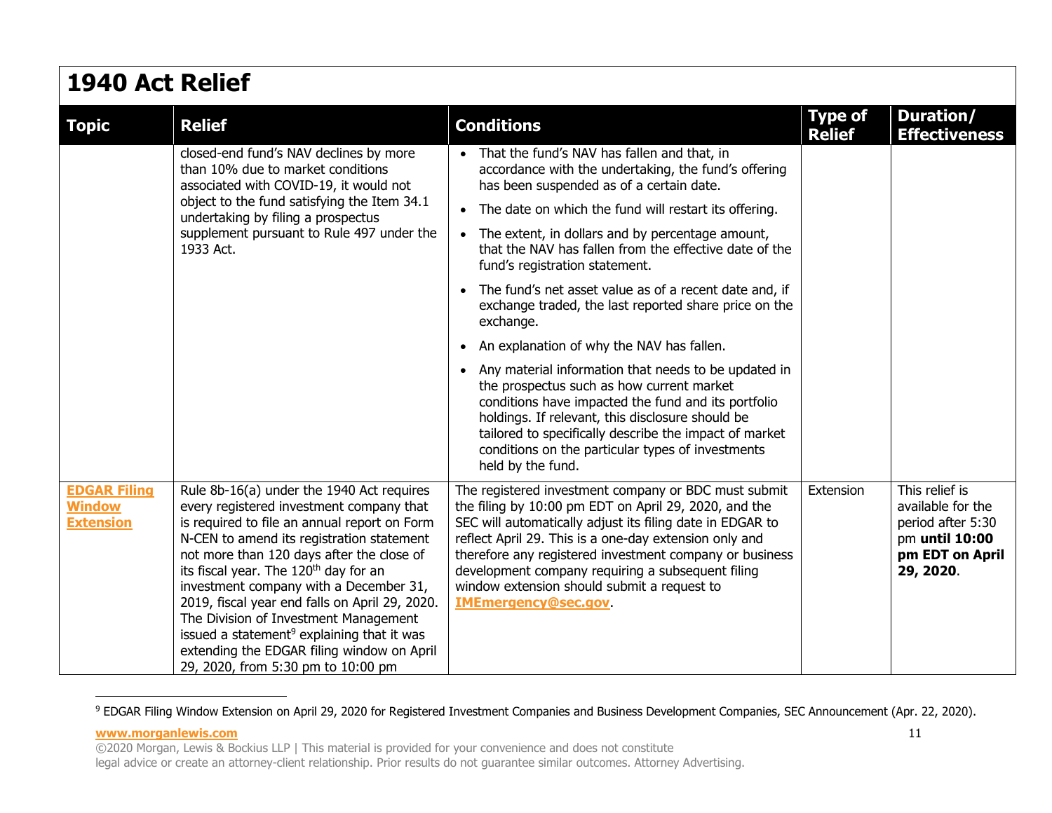## 1940 Act Relief

| Topic | Relief | Conditions | Type of Relief | Duration/ Effectiveness |
|---|---|---|---|---|
| | closed-end fund's NAV declines by more than 10% due to market conditions associated with COVID-19, it would not object to the fund satisfying the Item 34.1 undertaking by filing a prospectus supplement pursuant to Rule 497 under the 1933 Act. | • That the fund's NAV has fallen and that, in accordance with the undertaking, the fund's offering has been suspended as of a certain date.<br>• The date on which the fund will restart its offering.<br>• The extent, in dollars and by percentage amount, that the NAV has fallen from the effective date of the fund's registration statement.<br>• The fund's net asset value as of a recent date and, if exchange traded, the last reported share price on the exchange.<br>• An explanation of why the NAV has fallen.<br>• Any material information that needs to be updated in the prospectus such as how current market conditions have impacted the fund and its portfolio holdings. If relevant, this disclosure should be tailored to specifically describe the impact of market conditions on the particular types of investments held by the fund. | | |
| **EDGAR Filing Window Extension** | Rule 8b-16(a) under the 1940 Act requires every registered investment company that is required to file an annual report on Form N-CEN to amend its registration statement not more than 120 days after the close of its fiscal year. The 120th day for an investment company with a December 31, 2019, fiscal year end falls on April 29, 2020. The Division of Investment Management issued a statement[9] explaining that it was extending the EDGAR filing window on April 29, 2020, from 5:30 pm to 10:00 pm | The registered investment company or BDC must submit the filing by 10:00 pm EDT on April 29, 2020, and the SEC will automatically adjust its filing date in EDGAR to reflect April 29. This is a one-day extension only and therefore any registered investment company or business development company requiring a subsequent filing window extension should submit a request to **IMEmergency@sec.gov**. | Extension | This relief is available for the period after 5:30 pm **until 10:00 pm EDT on April 29, 2020**. |

[9] EDGAR Filing Window Extension on April 29, 2020 for Registered Investment Companies and Business Development Companies, SEC Announcement (Apr. 22, 2020).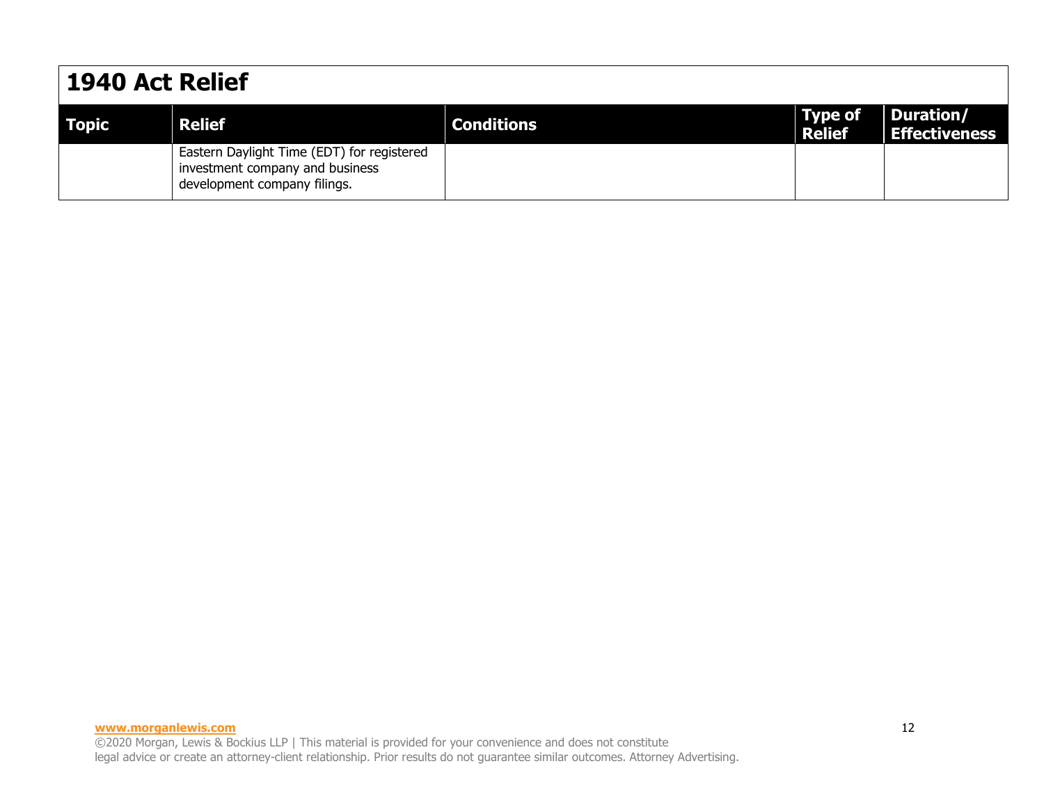# 1940 Act Relief

| Topic | Relief | Conditions | Type of Relief | Duration/ Effectiveness |
|---|---|---|---|---|
| | Eastern Daylight Time (EDT) for registered investment company and business development company filings. | | | |

[www.morganlewis.com](http://www.morganlewis.com)
©2020 Morgan, Lewis & Bockius LLP | This material is provided for your convenience and does not constitute legal advice or create an attorney-client relationship. Prior results do not guarantee similar outcomes. Attorney Advertising.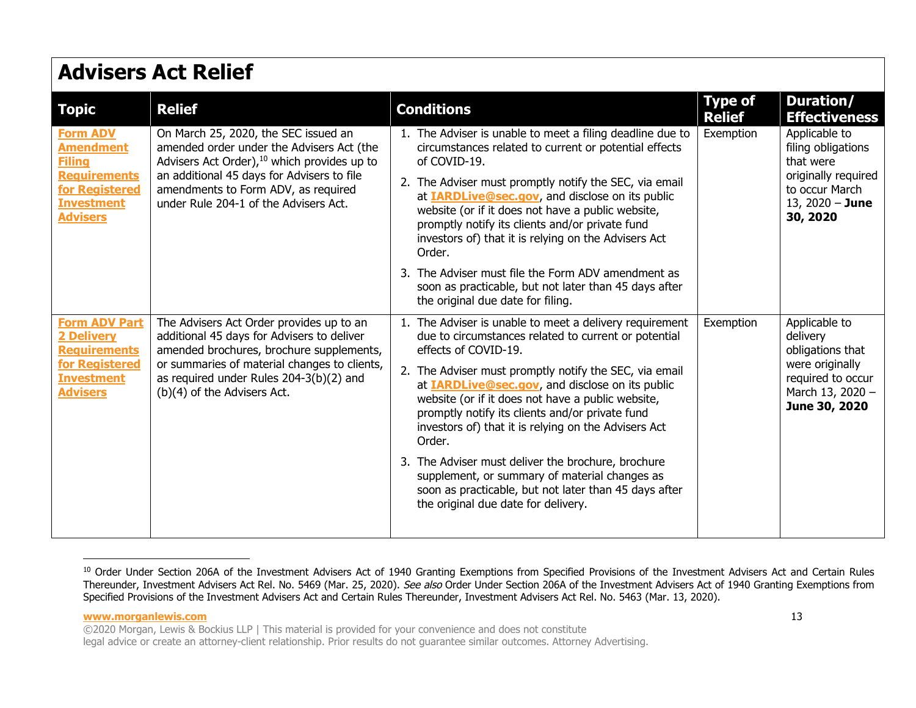## Advisers Act Relief

| Topic | Relief | Conditions | Type of Relief | Duration/ Effectiveness |
|---|---|---|---|---|
| **Form ADV Amendment Filing Requirements for Registered Investment Advisers** | On March 25, 2020, the SEC issued an amended order under the Advisers Act (the Advisers Act Order),[10] which provides up to an additional 45 days for Advisers to file amendments to Form ADV, as required under Rule 204-1 of the Advisers Act. | 1. The Adviser is unable to meet a filing deadline due to circumstances related to current or potential effects of COVID-19.<br>2. The Adviser must promptly notify the SEC, via email at **IARDLive@sec.gov**, and disclose on its public website (or if it does not have a public website, promptly notify its clients and/or private fund investors of) that it is relying on the Advisers Act Order.<br>3. The Adviser must file the Form ADV amendment as soon as practicable, but not later than 45 days after the original due date for filing. | Exemption | Applicable to filing obligations that were originally required to occur March 13, 2020 – **June 30, 2020** |
| **Form ADV Part 2 Delivery Requirements for Registered Investment Advisers** | The Advisers Act Order provides up to an additional 45 days for Advisers to deliver amended brochures, brochure supplements, or summaries of material changes to clients, as required under Rules 204-3(b)(2) and (b)(4) of the Advisers Act. | 1. The Adviser is unable to meet a delivery requirement due to circumstances related to current or potential effects of COVID-19.<br>2. The Adviser must promptly notify the SEC, via email at **IARDLive@sec.gov**, and disclose on its public website (or if it does not have a public website, promptly notify its clients and/or private fund investors of) that it is relying on the Advisers Act Order.<br>3. The Adviser must deliver the brochure, brochure supplement, or summary of material changes as soon as practicable, but not later than 45 days after the original due date for delivery. | Exemption | Applicable to delivery obligations that were originally required to occur March 13, 2020 – **June 30, 2020** |

[10] Order Under Section 206A of the Investment Advisers Act of 1940 Granting Exemptions from Specified Provisions of the Investment Advisers Act and Certain Rules Thereunder, Investment Advisers Act Rel. No. 5469 (Mar. 25, 2020). *See also* Order Under Section 206A of the Investment Advisers Act of 1940 Granting Exemptions from Specified Provisions of the Investment Advisers Act and Certain Rules Thereunder, Investment Advisers Act Rel. No. 5463 (Mar. 13, 2020).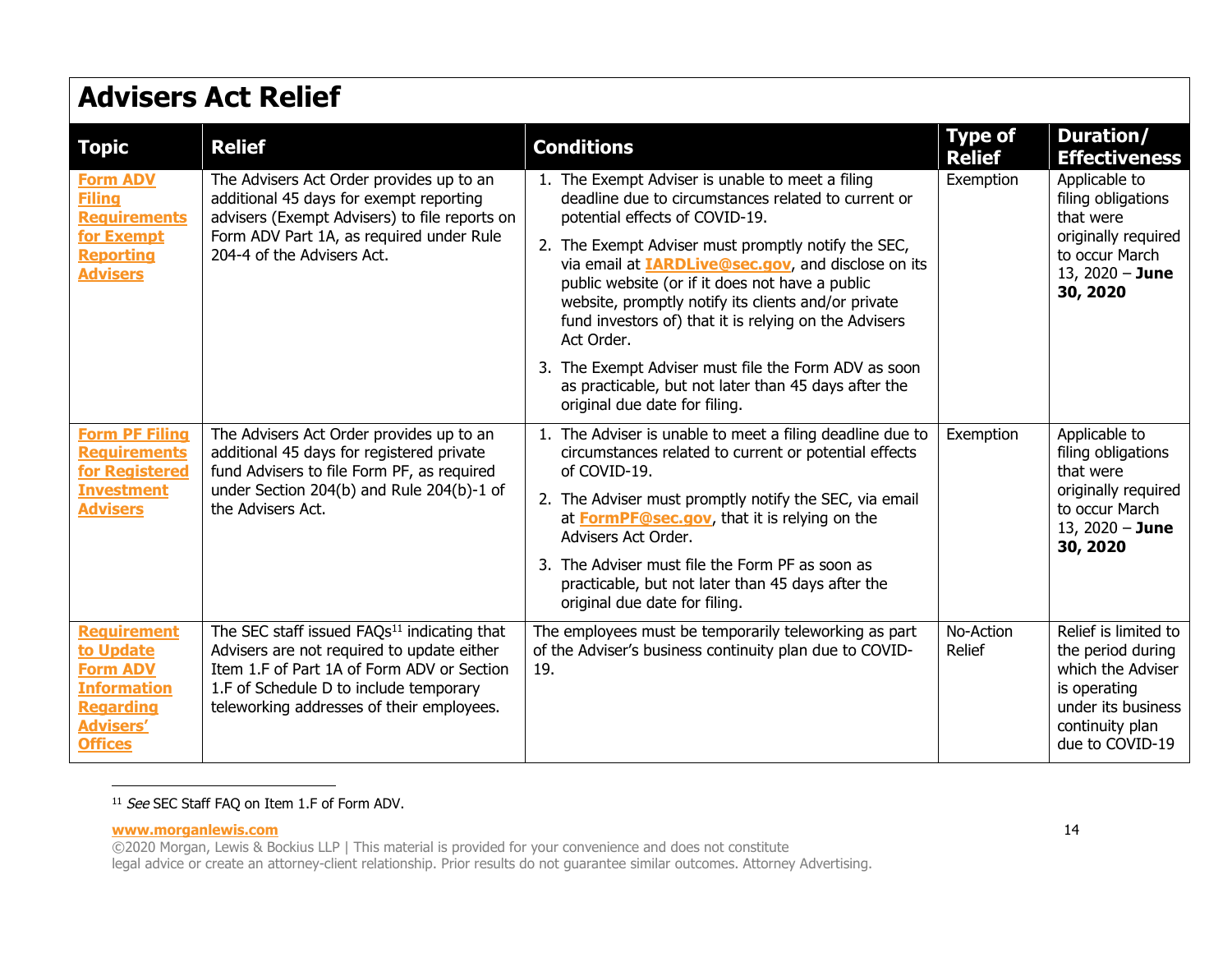## Advisers Act Relief

| Topic | Relief | Conditions | Type of Relief | Duration/ Effectiveness |
| --- | --- | --- | --- | --- |
| **Form ADV Filing Requirements for Exempt Reporting Advisers** | The Advisers Act Order provides up to an additional 45 days for exempt reporting advisers (Exempt Advisers) to file reports on Form ADV Part 1A, as required under Rule 204-4 of the Advisers Act. | 1. The Exempt Adviser is unable to meet a filing deadline due to circumstances related to current or potential effects of COVID-19.<br>2. The Exempt Adviser must promptly notify the SEC, via email at **IARDLive@sec.gov**, and disclose on its public website (or if it does not have a public website, promptly notify its clients and/or private fund investors of) that it is relying on the Advisers Act Order.<br>3. The Exempt Adviser must file the Form ADV as soon as practicable, but not later than 45 days after the original due date for filing. | Exemption | Applicable to filing obligations that were originally required to occur March 13, 2020 – **June 30, 2020** |
| **Form PF Filing Requirements for Registered Investment Advisers** | The Advisers Act Order provides up to an additional 45 days for registered private fund Advisers to file Form PF, as required under Section 204(b) and Rule 204(b)-1 of the Advisers Act. | 1. The Adviser is unable to meet a filing deadline due to circumstances related to current or potential effects of COVID-19.<br>2. The Adviser must promptly notify the SEC, via email at **FormPF@sec.gov**, that it is relying on the Advisers Act Order.<br>3. The Adviser must file the Form PF as soon as practicable, but not later than 45 days after the original due date for filing. | Exemption | Applicable to filing obligations that were originally required to occur March 13, 2020 – **June 30, 2020** |
| **Requirement to Update Form ADV Information Regarding Advisers' Offices** | The SEC staff issued FAQs[11] indicating that Advisers are not required to update either Item 1.F of Part 1A of Form ADV or Section 1.F of Schedule D to include temporary teleworking addresses of their employees. | The employees must be temporarily teleworking as part of the Adviser's business continuity plan due to COVID-19. | No-Action Relief | Relief is limited to the period during which the Adviser is operating under its business continuity plan due to COVID-19 |

[11] *See* SEC Staff FAQ on Item 1.F of Form ADV.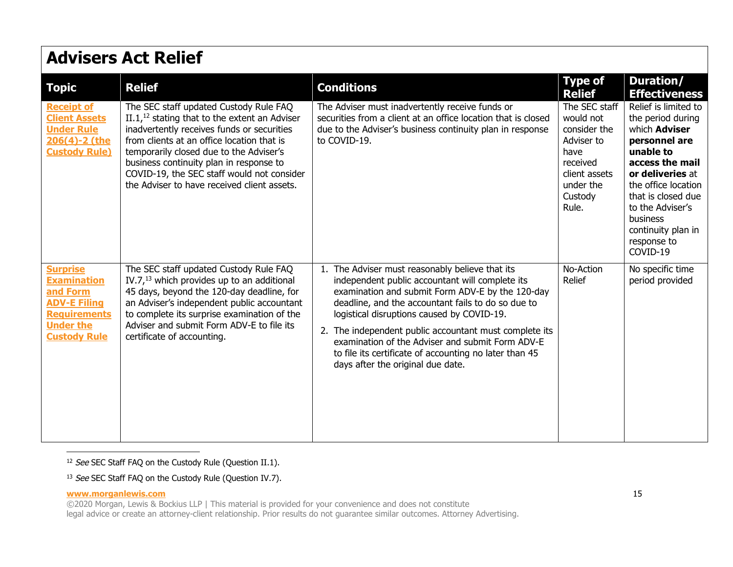## Advisers Act Relief

| Topic | Relief | Conditions | Type of Relief | Duration/ Effectiveness |
|---|---|---|---|---|
| **Receipt of Client Assets Under Rule 206(4)-2 (the Custody Rule)** | The SEC staff updated Custody Rule FAQ II.1,[12] stating that to the extent an Adviser inadvertently receives funds or securities from clients at an office location that is temporarily closed due to the Adviser's business continuity plan in response to COVID-19, the SEC staff would not consider the Adviser to have received client assets. | The Adviser must inadvertently receive funds or securities from a client at an office location that is closed due to the Adviser's business continuity plan in response to COVID-19. | The SEC staff would not consider the Adviser to have received client assets under the Custody Rule. | Relief is limited to the period during which **Adviser personnel are unable to access the mail or deliveries** at the office location that is closed due to the Adviser's business continuity plan in response to COVID-19 |
| **Surprise Examination and Form ADV-E Filing Requirements Under the Custody Rule** | The SEC staff updated Custody Rule FAQ IV.7,[13] which provides up to an additional 45 days, beyond the 120-day deadline, for an Adviser's independent public accountant to complete its surprise examination of the Adviser and submit Form ADV-E to file its certificate of accounting. | 1. The Adviser must reasonably believe that its independent public accountant will complete its examination and submit Form ADV-E by the 120-day deadline, and the accountant fails to do so due to logistical disruptions caused by COVID-19.<br>2. The independent public accountant must complete its examination of the Adviser and submit Form ADV-E to file its certificate of accounting no later than 45 days after the original due date. | No-Action Relief | No specific time period provided |

[12] *See* SEC Staff FAQ on the Custody Rule (Question II.1).

[13] *See* SEC Staff FAQ on the Custody Rule (Question IV.7).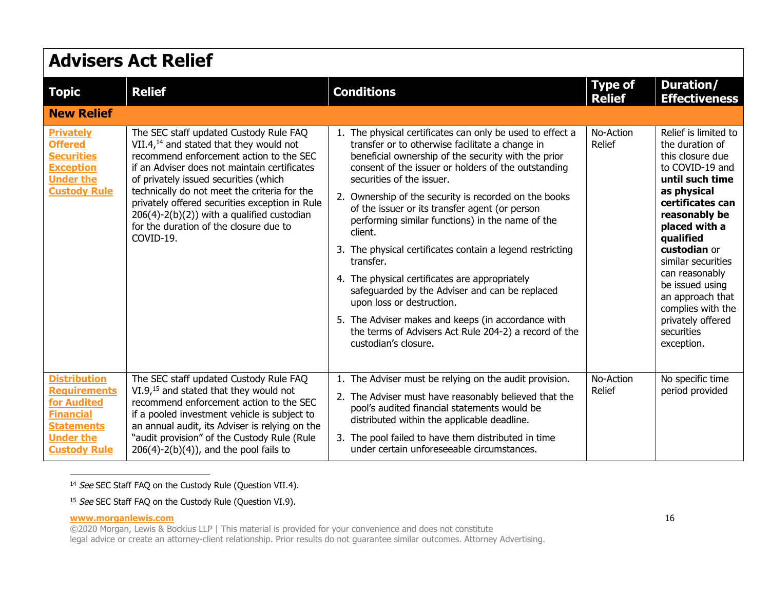## Advisers Act Relief

| Topic | Relief | Conditions | Type of Relief | Duration/ Effectiveness |
|---|---|---|---|---|
| **New Relief** | | | | |
| **Privately Offered Securities Exception Under the Custody Rule** | The SEC staff updated Custody Rule FAQ VII.4,[14] and stated that they would not recommend enforcement action to the SEC if an Adviser does not maintain certificates of privately issued securities (which technically do not meet the criteria for the privately offered securities exception in Rule 206(4)-2(b)(2)) with a qualified custodian for the duration of the closure due to COVID-19. | 1. The physical certificates can only be used to effect a transfer or to otherwise facilitate a change in beneficial ownership of the security with the prior consent of the issuer or holders of the outstanding securities of the issuer.<br>2. Ownership of the security is recorded on the books of the issuer or its transfer agent (or person performing similar functions) in the name of the client.<br>3. The physical certificates contain a legend restricting transfer.<br>4. The physical certificates are appropriately safeguarded by the Adviser and can be replaced upon loss or destruction.<br>5. The Adviser makes and keeps (in accordance with the terms of Advisers Act Rule 204-2) a record of the custodian's closure. | No-Action Relief | Relief is limited to the duration of this closure due to COVID-19 and **until such time as physical certificates can reasonably be placed with a qualified custodian** or similar securities can reasonably be issued using an approach that complies with the privately offered securities exception. |
| **Distribution Requirements for Audited Financial Statements Under the Custody Rule** | The SEC staff updated Custody Rule FAQ VI.9,[15] and stated that they would not recommend enforcement action to the SEC if a pooled investment vehicle is subject to an annual audit, its Adviser is relying on the "audit provision" of the Custody Rule (Rule 206(4)-2(b)(4)), and the pool fails to | 1. The Adviser must be relying on the audit provision.<br>2. The Adviser must have reasonably believed that the pool's audited financial statements would be distributed within the applicable deadline.<br>3. The pool failed to have them distributed in time under certain unforeseeable circumstances. | No-Action Relief | No specific time period provided |

[14] *See* SEC Staff FAQ on the Custody Rule (Question VII.4).

[15] *See* SEC Staff FAQ on the Custody Rule (Question VI.9).

**www.morganlewis.com**
©2020 Morgan, Lewis & Bockius LLP | This material is provided for your convenience and does not constitute legal advice or create an attorney-client relationship. Prior results do not guarantee similar outcomes. Attorney Advertising.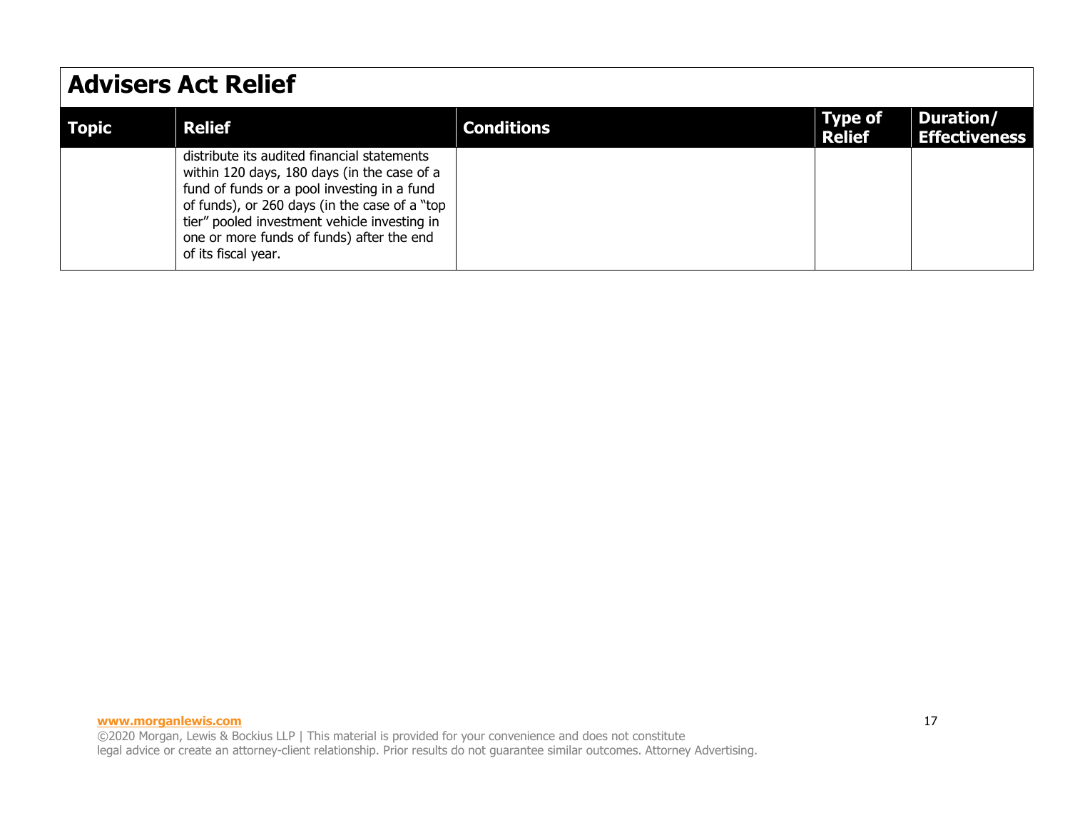## Advisers Act Relief

| Topic | Relief | Conditions | Type of Relief | Duration/ Effectiveness |
|---|---|---|---|---|
| | distribute its audited financial statements within 120 days, 180 days (in the case of a fund of funds or a pool investing in a fund of funds), or 260 days (in the case of a "top tier" pooled investment vehicle investing in one or more funds of funds) after the end of its fiscal year. | | | |

**www.morganlewis.com**
©2020 Morgan, Lewis & Bockius LLP | This material is provided for your convenience and does not constitute legal advice or create an attorney-client relationship. Prior results do not guarantee similar outcomes. Attorney Advertising.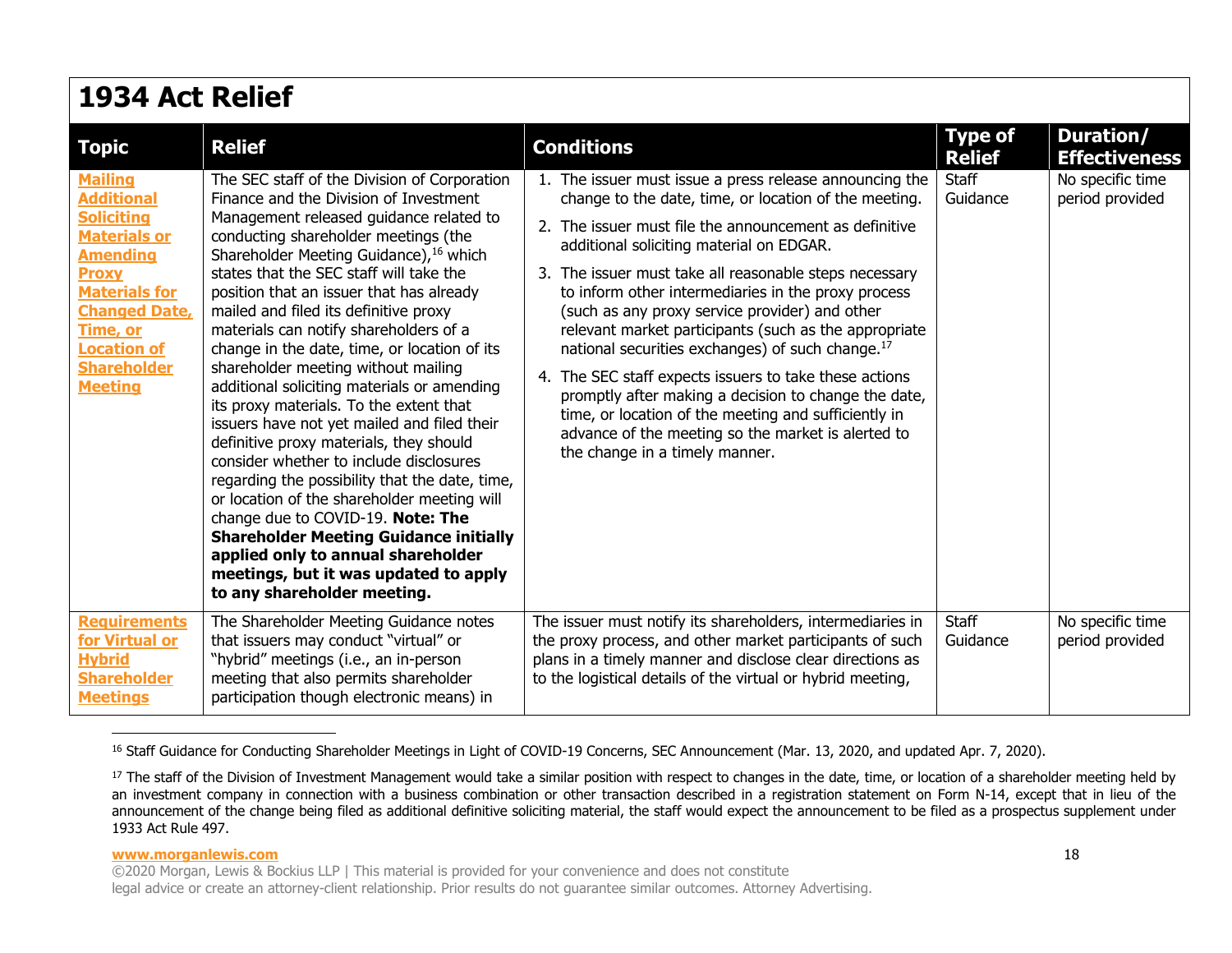# 1934 Act Relief

| Topic | Relief | Conditions | Type of Relief | Duration/ Effectiveness |
|---|---|---|---|---|
| **Mailing Additional Soliciting Materials or Amending Proxy Materials for Changed Date, Time, or Location of Shareholder Meeting** | The SEC staff of the Division of Corporation Finance and the Division of Investment Management released guidance related to conducting shareholder meetings (the Shareholder Meeting Guidance),[16] which states that the SEC staff will take the position that an issuer that has already mailed and filed its definitive proxy materials can notify shareholders of a change in the date, time, or location of its shareholder meeting without mailing additional soliciting materials or amending its proxy materials. To the extent that issuers have not yet mailed and filed their definitive proxy materials, they should consider whether to include disclosures regarding the possibility that the date, time, or location of the shareholder meeting will change due to COVID-19. **Note: The Shareholder Meeting Guidance initially applied only to annual shareholder meetings, but it was updated to apply to any shareholder meeting.** | 1. The issuer must issue a press release announcing the change to the date, time, or location of the meeting.<br>2. The issuer must file the announcement as definitive additional soliciting material on EDGAR.<br>3. The issuer must take all reasonable steps necessary to inform other intermediaries in the proxy process (such as any proxy service provider) and other relevant market participants (such as the appropriate national securities exchanges) of such change.[17]<br>4. The SEC staff expects issuers to take these actions promptly after making a decision to change the date, time, or location of the meeting and sufficiently in advance of the meeting so the market is alerted to the change in a timely manner. | Staff Guidance | No specific time period provided |
| **Requirements for Virtual or Hybrid Shareholder Meetings** | The Shareholder Meeting Guidance notes that issuers may conduct "virtual" or "hybrid" meetings (i.e., an in-person meeting that also permits shareholder participation though electronic means) in | The issuer must notify its shareholders, intermediaries in the proxy process, and other market participants of such plans in a timely manner and disclose clear directions as to the logistical details of the virtual or hybrid meeting, | Staff Guidance | No specific time period provided |

[16] Staff Guidance for Conducting Shareholder Meetings in Light of COVID-19 Concerns, SEC Announcement (Mar. 13, 2020, and updated Apr. 7, 2020).

[17] The staff of the Division of Investment Management would take a similar position with respect to changes in the date, time, or location of a shareholder meeting held by an investment company in connection with a business combination or other transaction described in a registration statement on Form N-14, except that in lieu of the announcement of the change being filed as additional definitive soliciting material, the staff would expect the announcement to be filed as a prospectus supplement under 1933 Act Rule 497.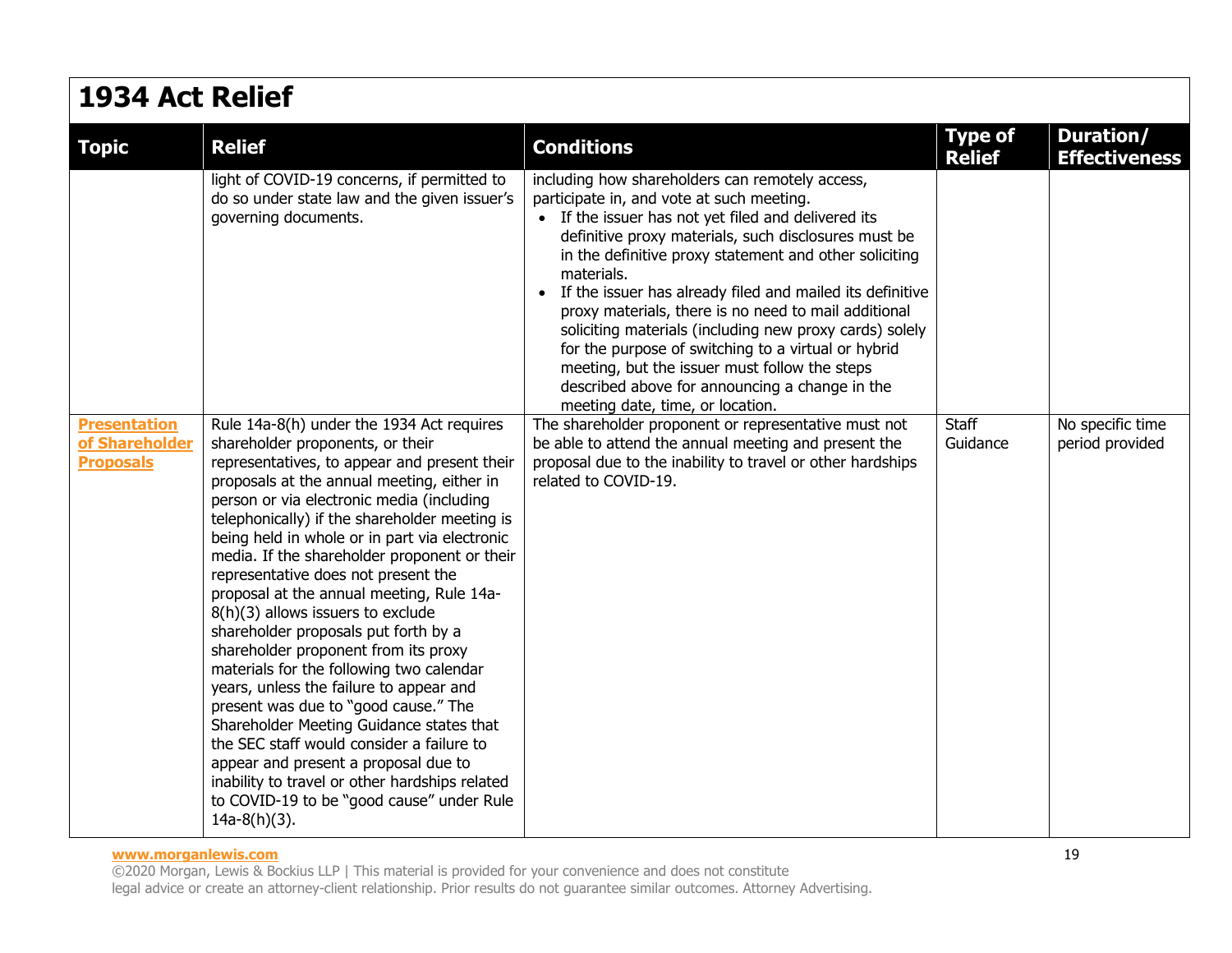# 1934 Act Relief

| Topic | Relief | Conditions | Type of Relief | Duration/ Effectiveness |
|---|---|---|---|---|
| | light of COVID-19 concerns, if permitted to do so under state law and the given issuer's governing documents. | including how shareholders can remotely access, participate in, and vote at such meeting. <br>• If the issuer has not yet filed and delivered its definitive proxy materials, such disclosures must be in the definitive proxy statement and other soliciting materials. <br>• If the issuer has already filed and mailed its definitive proxy materials, there is no need to mail additional soliciting materials (including new proxy cards) solely for the purpose of switching to a virtual or hybrid meeting, but the issuer must follow the steps described above for announcing a change in the meeting date, time, or location. | | |
| **Presentation of Shareholder Proposals** | Rule 14a-8(h) under the 1934 Act requires shareholder proponents, or their representatives, to appear and present their proposals at the annual meeting, either in person or via electronic media (including telephonically) if the shareholder meeting is being held in whole or in part via electronic media. If the shareholder proponent or their representative does not present the proposal at the annual meeting, Rule 14a-8(h)(3) allows issuers to exclude shareholder proposals put forth by a shareholder proponent from its proxy materials for the following two calendar years, unless the failure to appear and present was due to "good cause." The Shareholder Meeting Guidance states that the SEC staff would consider a failure to appear and present a proposal due to inability to travel or other hardships related to COVID-19 to be "good cause" under Rule 14a-8(h)(3). | The shareholder proponent or representative must not be able to attend the annual meeting and present the proposal due to the inability to travel or other hardships related to COVID-19. | Staff Guidance | No specific time period provided |

www.morganlewis.com
©2020 Morgan, Lewis & Bockius LLP | This material is provided for your convenience and does not constitute legal advice or create an attorney-client relationship. Prior results do not guarantee similar outcomes. Attorney Advertising.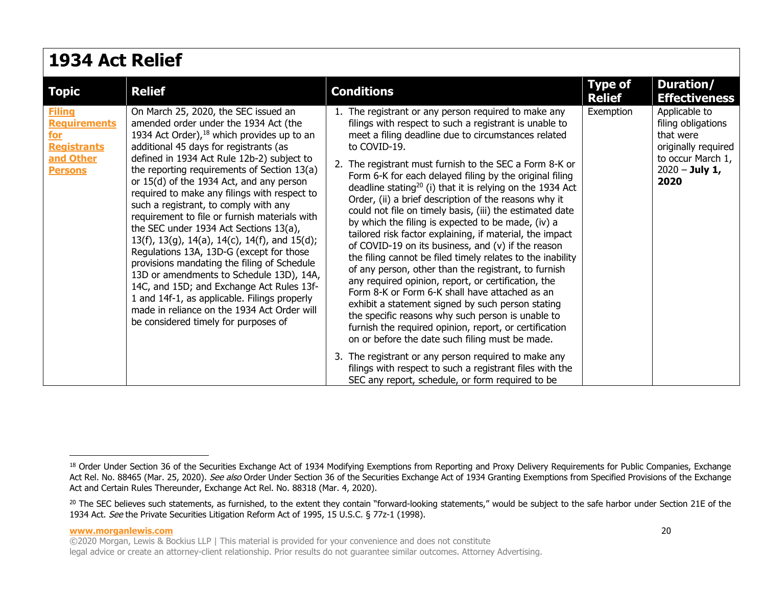## 1934 Act Relief

| Topic | Relief | Conditions | Type of Relief | Duration/ Effectiveness |
|---|---|---|---|---|
| **Filing Requirements for Registrants and Other Persons** | On March 25, 2020, the SEC issued an amended order under the 1934 Act (the 1934 Act Order),[18] which provides up to an additional 45 days for registrants (as defined in 1934 Act Rule 12b-2) subject to the reporting requirements of Section 13(a) or 15(d) of the 1934 Act, and any person required to make any filings with respect to such a registrant, to comply with any requirement to file or furnish materials with the SEC under 1934 Act Sections 13(a), 13(f), 13(g), 14(a), 14(c), 14(f), and 15(d); Regulations 13A, 13D-G (except for those provisions mandating the filing of Schedule 13D or amendments to Schedule 13D), 14A, 14C, and 15D; and Exchange Act Rules 13f-1 and 14f-1, as applicable. Filings properly made in reliance on the 1934 Act Order will be considered timely for purposes of | 1. The registrant or any person required to make any filings with respect to such a registrant is unable to meet a filing deadline due to circumstances related to COVID-19.<br><br>2. The registrant must furnish to the SEC a Form 8-K or Form 6-K for each delayed filing by the original filing deadline stating[20] (i) that it is relying on the 1934 Act Order, (ii) a brief description of the reasons why it could not file on timely basis, (iii) the estimated date by which the filing is expected to be made, (iv) a tailored risk factor explaining, if material, the impact of COVID-19 on its business, and (v) if the reason the filing cannot be filed timely relates to the inability of any person, other than the registrant, to furnish any required opinion, report, or certification, the Form 8-K or Form 6-K shall have attached as an exhibit a statement signed by such person stating the specific reasons why such person is unable to furnish the required opinion, report, or certification on or before the date such filing must be made.<br><br>3. The registrant or any person required to make any filings with respect to such a registrant files with the SEC any report, schedule, or form required to be | Exemption | Applicable to filing obligations that were originally required to occur March 1, 2020 – **July 1, 2020** |

[18] Order Under Section 36 of the Securities Exchange Act of 1934 Modifying Exemptions from Reporting and Proxy Delivery Requirements for Public Companies, Exchange Act Rel. No. 88465 (Mar. 25, 2020). *See also* Order Under Section 36 of the Securities Exchange Act of 1934 Granting Exemptions from Specified Provisions of the Exchange Act and Certain Rules Thereunder, Exchange Act Rel. No. 88318 (Mar. 4, 2020).

[20] The SEC believes such statements, as furnished, to the extent they contain "forward-looking statements," would be subject to the safe harbor under Section 21E of the 1934 Act. *See* the Private Securities Litigation Reform Act of 1995, 15 U.S.C. § 77z-1 (1998).

**www.morganlewis.com**

©2020 Morgan, Lewis & Bockius LLP | This material is provided for your convenience and does not constitute legal advice or create an attorney-client relationship. Prior results do not guarantee similar outcomes. Attorney Advertising.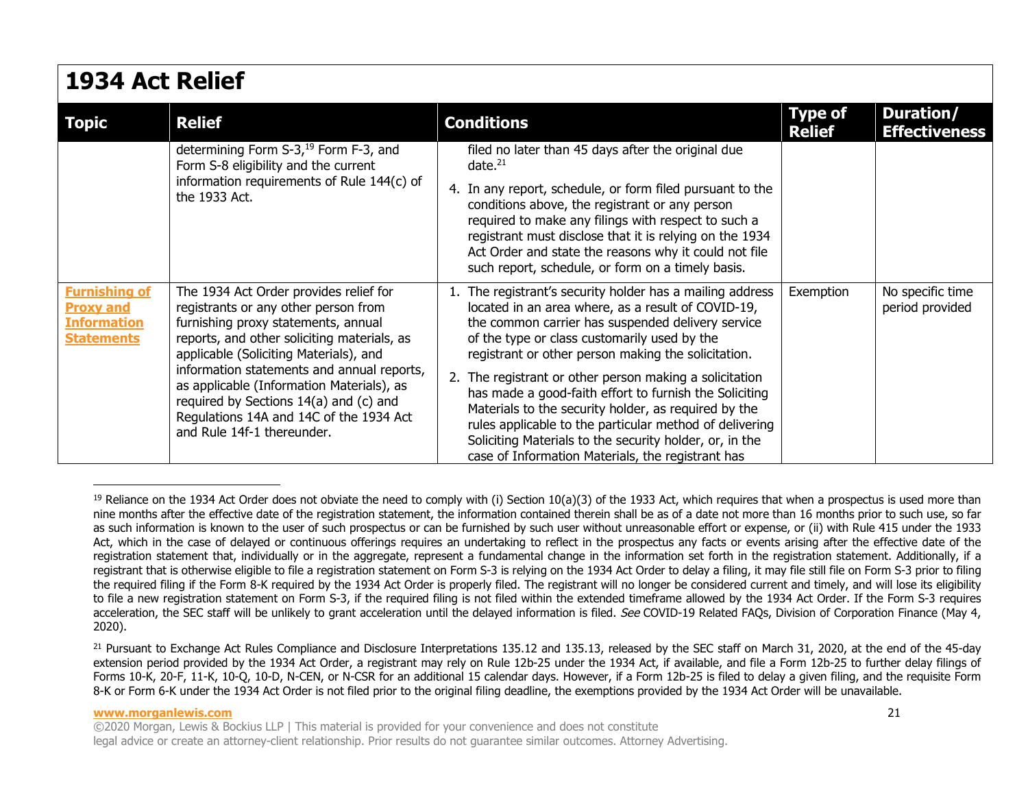## 1934 Act Relief

| Topic | Relief | Conditions | Type of Relief | Duration/ Effectiveness |
|---|---|---|---|---|
| | determining Form S-3,[19] Form F-3, and Form S-8 eligibility and the current information requirements of Rule 144(c) of the 1933 Act. | filed no later than 45 days after the original due date.[21]<br><br>4. In any report, schedule, or form filed pursuant to the conditions above, the registrant or any person required to make any filings with respect to such a registrant must disclose that it is relying on the 1934 Act Order and state the reasons why it could not file such report, schedule, or form on a timely basis. | | |
| **Furnishing of Proxy and Information Statements** | The 1934 Act Order provides relief for registrants or any other person from furnishing proxy statements, annual reports, and other soliciting materials, as applicable (Soliciting Materials), and information statements and annual reports, as applicable (Information Materials), as required by Sections 14(a) and (c) and Regulations 14A and 14C of the 1934 Act and Rule 14f-1 thereunder. | 1. The registrant's security holder has a mailing address located in an area where, as a result of COVID-19, the common carrier has suspended delivery service of the type or class customarily used by the registrant or other person making the solicitation.<br><br>2. The registrant or other person making a solicitation has made a good-faith effort to furnish the Soliciting Materials to the security holder, as required by the rules applicable to the particular method of delivering Soliciting Materials to the security holder, or, in the case of Information Materials, the registrant has | Exemption | No specific time period provided |

[19] Reliance on the 1934 Act Order does not obviate the need to comply with (i) Section 10(a)(3) of the 1933 Act, which requires that when a prospectus is used more than nine months after the effective date of the registration statement, the information contained therein shall be as of a date not more than 16 months prior to such use, so far as such information is known to the user of such prospectus or can be furnished by such user without unreasonable effort or expense, or (ii) with Rule 415 under the 1933 Act, which in the case of delayed or continuous offerings requires an undertaking to reflect in the prospectus any facts or events arising after the effective date of the registration statement that, individually or in the aggregate, represent a fundamental change in the information set forth in the registration statement. Additionally, if a registrant that is otherwise eligible to file a registration statement on Form S-3 is relying on the 1934 Act Order to delay a filing, it may file still file on Form S-3 prior to filing the required filing if the Form 8-K required by the 1934 Act Order is properly filed. The registrant will no longer be considered current and timely, and will lose its eligibility to file a new registration statement on Form S-3, if the required filing is not filed within the extended timeframe allowed by the 1934 Act Order. If the Form S-3 requires acceleration, the SEC staff will be unlikely to grant acceleration until the delayed information is filed. *See* COVID-19 Related FAQs, Division of Corporation Finance (May 4, 2020).

[21] Pursuant to Exchange Act Rules Compliance and Disclosure Interpretations 135.12 and 135.13, released by the SEC staff on March 31, 2020, at the end of the 45-day extension period provided by the 1934 Act Order, a registrant may rely on Rule 12b-25 under the 1934 Act, if available, and file a Form 12b-25 to further delay filings of Forms 10-K, 20-F, 11-K, 10-Q, 10-D, N-CEN, or N-CSR for an additional 15 calendar days. However, if a Form 12b-25 is filed to delay a given filing, and the requisite Form 8-K or Form 6-K under the 1934 Act Order is not filed prior to the original filing deadline, the exemptions provided by the 1934 Act Order will be unavailable.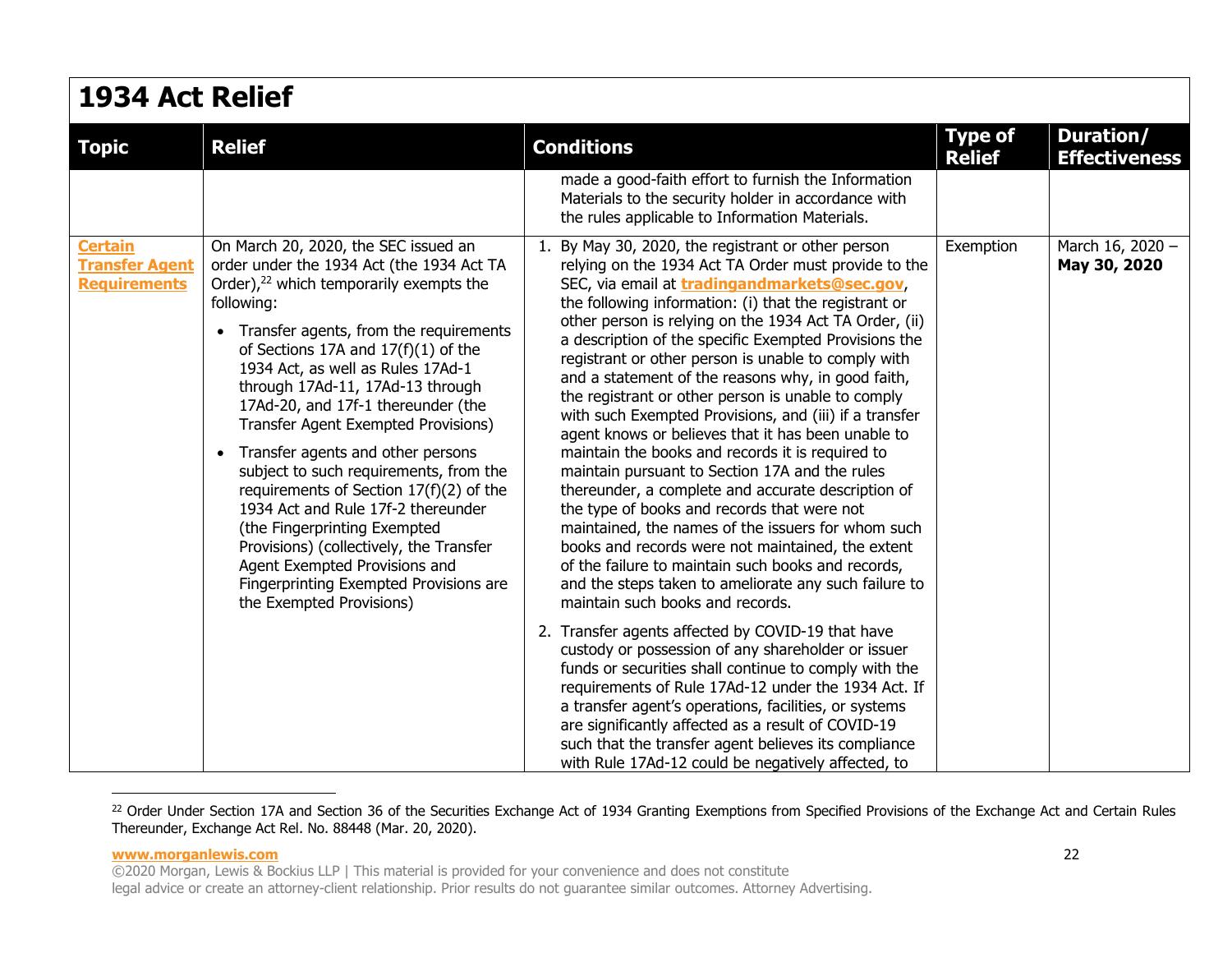# 1934 Act Relief

| Topic | Relief | Conditions | Type of Relief | Duration/ Effectiveness |
|---|---|---|---|---|
| | | made a good-faith effort to furnish the Information Materials to the security holder in accordance with the rules applicable to Information Materials. | | |
| **Certain Transfer Agent Requirements** | On March 20, 2020, the SEC issued an order under the 1934 Act (the 1934 Act TA Order),[22] which temporarily exempts the following:<br><br>• Transfer agents, from the requirements of Sections 17A and 17(f)(1) of the 1934 Act, as well as Rules 17Ad-1 through 17Ad-11, 17Ad-13 through 17Ad-20, and 17f-1 thereunder (the Transfer Agent Exempted Provisions)<br><br>• Transfer agents and other persons subject to such requirements, from the requirements of Section 17(f)(2) of the 1934 Act and Rule 17f-2 thereunder (the Fingerprinting Exempted Provisions) (collectively, the Transfer Agent Exempted Provisions and Fingerprinting Exempted Provisions are the Exempted Provisions) | 1. By May 30, 2020, the registrant or other person relying on the 1934 Act TA Order must provide to the SEC, via email at **tradingandmarkets@sec.gov**, the following information: (i) that the registrant or other person is relying on the 1934 Act TA Order, (ii) a description of the specific Exempted Provisions the registrant or other person is unable to comply with and a statement of the reasons why, in good faith, the registrant or other person is unable to comply with such Exempted Provisions, and (iii) if a transfer agent knows or believes that it has been unable to maintain the books and records it is required to maintain pursuant to Section 17A and the rules thereunder, a complete and accurate description of the type of books and records that were not maintained, the names of the issuers for whom such books and records were not maintained, the extent of the failure to maintain such books and records, and the steps taken to ameliorate any such failure to maintain such books and records.<br><br>2. Transfer agents affected by COVID-19 that have custody or possession of any shareholder or issuer funds or securities shall continue to comply with the requirements of Rule 17Ad-12 under the 1934 Act. If a transfer agent's operations, facilities, or systems are significantly affected as a result of COVID-19 such that the transfer agent believes its compliance with Rule 17Ad-12 could be negatively affected, to | Exemption | March 16, 2020 – **May 30, 2020** |

[22] Order Under Section 17A and Section 36 of the Securities Exchange Act of 1934 Granting Exemptions from Specified Provisions of the Exchange Act and Certain Rules Thereunder, Exchange Act Rel. No. 88448 (Mar. 20, 2020).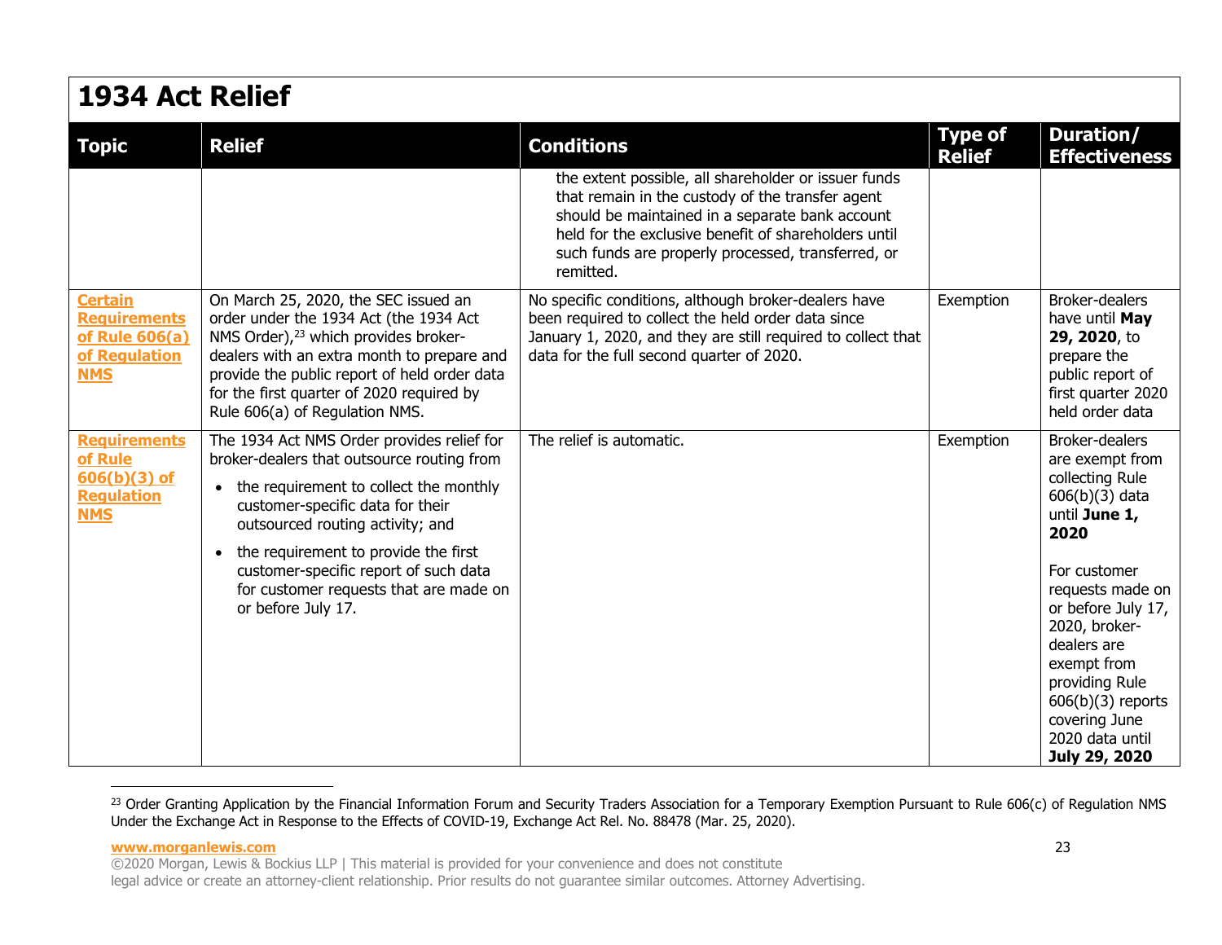## 1934 Act Relief

| Topic | Relief | Conditions | Type of Relief | Duration/ Effectiveness |
|---|---|---|---|---|
| | | the extent possible, all shareholder or issuer funds that remain in the custody of the transfer agent should be maintained in a separate bank account held for the exclusive benefit of shareholders until such funds are properly processed, transferred, or remitted. | | |
| **Certain Requirements of Rule 606(a) of Regulation NMS** | On March 25, 2020, the SEC issued an order under the 1934 Act (the 1934 Act NMS Order),[23] which provides broker-dealers with an extra month to prepare and provide the public report of held order data for the first quarter of 2020 required by Rule 606(a) of Regulation NMS. | No specific conditions, although broker-dealers have been required to collect the held order data since January 1, 2020, and they are still required to collect that data for the full second quarter of 2020. | Exemption | Broker-dealers have until **May 29, 2020**, to prepare the public report of first quarter 2020 held order data |
| **Requirements of Rule 606(b)(3) of Regulation NMS** | The 1934 Act NMS Order provides relief for broker-dealers that outsource routing from<br>• the requirement to collect the monthly customer-specific data for their outsourced routing activity; and<br>• the requirement to provide the first customer-specific report of such data for customer requests that are made on or before July 17. | The relief is automatic. | Exemption | Broker-dealers are exempt from collecting Rule 606(b)(3) data until **June 1, 2020**<br><br>For customer requests made on or before July 17, 2020, broker-dealers are exempt from providing Rule 606(b)(3) reports covering June 2020 data until **July 29, 2020** |

[23] Order Granting Application by the Financial Information Forum and Security Traders Association for a Temporary Exemption Pursuant to Rule 606(c) of Regulation NMS Under the Exchange Act in Response to the Effects of COVID-19, Exchange Act Rel. No. 88478 (Mar. 25, 2020).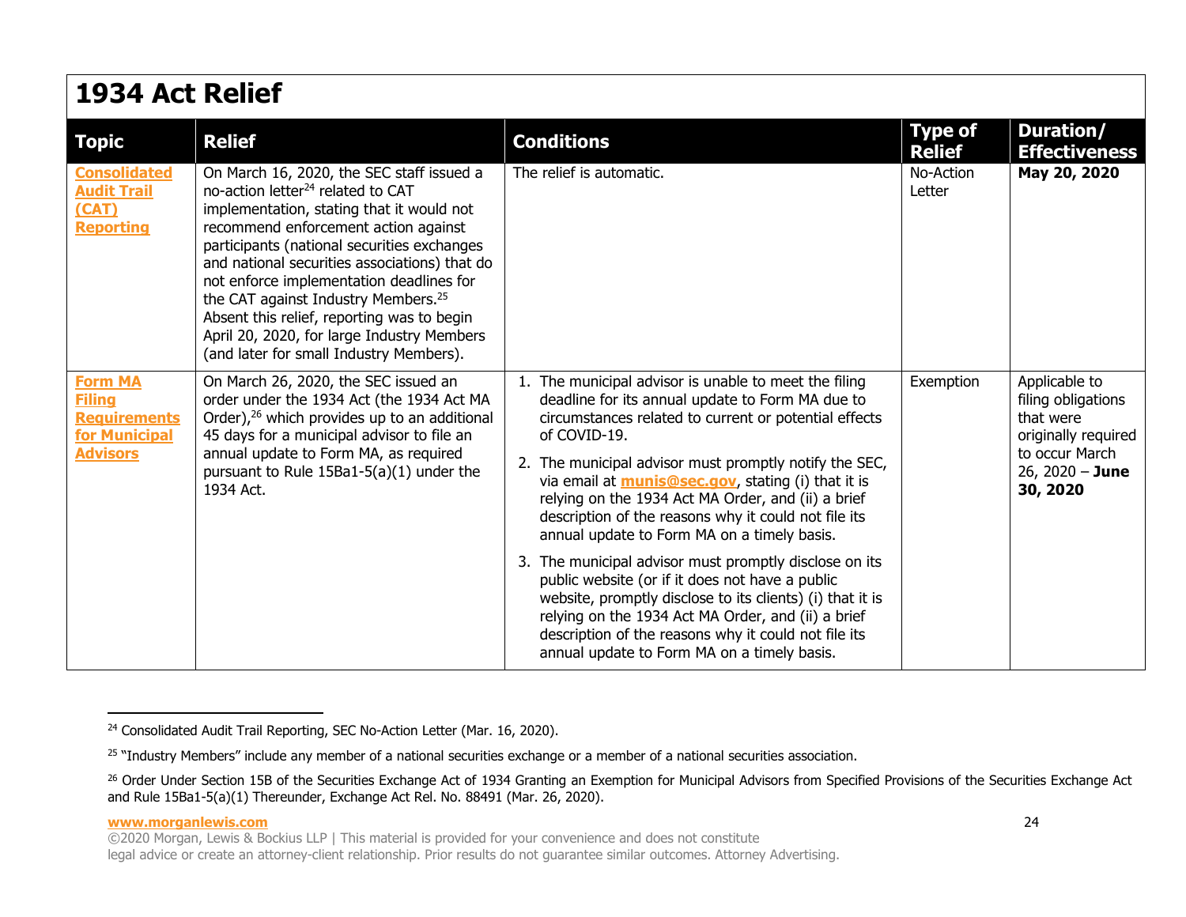# 1934 Act Relief

| Topic | Relief | Conditions | Type of Relief | Duration/ Effectiveness |
|---|---|---|---|---|
| **Consolidated Audit Trail (CAT) Reporting** | On March 16, 2020, the SEC staff issued a no-action letter[24] related to CAT implementation, stating that it would not recommend enforcement action against participants (national securities exchanges and national securities associations) that do not enforce implementation deadlines for the CAT against Industry Members.[25] Absent this relief, reporting was to begin April 20, 2020, for large Industry Members (and later for small Industry Members). | The relief is automatic. | No-Action Letter | **May 20, 2020** |
| **Form MA Filing Requirements for Municipal Advisors** | On March 26, 2020, the SEC issued an order under the 1934 Act (the 1934 Act MA Order),[26] which provides up to an additional 45 days for a municipal advisor to file an annual update to Form MA, as required pursuant to Rule 15Ba1-5(a)(1) under the 1934 Act. | 1. The municipal advisor is unable to meet the filing deadline for its annual update to Form MA due to circumstances related to current or potential effects of COVID-19.<br>2. The municipal advisor must promptly notify the SEC, via email at **munis@sec.gov**, stating (i) that it is relying on the 1934 Act MA Order, and (ii) a brief description of the reasons why it could not file its annual update to Form MA on a timely basis.<br>3. The municipal advisor must promptly disclose on its public website (or if it does not have a public website, promptly disclose to its clients) (i) that it is relying on the 1934 Act MA Order, and (ii) a brief description of the reasons why it could not file its annual update to Form MA on a timely basis. | Exemption | Applicable to filing obligations that were originally required to occur March 26, 2020 – **June 30, 2020** |

[24] Consolidated Audit Trail Reporting, SEC No-Action Letter (Mar. 16, 2020).

[25] "Industry Members" include any member of a national securities exchange or a member of a national securities association.

[26] Order Under Section 15B of the Securities Exchange Act of 1934 Granting an Exemption for Municipal Advisors from Specified Provisions of the Securities Exchange Act and Rule 15Ba1-5(a)(1) Thereunder, Exchange Act Rel. No. 88491 (Mar. 26, 2020).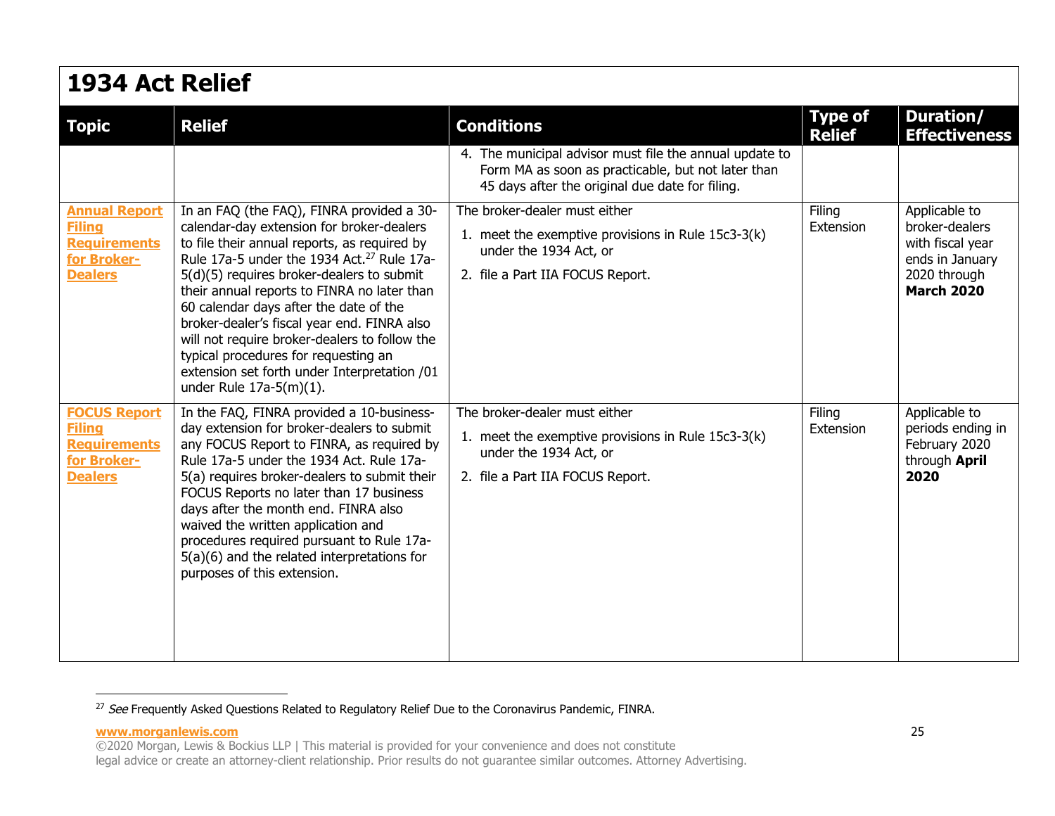## 1934 Act Relief

| Topic | Relief | Conditions | Type of Relief | Duration/ Effectiveness |
|---|---|---|---|---|
| | | 4. The municipal advisor must file the annual update to Form MA as soon as practicable, but not later than 45 days after the original due date for filing. | | |
| **Annual Report Filing Requirements for Broker-Dealers** | In an FAQ (the FAQ), FINRA provided a 30-calendar-day extension for broker-dealers to file their annual reports, as required by Rule 17a-5 under the 1934 Act.[27] Rule 17a-5(d)(5) requires broker-dealers to submit their annual reports to FINRA no later than 60 calendar days after the date of the broker-dealer's fiscal year end. FINRA also will not require broker-dealers to follow the typical procedures for requesting an extension set forth under Interpretation /01 under Rule 17a-5(m)(1). | The broker-dealer must either<br>1. meet the exemptive provisions in Rule 15c3-3(k) under the 1934 Act, or<br>2. file a Part IIA FOCUS Report. | Filing Extension | Applicable to broker-dealers with fiscal year ends in January 2020 through **March 2020** |
| **FOCUS Report Filing Requirements for Broker-Dealers** | In the FAQ, FINRA provided a 10-business-day extension for broker-dealers to submit any FOCUS Report to FINRA, as required by Rule 17a-5 under the 1934 Act. Rule 17a-5(a) requires broker-dealers to submit their FOCUS Reports no later than 17 business days after the month end. FINRA also waived the written application and procedures required pursuant to Rule 17a-5(a)(6) and the related interpretations for purposes of this extension. | The broker-dealer must either<br>1. meet the exemptive provisions in Rule 15c3-3(k) under the 1934 Act, or<br>2. file a Part IIA FOCUS Report. | Filing Extension | Applicable to periods ending in February 2020 through **April 2020** |

[27] *See* Frequently Asked Questions Related to Regulatory Relief Due to the Coronavirus Pandemic, FINRA.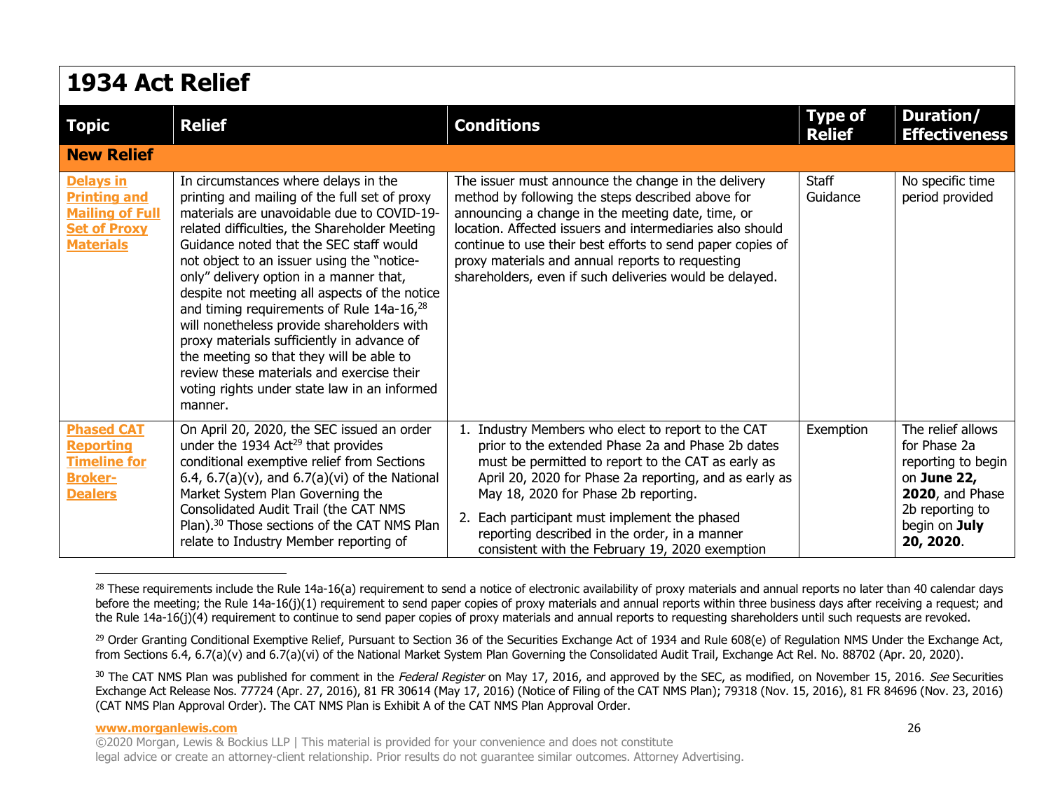# 1934 Act Relief

| Topic | Relief | Conditions | Type of Relief | Duration/ Effectiveness |
|---|---|---|---|---|
| **New Relief** | | | | |
| **Delays in Printing and Mailing of Full Set of Proxy Materials** | In circumstances where delays in the printing and mailing of the full set of proxy materials are unavoidable due to COVID-19-related difficulties, the Shareholder Meeting Guidance noted that the SEC staff would not object to an issuer using the "notice-only" delivery option in a manner that, despite not meeting all aspects of the notice and timing requirements of Rule 14a-16,[28] will nonetheless provide shareholders with proxy materials sufficiently in advance of the meeting so that they will be able to review these materials and exercise their voting rights under state law in an informed manner. | The issuer must announce the change in the delivery method by following the steps described above for announcing a change in the meeting date, time, or location. Affected issuers and intermediaries also should continue to use their best efforts to send paper copies of proxy materials and annual reports to requesting shareholders, even if such deliveries would be delayed. | Staff Guidance | No specific time period provided |
| **Phased CAT Reporting Timeline for Broker-Dealers** | On April 20, 2020, the SEC issued an order under the 1934 Act[29] that provides conditional exemptive relief from Sections 6.4, 6.7(a)(v), and 6.7(a)(vi) of the National Market System Plan Governing the Consolidated Audit Trail (the CAT NMS Plan).[30] Those sections of the CAT NMS Plan relate to Industry Member reporting of | 1. Industry Members who elect to report to the CAT prior to the extended Phase 2a and Phase 2b dates must be permitted to report to the CAT as early as April 20, 2020 for Phase 2a reporting, and as early as May 18, 2020 for Phase 2b reporting.<br>2. Each participant must implement the phased reporting described in the order, in a manner consistent with the February 19, 2020 exemption | Exemption | The relief allows for Phase 2a reporting to begin on **June 22, 2020**, and Phase 2b reporting to begin on **July 20, 2020**. |

[28] These requirements include the Rule 14a-16(a) requirement to send a notice of electronic availability of proxy materials and annual reports no later than 40 calendar days before the meeting; the Rule 14a-16(j)(1) requirement to send paper copies of proxy materials and annual reports within three business days after receiving a request; and the Rule 14a-16(j)(4) requirement to continue to send paper copies of proxy materials and annual reports to requesting shareholders until such requests are revoked.

[29] Order Granting Conditional Exemptive Relief, Pursuant to Section 36 of the Securities Exchange Act of 1934 and Rule 608(e) of Regulation NMS Under the Exchange Act, from Sections 6.4, 6.7(a)(v) and 6.7(a)(vi) of the National Market System Plan Governing the Consolidated Audit Trail, Exchange Act Rel. No. 88702 (Apr. 20, 2020).

[30] The CAT NMS Plan was published for comment in the *Federal Register* on May 17, 2016, and approved by the SEC, as modified, on November 15, 2016. *See* Securities Exchange Act Release Nos. 77724 (Apr. 27, 2016), 81 FR 30614 (May 17, 2016) (Notice of Filing of the CAT NMS Plan); 79318 (Nov. 15, 2016), 81 FR 84696 (Nov. 23, 2016) (CAT NMS Plan Approval Order). The CAT NMS Plan is Exhibit A of the CAT NMS Plan Approval Order.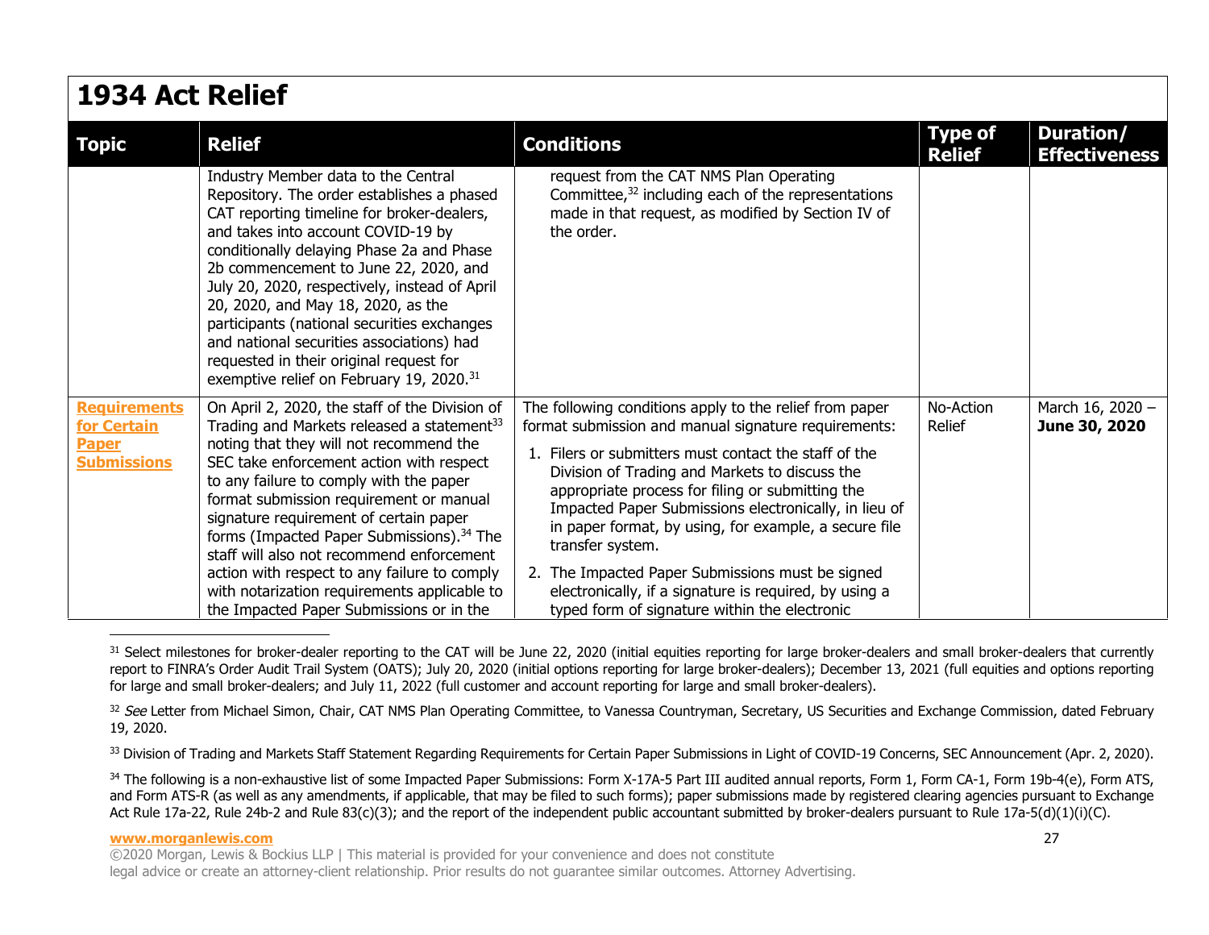# 1934 Act Relief

| Topic | Relief | Conditions | Type of Relief | Duration/ Effectiveness |
|---|---|---|---|---|
| | Industry Member data to the Central Repository. The order establishes a phased CAT reporting timeline for broker-dealers, and takes into account COVID-19 by conditionally delaying Phase 2a and Phase 2b commencement to June 22, 2020, and July 20, 2020, respectively, instead of April 20, 2020, and May 18, 2020, as the participants (national securities exchanges and national securities associations) had requested in their original request for exemptive relief on February 19, 2020.[31] | request from the CAT NMS Plan Operating Committee,[32] including each of the representations made in that request, as modified by Section IV of the order. | | |
| **Requirements for Certain Paper Submissions** | On April 2, 2020, the staff of the Division of Trading and Markets released a statement[33] noting that they will not recommend the SEC take enforcement action with respect to any failure to comply with the paper format submission requirement or manual signature requirement of certain paper forms (Impacted Paper Submissions).[34] The staff will also not recommend enforcement action with respect to any failure to comply with notarization requirements applicable to the Impacted Paper Submissions or in the | The following conditions apply to the relief from paper format submission and manual signature requirements:<br>1. Filers or submitters must contact the staff of the Division of Trading and Markets to discuss the appropriate process for filing or submitting the Impacted Paper Submissions electronically, in lieu of in paper format, by using, for example, a secure file transfer system.<br>2. The Impacted Paper Submissions must be signed electronically, if a signature is required, by using a typed form of signature within the electronic | No-Action Relief | March 16, 2020 – **June 30, 2020** |

[31] Select milestones for broker-dealer reporting to the CAT will be June 22, 2020 (initial equities reporting for large broker-dealers and small broker-dealers that currently report to FINRA's Order Audit Trail System (OATS); July 20, 2020 (initial options reporting for large broker-dealers); December 13, 2021 (full equities and options reporting for large and small broker-dealers; and July 11, 2022 (full customer and account reporting for large and small broker-dealers).

[32] *See* Letter from Michael Simon, Chair, CAT NMS Plan Operating Committee, to Vanessa Countryman, Secretary, US Securities and Exchange Commission, dated February 19, 2020.

[33] Division of Trading and Markets Staff Statement Regarding Requirements for Certain Paper Submissions in Light of COVID-19 Concerns, SEC Announcement (Apr. 2, 2020).

[34] The following is a non-exhaustive list of some Impacted Paper Submissions: Form X-17A-5 Part III audited annual reports, Form 1, Form CA-1, Form 19b-4(e), Form ATS, and Form ATS-R (as well as any amendments, if applicable, that may be filed to such forms); paper submissions made by registered clearing agencies pursuant to Exchange Act Rule 17a-22, Rule 24b-2 and Rule 83(c)(3); and the report of the independent public accountant submitted by broker-dealers pursuant to Rule 17a-5(d)(1)(i)(C).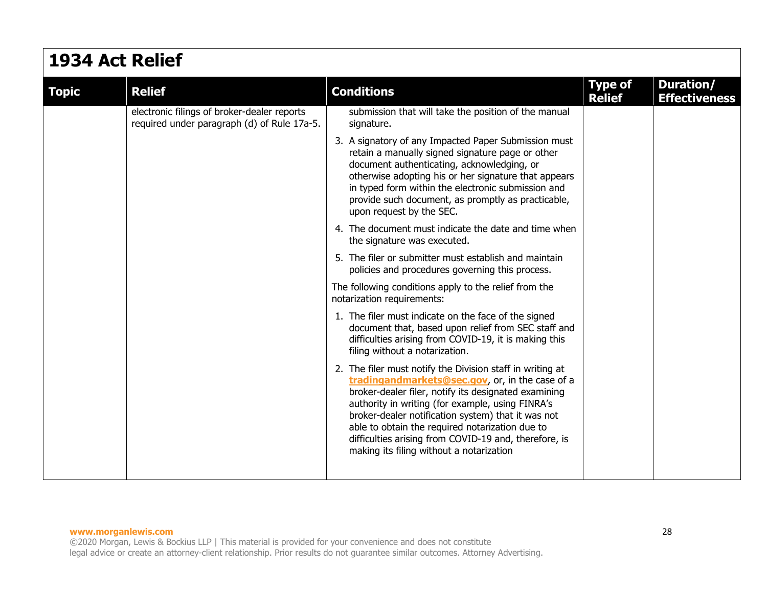# 1934 Act Relief

| Topic | Relief | Conditions | Type of Relief | Duration/ Effectiveness |
|---|---|---|---|---|
| | electronic filings of broker-dealer reports required under paragraph (d) of Rule 17a-5. | submission that will take the position of the manual signature.<br><br>3. A signatory of any Impacted Paper Submission must retain a manually signed signature page or other document authenticating, acknowledging, or otherwise adopting his or her signature that appears in typed form within the electronic submission and provide such document, as promptly as practicable, upon request by the SEC.<br><br>4. The document must indicate the date and time when the signature was executed.<br><br>5. The filer or submitter must establish and maintain policies and procedures governing this process.<br><br>The following conditions apply to the relief from the notarization requirements:<br><br>1. The filer must indicate on the face of the signed document that, based upon relief from SEC staff and difficulties arising from COVID-19, it is making this filing without a notarization.<br><br>2. The filer must notify the Division staff in writing at **tradingandmarkets@sec.gov**, or, in the case of a broker-dealer filer, notify its designated examining authority in writing (for example, using FINRA's broker-dealer notification system) that it was not able to obtain the required notarization due to difficulties arising from COVID-19 and, therefore, is making its filing without a notarization | | |

**www.morganlewis.com**
©2020 Morgan, Lewis & Bockius LLP | This material is provided for your convenience and does not constitute legal advice or create an attorney-client relationship. Prior results do not guarantee similar outcomes. Attorney Advertising.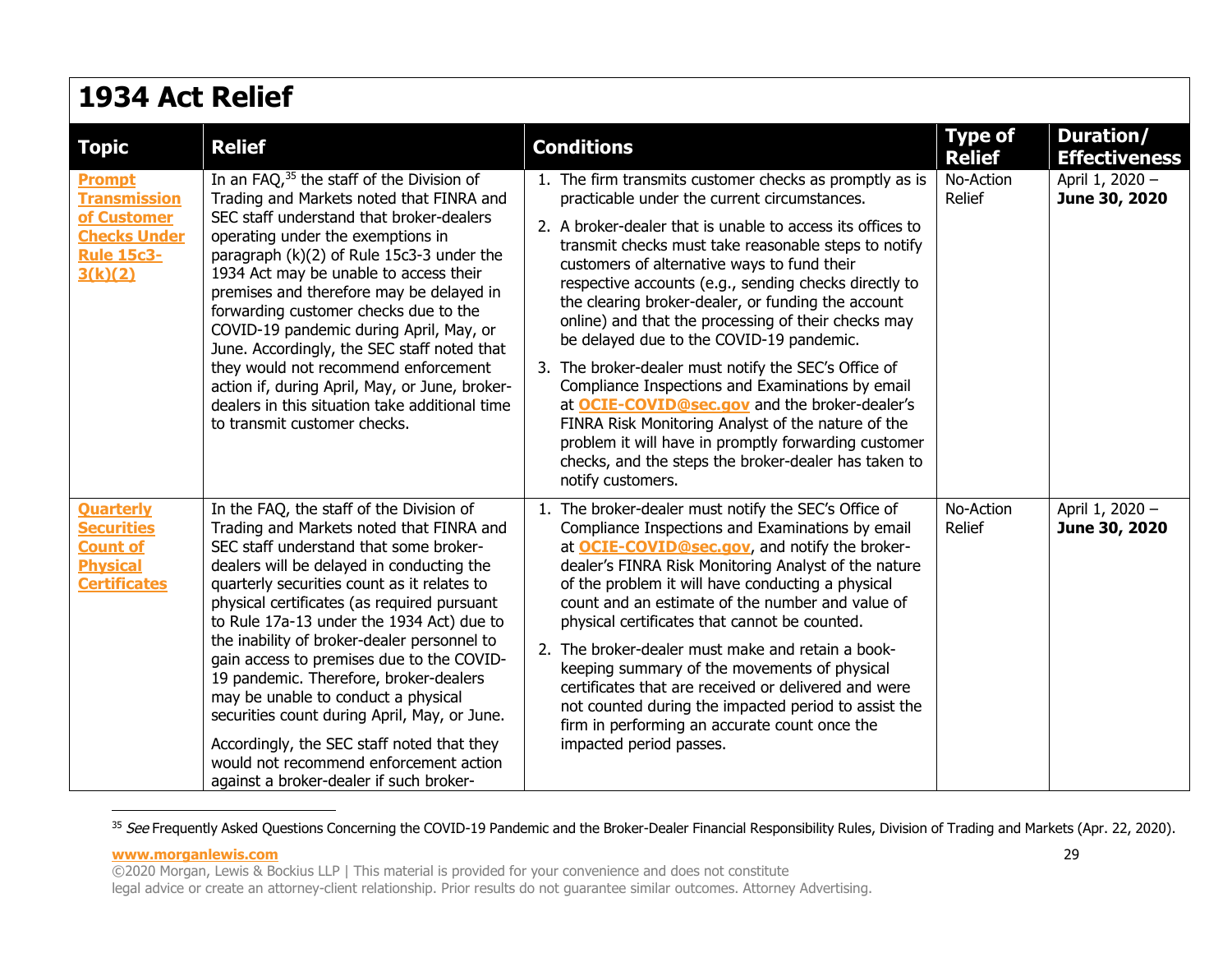# 1934 Act Relief

| Topic | Relief | Conditions | Type of Relief | Duration/ Effectiveness |
|---|---|---|---|---|
| **Prompt Transmission of Customer Checks Under Rule 15c3-3(k)(2)** | In an FAQ,[35] the staff of the Division of Trading and Markets noted that FINRA and SEC staff understand that broker-dealers operating under the exemptions in paragraph (k)(2) of Rule 15c3-3 under the 1934 Act may be unable to access their premises and therefore may be delayed in forwarding customer checks due to the COVID-19 pandemic during April, May, or June. Accordingly, the SEC staff noted that they would not recommend enforcement action if, during April, May, or June, broker-dealers in this situation take additional time to transmit customer checks. | 1. The firm transmits customer checks as promptly as is practicable under the current circumstances.<br>2. A broker-dealer that is unable to access its offices to transmit checks must take reasonable steps to notify customers of alternative ways to fund their respective accounts (e.g., sending checks directly to the clearing broker-dealer, or funding the account online) and that the processing of their checks may be delayed due to the COVID-19 pandemic.<br>3. The broker-dealer must notify the SEC's Office of Compliance Inspections and Examinations by email at **OCIE-COVID@sec.gov** and the broker-dealer's FINRA Risk Monitoring Analyst of the nature of the problem it will have in promptly forwarding customer checks, and the steps the broker-dealer has taken to notify customers. | No-Action Relief | April 1, 2020 – **June 30, 2020** |
| **Quarterly Securities Count of Physical Certificates** | In the FAQ, the staff of the Division of Trading and Markets noted that FINRA and SEC staff understand that some broker-dealers will be delayed in conducting the quarterly securities count as it relates to physical certificates (as required pursuant to Rule 17a-13 under the 1934 Act) due to the inability of broker-dealer personnel to gain access to premises due to the COVID-19 pandemic. Therefore, broker-dealers may be unable to conduct a physical securities count during April, May, or June.<br><br>Accordingly, the SEC staff noted that they would not recommend enforcement action against a broker-dealer if such broker- | 1. The broker-dealer must notify the SEC's Office of Compliance Inspections and Examinations by email at **OCIE-COVID@sec.gov**, and notify the broker-dealer's FINRA Risk Monitoring Analyst of the nature of the problem it will have conducting a physical count and an estimate of the number and value of physical certificates that cannot be counted.<br>2. The broker-dealer must make and retain a book-keeping summary of the movements of physical certificates that are received or delivered and were not counted during the impacted period to assist the firm in performing an accurate count once the impacted period passes. | No-Action Relief | April 1, 2020 – **June 30, 2020** |

[35] *See* Frequently Asked Questions Concerning the COVID-19 Pandemic and the Broker-Dealer Financial Responsibility Rules, Division of Trading and Markets (Apr. 22, 2020).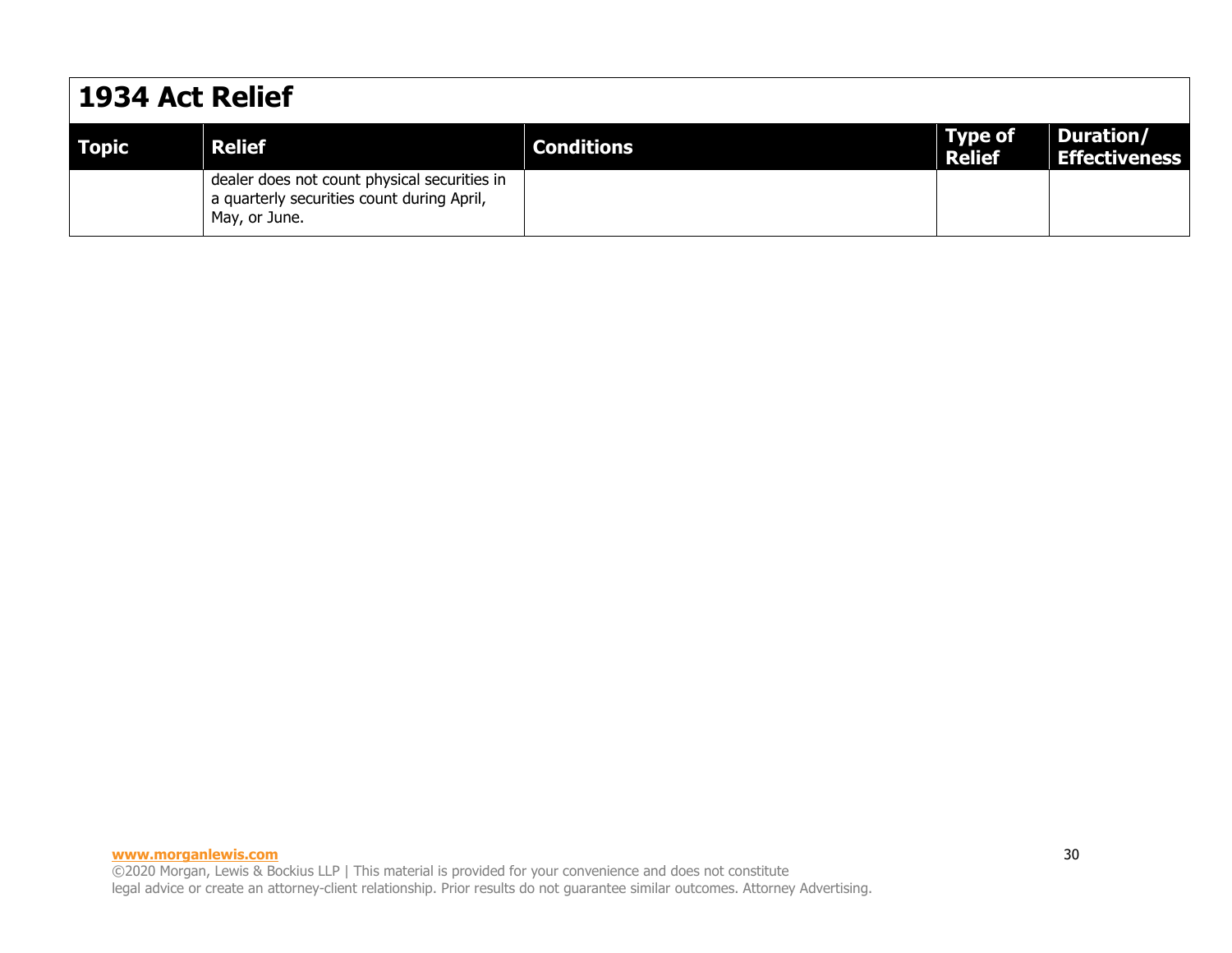# 1934 Act Relief

| Topic | Relief | Conditions | Type of Relief | Duration/ Effectiveness |
|---|---|---|---|---|
| | dealer does not count physical securities in a quarterly securities count during April, May, or June. | | | |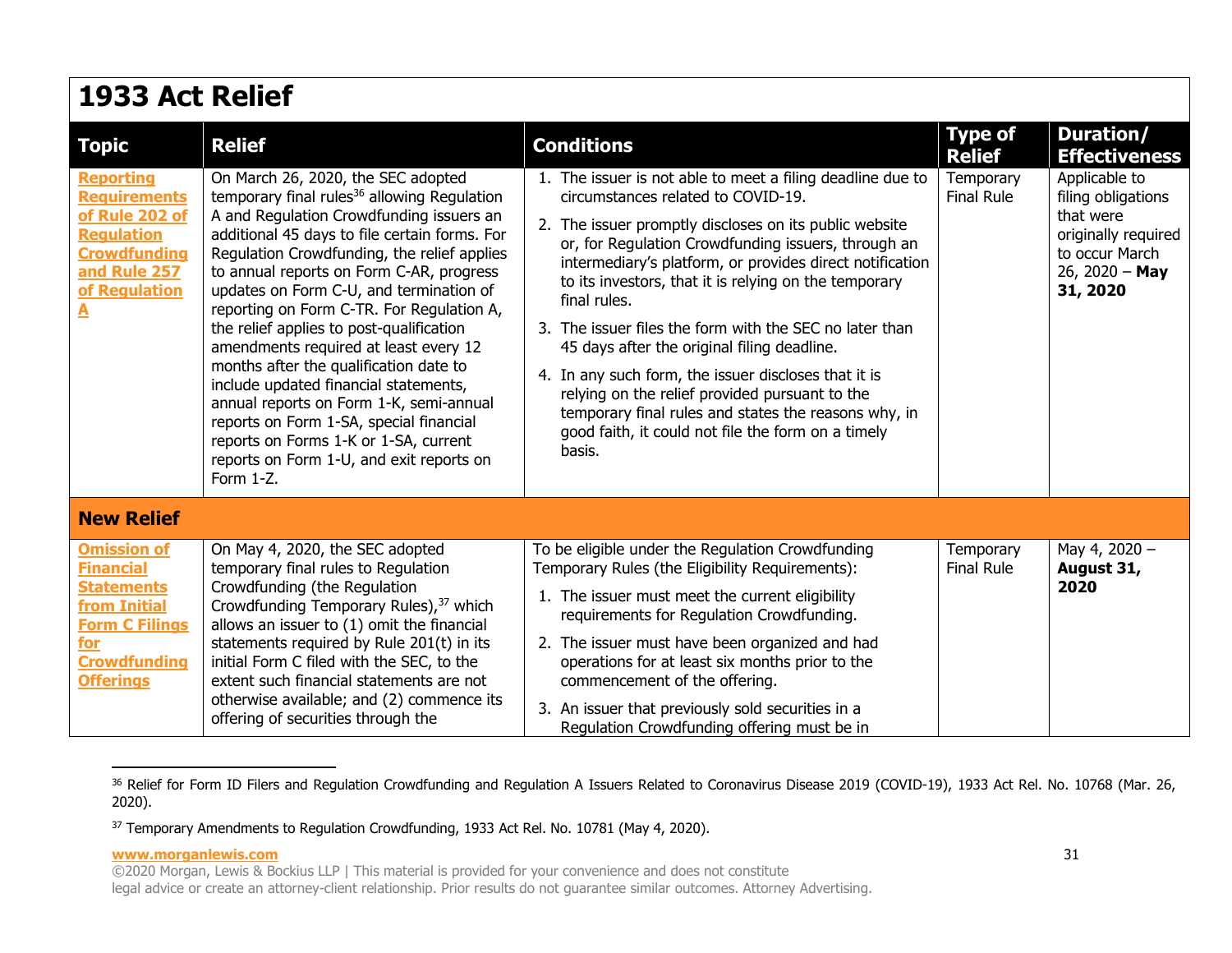## 1933 Act Relief

| Topic | Relief | Conditions | Type of Relief | Duration/ Effectiveness |
|---|---|---|---|---|
| **Reporting Requirements of Rule 202 of Regulation Crowdfunding and Rule 257 of Regulation A** | On March 26, 2020, the SEC adopted temporary final rules[36] allowing Regulation A and Regulation Crowdfunding issuers an additional 45 days to file certain forms. For Regulation Crowdfunding, the relief applies to annual reports on Form C-AR, progress updates on Form C-U, and termination of reporting on Form C-TR. For Regulation A, the relief applies to post-qualification amendments required at least every 12 months after the qualification date to include updated financial statements, annual reports on Form 1-K, semi-annual reports on Form 1-SA, special financial reports on Forms 1-K or 1-SA, current reports on Form 1-U, and exit reports on Form 1-Z. | 1. The issuer is not able to meet a filing deadline due to circumstances related to COVID-19.<br>2. The issuer promptly discloses on its public website or, for Regulation Crowdfunding issuers, through an intermediary's platform, or provides direct notification to its investors, that it is relying on the temporary final rules.<br>3. The issuer files the form with the SEC no later than 45 days after the original filing deadline.<br>4. In any such form, the issuer discloses that it is relying on the relief provided pursuant to the temporary final rules and states the reasons why, in good faith, it could not file the form on a timely basis. | Temporary Final Rule | Applicable to filing obligations that were originally required to occur March 26, 2020 – **May 31, 2020** |
| **New Relief** | | | | |
| **Omission of Financial Statements from Initial Form C Filings for Crowdfunding Offerings** | On May 4, 2020, the SEC adopted temporary final rules to Regulation Crowdfunding (the Regulation Crowdfunding Temporary Rules),[37] which allows an issuer to (1) omit the financial statements required by Rule 201(t) in its initial Form C filed with the SEC, to the extent such financial statements are not otherwise available; and (2) commence its offering of securities through the | To be eligible under the Regulation Crowdfunding Temporary Rules (the Eligibility Requirements):<br>1. The issuer must meet the current eligibility requirements for Regulation Crowdfunding.<br>2. The issuer must have been organized and had operations for at least six months prior to the commencement of the offering.<br>3. An issuer that previously sold securities in a Regulation Crowdfunding offering must be in | Temporary Final Rule | May 4, 2020 – **August 31, 2020** |

[36] Relief for Form ID Filers and Regulation Crowdfunding and Regulation A Issuers Related to Coronavirus Disease 2019 (COVID-19), 1933 Act Rel. No. 10768 (Mar. 26, 2020).

[37] Temporary Amendments to Regulation Crowdfunding, 1933 Act Rel. No. 10781 (May 4, 2020).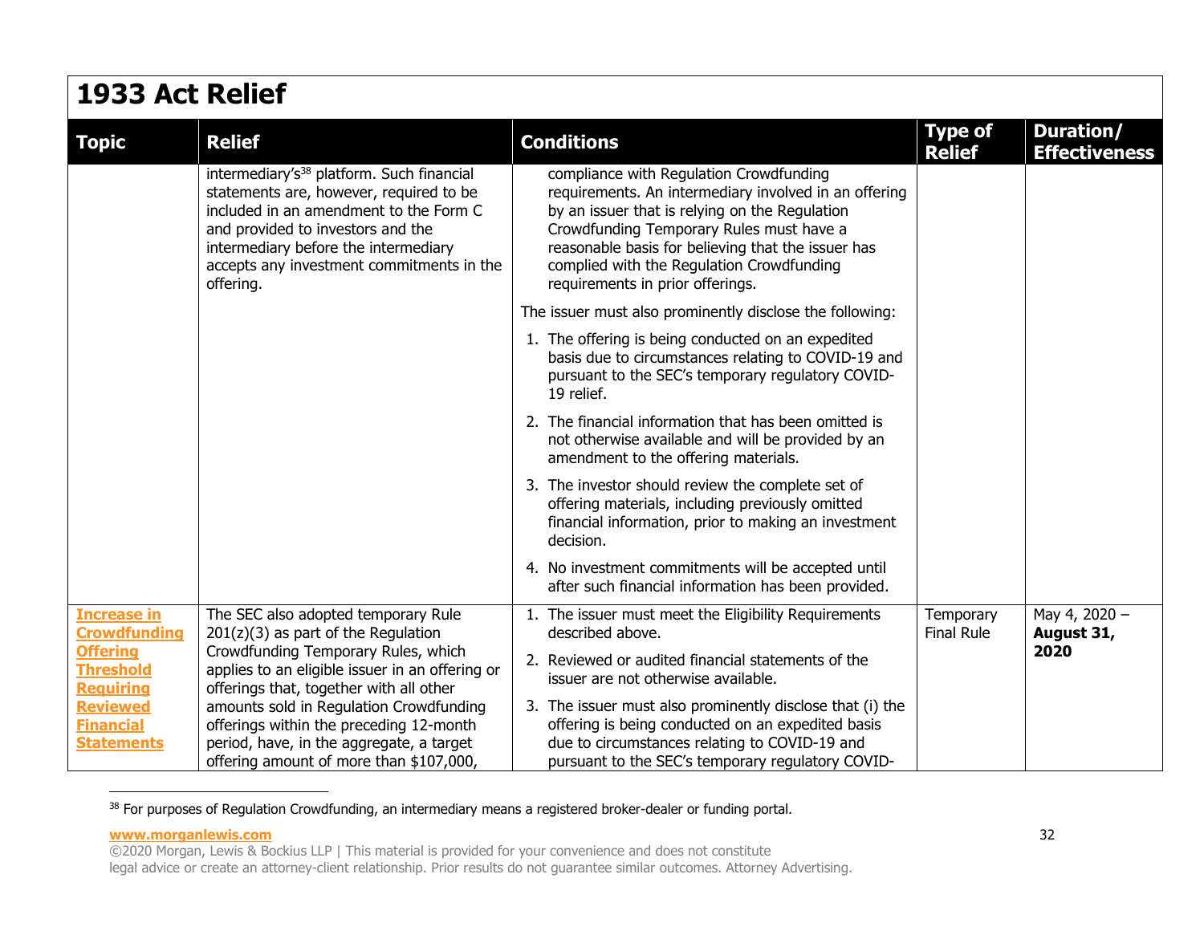# 1933 Act Relief

| Topic | Relief | Conditions | Type of Relief | Duration/ Effectiveness |
|---|---|---|---|---|
| | intermediary's[38] platform. Such financial statements are, however, required to be included in an amendment to the Form C and provided to investors and the intermediary before the intermediary accepts any investment commitments in the offering. | compliance with Regulation Crowdfunding requirements. An intermediary involved in an offering by an issuer that is relying on the Regulation Crowdfunding Temporary Rules must have a reasonable basis for believing that the issuer has complied with the Regulation Crowdfunding requirements in prior offerings.<br><br>The issuer must also prominently disclose the following:<br><br>1. The offering is being conducted on an expedited basis due to circumstances relating to COVID-19 and pursuant to the SEC's temporary regulatory COVID-19 relief.<br>2. The financial information that has been omitted is not otherwise available and will be provided by an amendment to the offering materials.<br>3. The investor should review the complete set of offering materials, including previously omitted financial information, prior to making an investment decision.<br>4. No investment commitments will be accepted until after such financial information has been provided. | | |
| **Increase in Crowdfunding Offering Threshold Requiring Reviewed Financial Statements** | The SEC also adopted temporary Rule 201(z)(3) as part of the Regulation Crowdfunding Temporary Rules, which applies to an eligible issuer in an offering or offerings that, together with all other amounts sold in Regulation Crowdfunding offerings within the preceding 12-month period, have, in the aggregate, a target offering amount of more than $107,000, | 1. The issuer must meet the Eligibility Requirements described above.<br>2. Reviewed or audited financial statements of the issuer are not otherwise available.<br>3. The issuer must also prominently disclose that (i) the offering is being conducted on an expedited basis due to circumstances relating to COVID-19 and pursuant to the SEC's temporary regulatory COVID- | Temporary Final Rule | May 4, 2020 – **August 31, 2020** |

[38] For purposes of Regulation Crowdfunding, an intermediary means a registered broker-dealer or funding portal.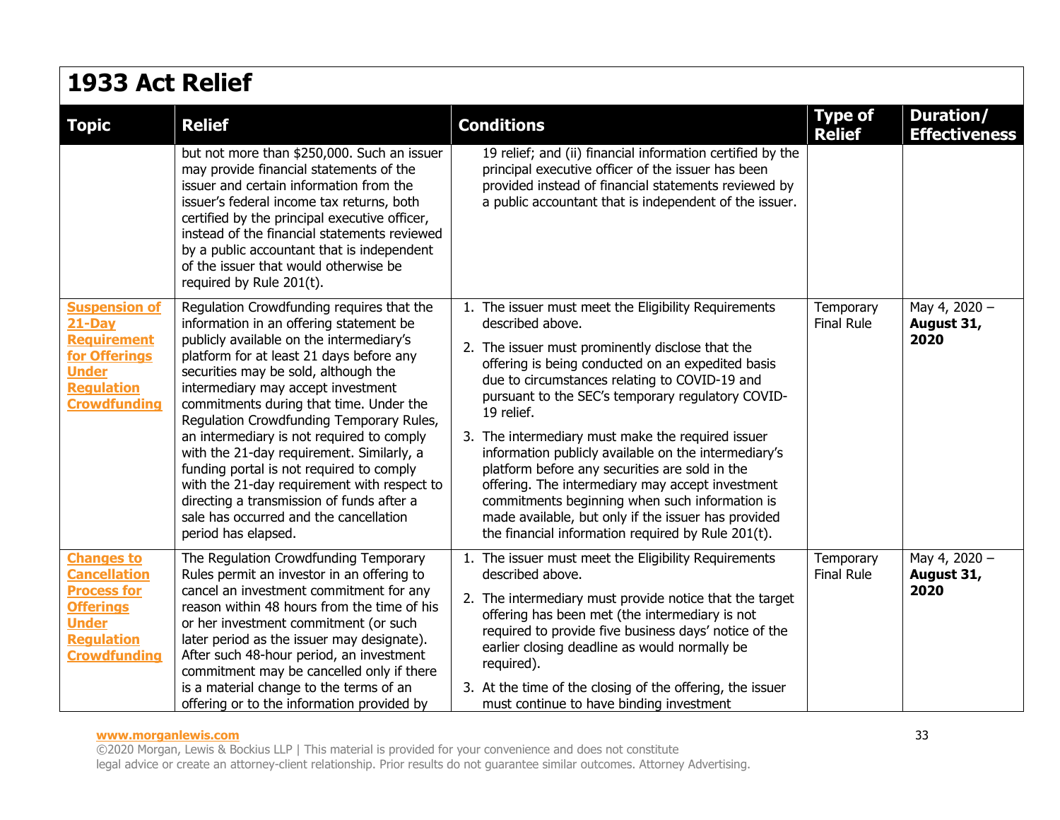# 1933 Act Relief

| Topic | Relief | Conditions | Type of Relief | Duration/ Effectiveness |
|---|---|---|---|---|
| | but not more than $250,000. Such an issuer may provide financial statements of the issuer and certain information from the issuer's federal income tax returns, both certified by the principal executive officer, instead of the financial statements reviewed by a public accountant that is independent of the issuer that would otherwise be required by Rule 201(t). | 19 relief; and (ii) financial information certified by the principal executive officer of the issuer has been provided instead of financial statements reviewed by a public accountant that is independent of the issuer. | | |
| **Suspension of 21-Day Requirement for Offerings Under Regulation Crowdfunding** | Regulation Crowdfunding requires that the information in an offering statement be publicly available on the intermediary's platform for at least 21 days before any securities may be sold, although the intermediary may accept investment commitments during that time. Under the Regulation Crowdfunding Temporary Rules, an intermediary is not required to comply with the 21-day requirement. Similarly, a funding portal is not required to comply with the 21-day requirement with respect to directing a transmission of funds after a sale has occurred and the cancellation period has elapsed. | 1. The issuer must meet the Eligibility Requirements described above.<br>2. The issuer must prominently disclose that the offering is being conducted on an expedited basis due to circumstances relating to COVID-19 and pursuant to the SEC's temporary regulatory COVID-19 relief.<br>3. The intermediary must make the required issuer information publicly available on the intermediary's platform before any securities are sold in the offering. The intermediary may accept investment commitments beginning when such information is made available, but only if the issuer has provided the financial information required by Rule 201(t). | Temporary Final Rule | May 4, 2020 – **August 31, 2020** |
| **Changes to Cancellation Process for Offerings Under Regulation Crowdfunding** | The Regulation Crowdfunding Temporary Rules permit an investor in an offering to cancel an investment commitment for any reason within 48 hours from the time of his or her investment commitment (or such later period as the issuer may designate). After such 48-hour period, an investment commitment may be cancelled only if there is a material change to the terms of an offering or to the information provided by | 1. The issuer must meet the Eligibility Requirements described above.<br>2. The intermediary must provide notice that the target offering has been met (the intermediary is not required to provide five business days' notice of the earlier closing deadline as would normally be required).<br>3. At the time of the closing of the offering, the issuer must continue to have binding investment | Temporary Final Rule | May 4, 2020 – **August 31, 2020** |

www.morganlewis.com
©2020 Morgan, Lewis & Bockius LLP | This material is provided for your convenience and does not constitute legal advice or create an attorney-client relationship. Prior results do not guarantee similar outcomes. Attorney Advertising.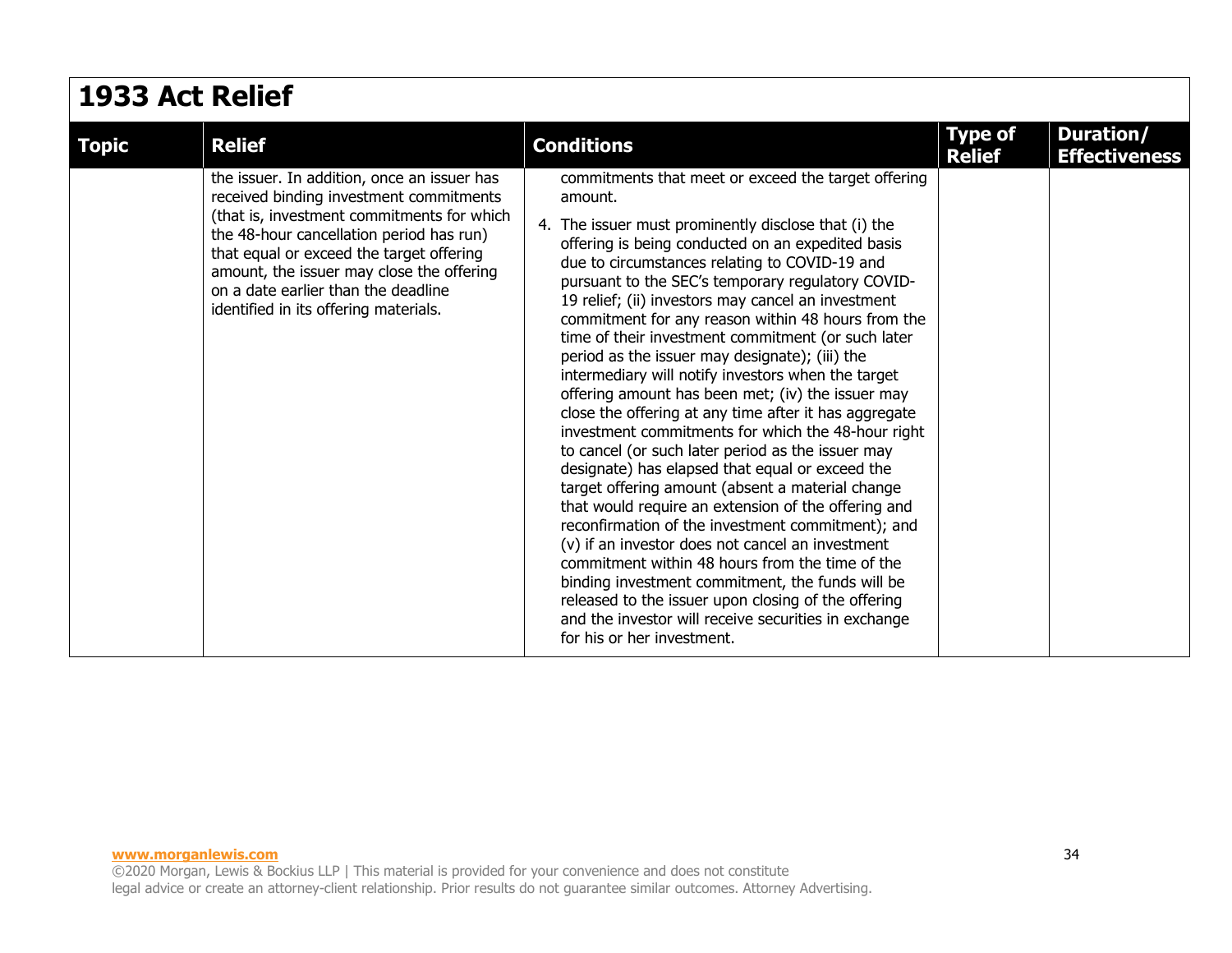# 1933 Act Relief

| Topic | Relief | Conditions | Type of Relief | Duration/ Effectiveness |
|---|---|---|---|---|
| | the issuer. In addition, once an issuer has received binding investment commitments (that is, investment commitments for which the 48-hour cancellation period has run) that equal or exceed the target offering amount, the issuer may close the offering on a date earlier than the deadline identified in its offering materials. | commitments that meet or exceed the target offering amount.<br><br>4. The issuer must prominently disclose that (i) the offering is being conducted on an expedited basis due to circumstances relating to COVID-19 and pursuant to the SEC's temporary regulatory COVID-19 relief; (ii) investors may cancel an investment commitment for any reason within 48 hours from the time of their investment commitment (or such later period as the issuer may designate); (iii) the intermediary will notify investors when the target offering amount has been met; (iv) the issuer may close the offering at any time after it has aggregate investment commitments for which the 48-hour right to cancel (or such later period as the issuer may designate) has elapsed that equal or exceed the target offering amount (absent a material change that would require an extension of the offering and reconfirmation of the investment commitment); and (v) if an investor does not cancel an investment commitment within 48 hours from the time of the binding investment commitment, the funds will be released to the issuer upon closing of the offering and the investor will receive securities in exchange for his or her investment. | | |

www.morganlewis.com
©2020 Morgan, Lewis & Bockius LLP | This material is provided for your convenience and does not constitute legal advice or create an attorney-client relationship. Prior results do not guarantee similar outcomes. Attorney Advertising.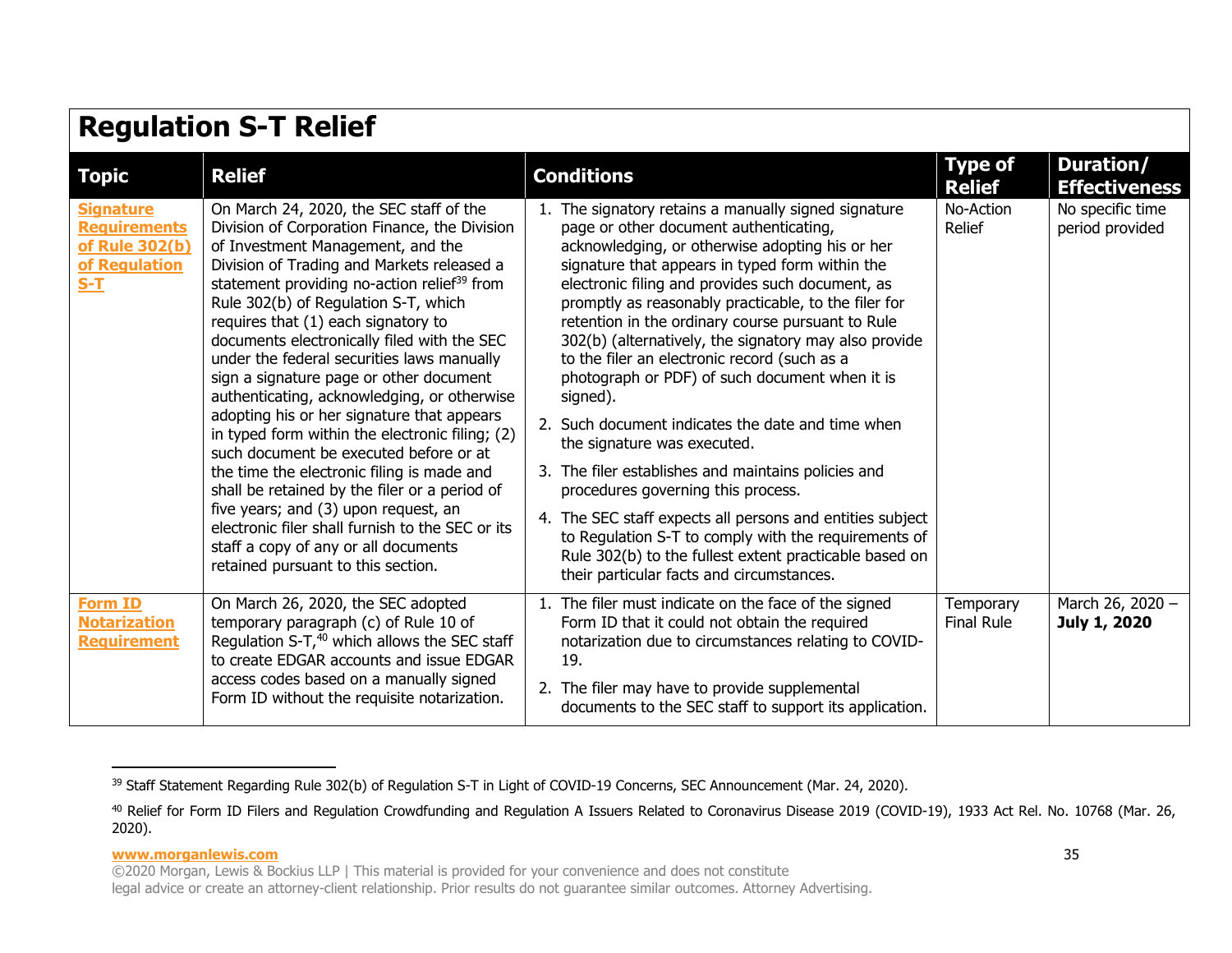## Regulation S-T Relief

| Topic | Relief | Conditions | Type of Relief | Duration/ Effectiveness |
|---|---|---|---|---|
| **Signature Requirements of Rule 302(b) of Regulation S-T** | On March 24, 2020, the SEC staff of the Division of Corporation Finance, the Division of Investment Management, and the Division of Trading and Markets released a statement providing no-action relief[39] from Rule 302(b) of Regulation S-T, which requires that (1) each signatory to documents electronically filed with the SEC under the federal securities laws manually sign a signature page or other document authenticating, acknowledging, or otherwise adopting his or her signature that appears in typed form within the electronic filing; (2) such document be executed before or at the time the electronic filing is made and shall be retained by the filer or a period of five years; and (3) upon request, an electronic filer shall furnish to the SEC or its staff a copy of any or all documents retained pursuant to this section. | 1. The signatory retains a manually signed signature page or other document authenticating, acknowledging, or otherwise adopting his or her signature that appears in typed form within the electronic filing and provides such document, as promptly as reasonably practicable, to the filer for retention in the ordinary course pursuant to Rule 302(b) (alternatively, the signatory may also provide to the filer an electronic record (such as a photograph or PDF) of such document when it is signed).<br>2. Such document indicates the date and time when the signature was executed.<br>3. The filer establishes and maintains policies and procedures governing this process.<br>4. The SEC staff expects all persons and entities subject to Regulation S-T to comply with the requirements of Rule 302(b) to the fullest extent practicable based on their particular facts and circumstances. | No-Action Relief | No specific time period provided |
| **Form ID Notarization Requirement** | On March 26, 2020, the SEC adopted temporary paragraph (c) of Rule 10 of Regulation S-T,[40] which allows the SEC staff to create EDGAR accounts and issue EDGAR access codes based on a manually signed Form ID without the requisite notarization. | 1. The filer must indicate on the face of the signed Form ID that it could not obtain the required notarization due to circumstances relating to COVID-19.<br>2. The filer may have to provide supplemental documents to the SEC staff to support its application. | Temporary Final Rule | March 26, 2020 – **July 1, 2020** |

[39] Staff Statement Regarding Rule 302(b) of Regulation S-T in Light of COVID-19 Concerns, SEC Announcement (Mar. 24, 2020).

[40] Relief for Form ID Filers and Regulation Crowdfunding and Regulation A Issuers Related to Coronavirus Disease 2019 (COVID-19), 1933 Act Rel. No. 10768 (Mar. 26, 2020).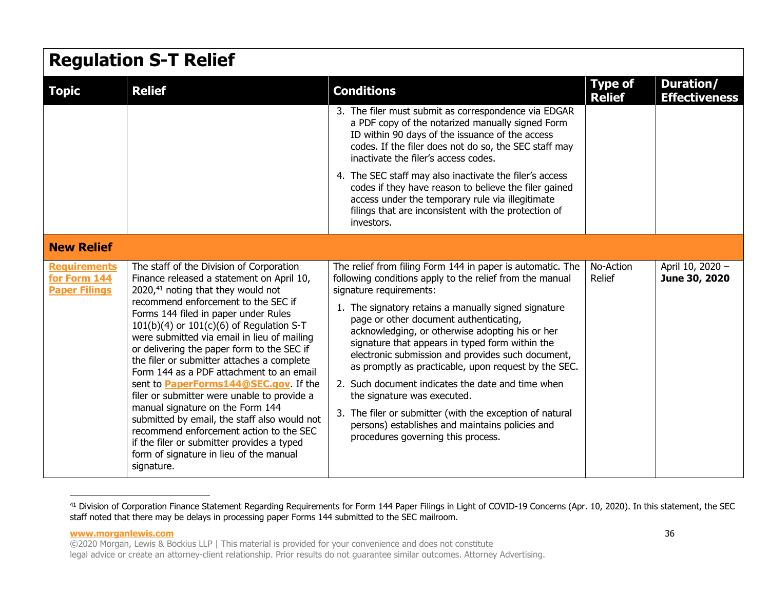## Regulation S-T Relief

| Topic | Relief | Conditions | Type of Relief | Duration/ Effectiveness |
|---|---|---|---|---|
| | | 3. The filer must submit as correspondence via EDGAR a PDF copy of the notarized manually signed Form ID within 90 days of the issuance of the access codes. If the filer does not do so, the SEC staff may inactivate the filer's access codes.<br><br>4. The SEC staff may also inactivate the filer's access codes if they have reason to believe the filer gained access under the temporary rule via illegitimate filings that are inconsistent with the protection of investors. | | |
| **New Relief** | | | | |
| **Requirements for Form 144 Paper Filings** | The staff of the Division of Corporation Finance released a statement on April 10, 2020,[41] noting that they would not recommend enforcement to the SEC if Forms 144 filed in paper under Rules 101(b)(4) or 101(c)(6) of Regulation S-T were submitted via email in lieu of mailing or delivering the paper form to the SEC if the filer or submitter attaches a complete Form 144 as a PDF attachment to an email sent to **PaperForms144@SEC.gov**. If the filer or submitter were unable to provide a manual signature on the Form 144 submitted by email, the staff also would not recommend enforcement action to the SEC if the filer or submitter provides a typed form of signature in lieu of the manual signature. | The relief from filing Form 144 in paper is automatic. The following conditions apply to the relief from the manual signature requirements:<br><br>1. The signatory retains a manually signed signature page or other document authenticating, acknowledging, or otherwise adopting his or her signature that appears in typed form within the electronic submission and provides such document, as promptly as practicable, upon request by the SEC.<br><br>2. Such document indicates the date and time when the signature was executed.<br><br>3. The filer or submitter (with the exception of natural persons) establishes and maintains policies and procedures governing this process. | No-Action Relief | April 10, 2020 – **June 30, 2020** |

[41] Division of Corporation Finance Statement Regarding Requirements for Form 144 Paper Filings in Light of COVID-19 Concerns (Apr. 10, 2020). In this statement, the SEC staff noted that there may be delays in processing paper Forms 144 submitted to the SEC mailroom.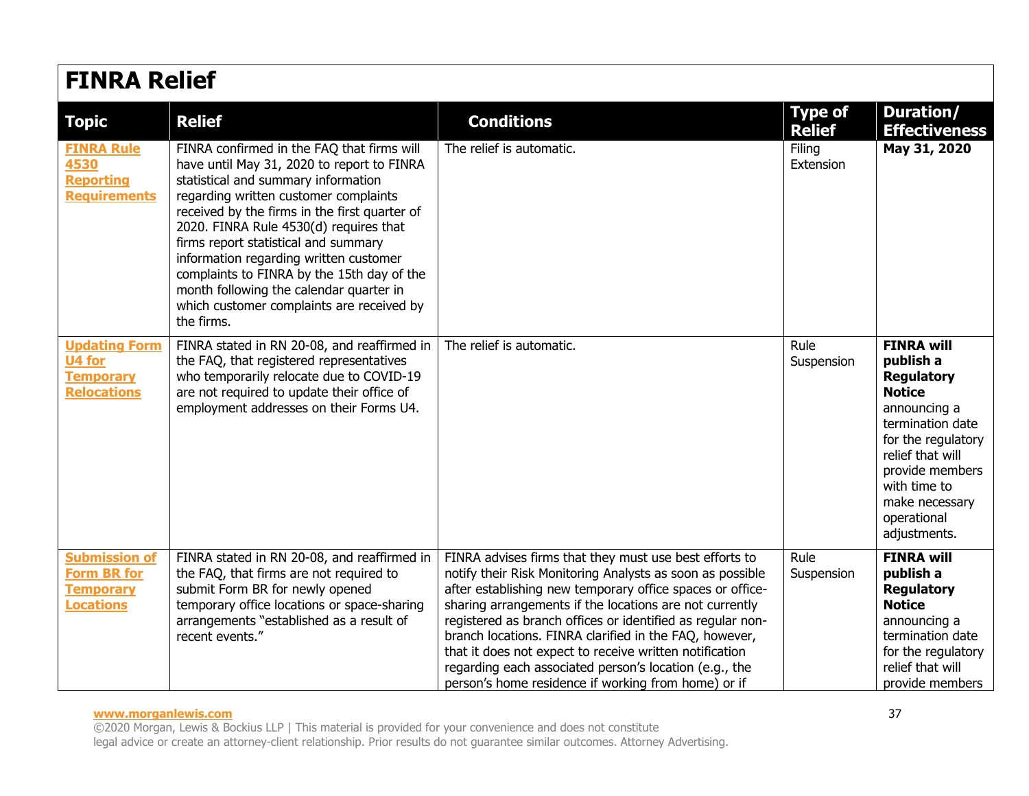## FINRA Relief

| Topic | Relief | Conditions | Type of Relief | Duration/ Effectiveness |
|---|---|---|---|---|
| **FINRA Rule 4530 Reporting Requirements** | FINRA confirmed in the FAQ that firms will have until May 31, 2020 to report to FINRA statistical and summary information regarding written customer complaints received by the firms in the first quarter of 2020. FINRA Rule 4530(d) requires that firms report statistical and summary information regarding written customer complaints to FINRA by the 15th day of the month following the calendar quarter in which customer complaints are received by the firms. | The relief is automatic. | Filing Extension | **May 31, 2020** |
| **Updating Form U4 for Temporary Relocations** | FINRA stated in RN 20-08, and reaffirmed in the FAQ, that registered representatives who temporarily relocate due to COVID-19 are not required to update their office of employment addresses on their Forms U4. | The relief is automatic. | Rule Suspension | **FINRA will publish a Regulatory Notice** announcing a termination date for the regulatory relief that will provide members with time to make necessary operational adjustments. |
| **Submission of Form BR for Temporary Locations** | FINRA stated in RN 20-08, and reaffirmed in the FAQ, that firms are not required to submit Form BR for newly opened temporary office locations or space-sharing arrangements "established as a result of recent events." | FINRA advises firms that they must use best efforts to notify their Risk Monitoring Analysts as soon as possible after establishing new temporary office spaces or office-sharing arrangements if the locations are not currently registered as branch offices or identified as regular non-branch locations. FINRA clarified in the FAQ, however, that it does not expect to receive written notification regarding each associated person's location (e.g., the person's home residence if working from home) or if | Rule Suspension | **FINRA will publish a Regulatory Notice** announcing a termination date for the regulatory relief that will provide members |

www.morganlewis.com
©2020 Morgan, Lewis & Bockius LLP | This material is provided for your convenience and does not constitute legal advice or create an attorney-client relationship. Prior results do not guarantee similar outcomes. Attorney Advertising.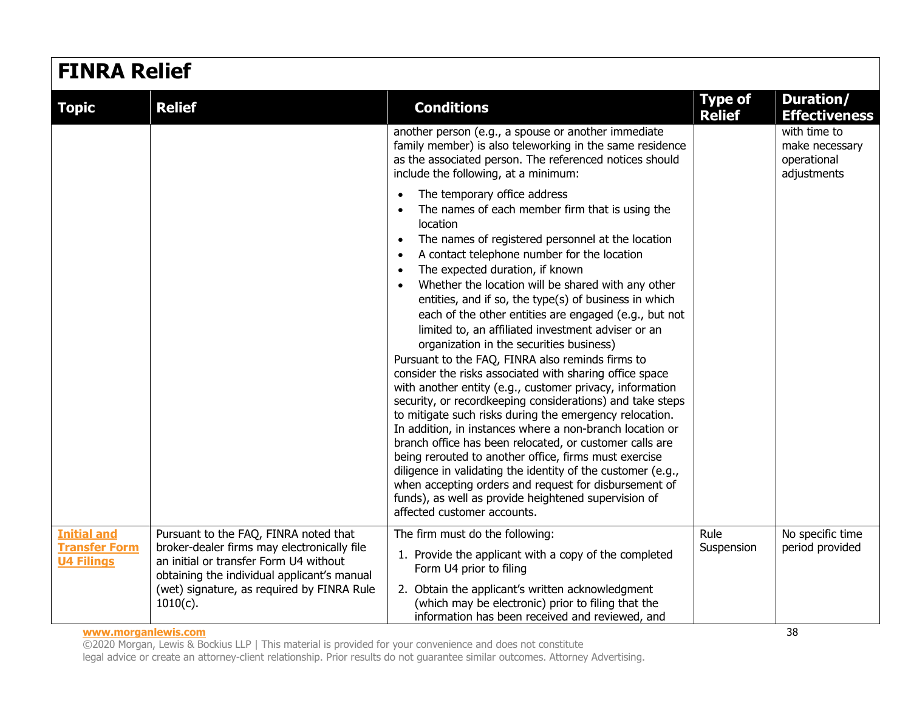## FINRA Relief

| Topic | Relief | Conditions | Type of Relief | Duration/ Effectiveness |
|---|---|---|---|---|
| | | another person (e.g., a spouse or another immediate family member) is also teleworking in the same residence as the associated person. The referenced notices should include the following, at a minimum:<br>• The temporary office address<br>• The names of each member firm that is using the location<br>• The names of registered personnel at the location<br>• A contact telephone number for the location<br>• The expected duration, if known<br>• Whether the location will be shared with any other entities, and if so, the type(s) of business in which each of the other entities are engaged (e.g., but not limited to, an affiliated investment adviser or an organization in the securities business)<br>Pursuant to the FAQ, FINRA also reminds firms to consider the risks associated with sharing office space with another entity (e.g., customer privacy, information security, or recordkeeping considerations) and take steps to mitigate such risks during the emergency relocation. In addition, in instances where a non-branch location or branch office has been relocated, or customer calls are being rerouted to another office, firms must exercise diligence in validating the identity of the customer (e.g., when accepting orders and request for disbursement of funds), as well as provide heightened supervision of affected customer accounts. | | with time to make necessary operational adjustments |
| **Initial and Transfer Form U4 Filings** | Pursuant to the FAQ, FINRA noted that broker-dealer firms may electronically file an initial or transfer Form U4 without obtaining the individual applicant's manual (wet) signature, as required by FINRA Rule 1010(c). | The firm must do the following:<br>1. Provide the applicant with a copy of the completed Form U4 prior to filing<br>2. Obtain the applicant's written acknowledgment (which may be electronic) prior to filing that the information has been received and reviewed, and | Rule Suspension | No specific time period provided |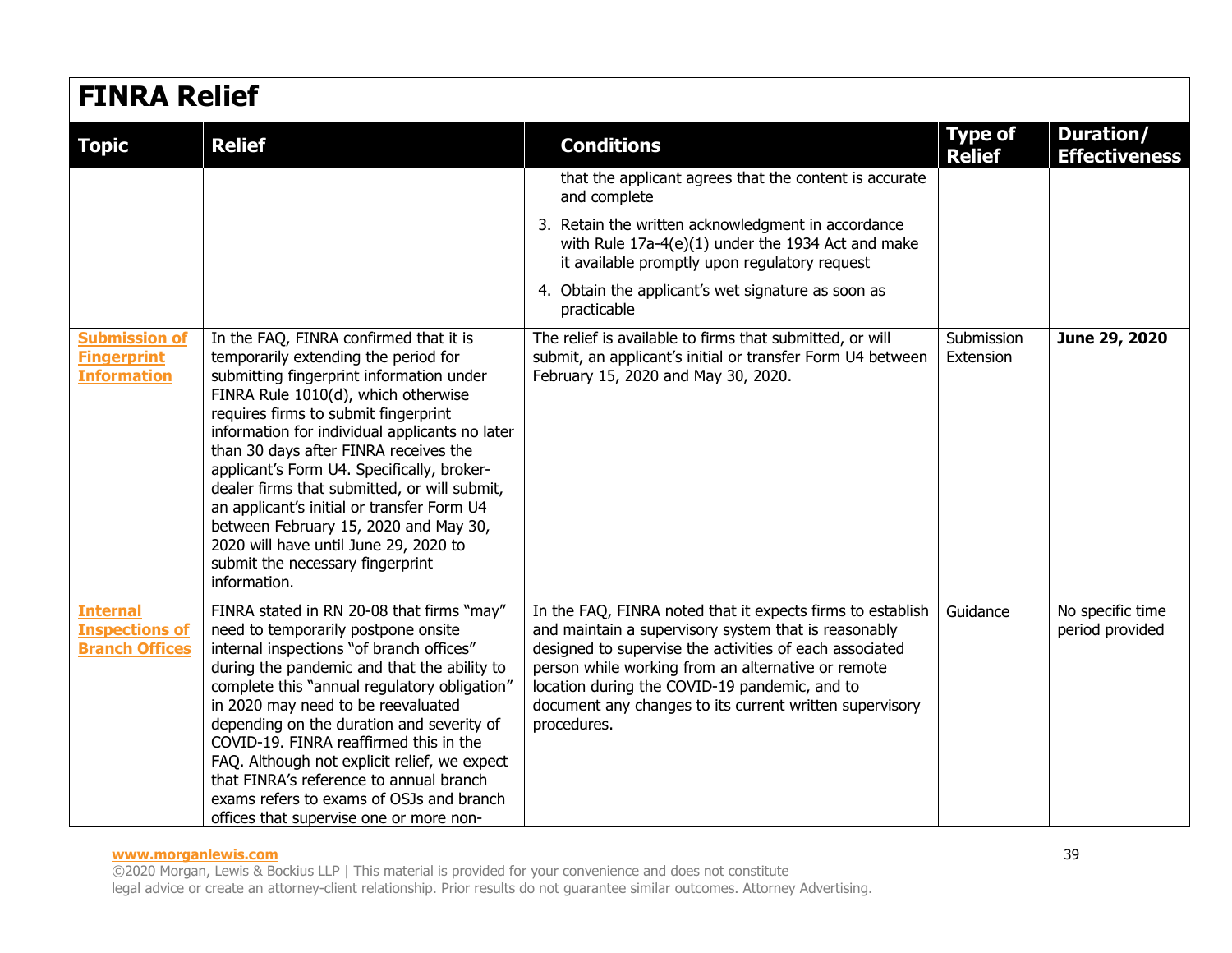# FINRA Relief

| Topic | Relief | Conditions | Type of Relief | Duration/ Effectiveness |
|---|---|---|---|---|
| | | that the applicant agrees that the content is accurate and complete<br>3. Retain the written acknowledgment in accordance with Rule 17a-4(e)(1) under the 1934 Act and make it available promptly upon regulatory request<br>4. Obtain the applicant's wet signature as soon as practicable | | |
| **Submission of Fingerprint Information** | In the FAQ, FINRA confirmed that it is temporarily extending the period for submitting fingerprint information under FINRA Rule 1010(d), which otherwise requires firms to submit fingerprint information for individual applicants no later than 30 days after FINRA receives the applicant's Form U4. Specifically, broker-dealer firms that submitted, or will submit, an applicant's initial or transfer Form U4 between February 15, 2020 and May 30, 2020 will have until June 29, 2020 to submit the necessary fingerprint information. | The relief is available to firms that submitted, or will submit, an applicant's initial or transfer Form U4 between February 15, 2020 and May 30, 2020. | Submission Extension | **June 29, 2020** |
| **Internal Inspections of Branch Offices** | FINRA stated in RN 20-08 that firms "may" need to temporarily postpone onsite internal inspections "of branch offices" during the pandemic and that the ability to complete this "annual regulatory obligation" in 2020 may need to be reevaluated depending on the duration and severity of COVID-19. FINRA reaffirmed this in the FAQ. Although not explicit relief, we expect that FINRA's reference to annual branch exams refers to exams of OSJs and branch offices that supervise one or more non- | In the FAQ, FINRA noted that it expects firms to establish and maintain a supervisory system that is reasonably designed to supervise the activities of each associated person while working from an alternative or remote location during the COVID-19 pandemic, and to document any changes to its current written supervisory procedures. | Guidance | No specific time period provided |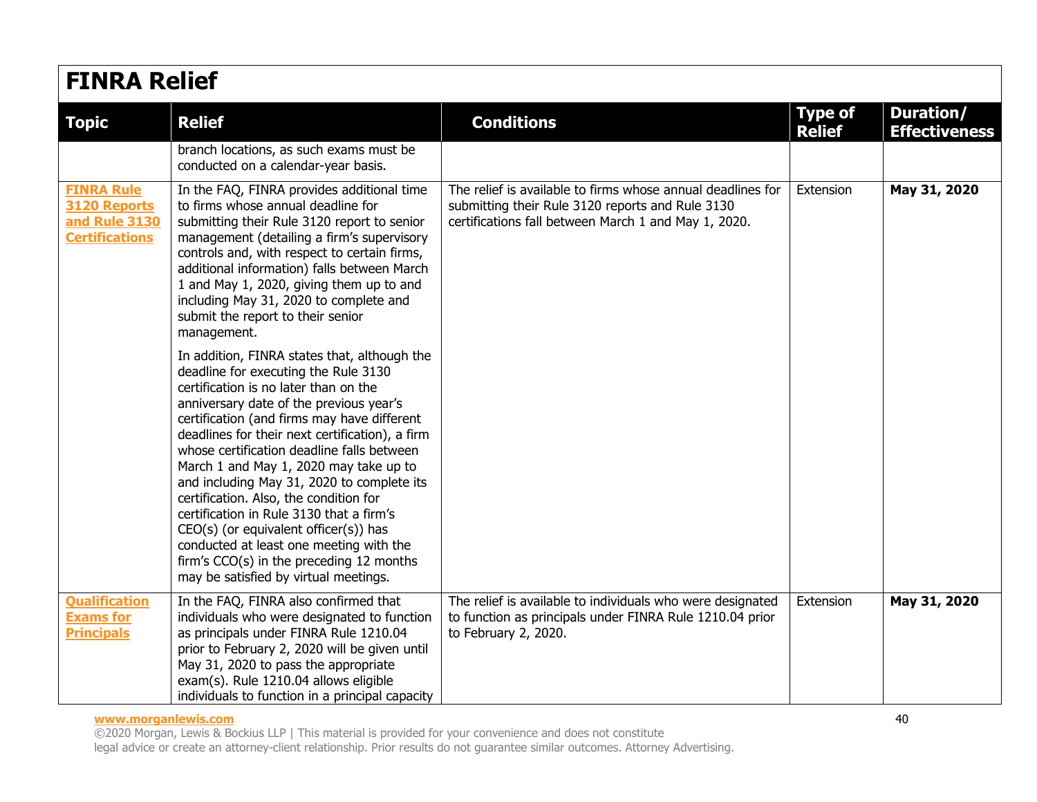# FINRA Relief

| Topic | Relief | Conditions | Type of Relief | Duration/ Effectiveness |
|---|---|---|---|---|
| | branch locations, as such exams must be conducted on a calendar-year basis. | | | |
| **FINRA Rule 3120 Reports and Rule 3130 Certifications** | In the FAQ, FINRA provides additional time to firms whose annual deadline for submitting their Rule 3120 report to senior management (detailing a firm's supervisory controls and, with respect to certain firms, additional information) falls between March 1 and May 1, 2020, giving them up to and including May 31, 2020 to complete and submit the report to their senior management.<br><br>In addition, FINRA states that, although the deadline for executing the Rule 3130 certification is no later than on the anniversary date of the previous year's certification (and firms may have different deadlines for their next certification), a firm whose certification deadline falls between March 1 and May 1, 2020 may take up to and including May 31, 2020 to complete its certification. Also, the condition for certification in Rule 3130 that a firm's CEO(s) (or equivalent officer(s)) has conducted at least one meeting with the firm's CCO(s) in the preceding 12 months may be satisfied by virtual meetings. | The relief is available to firms whose annual deadlines for submitting their Rule 3120 reports and Rule 3130 certifications fall between March 1 and May 1, 2020. | Extension | **May 31, 2020** |
| **Qualification Exams for Principals** | In the FAQ, FINRA also confirmed that individuals who were designated to function as principals under FINRA Rule 1210.04 prior to February 2, 2020 will be given until May 31, 2020 to pass the appropriate exam(s). Rule 1210.04 allows eligible individuals to function in a principal capacity | The relief is available to individuals who were designated to function as principals under FINRA Rule 1210.04 prior to February 2, 2020. | Extension | **May 31, 2020** |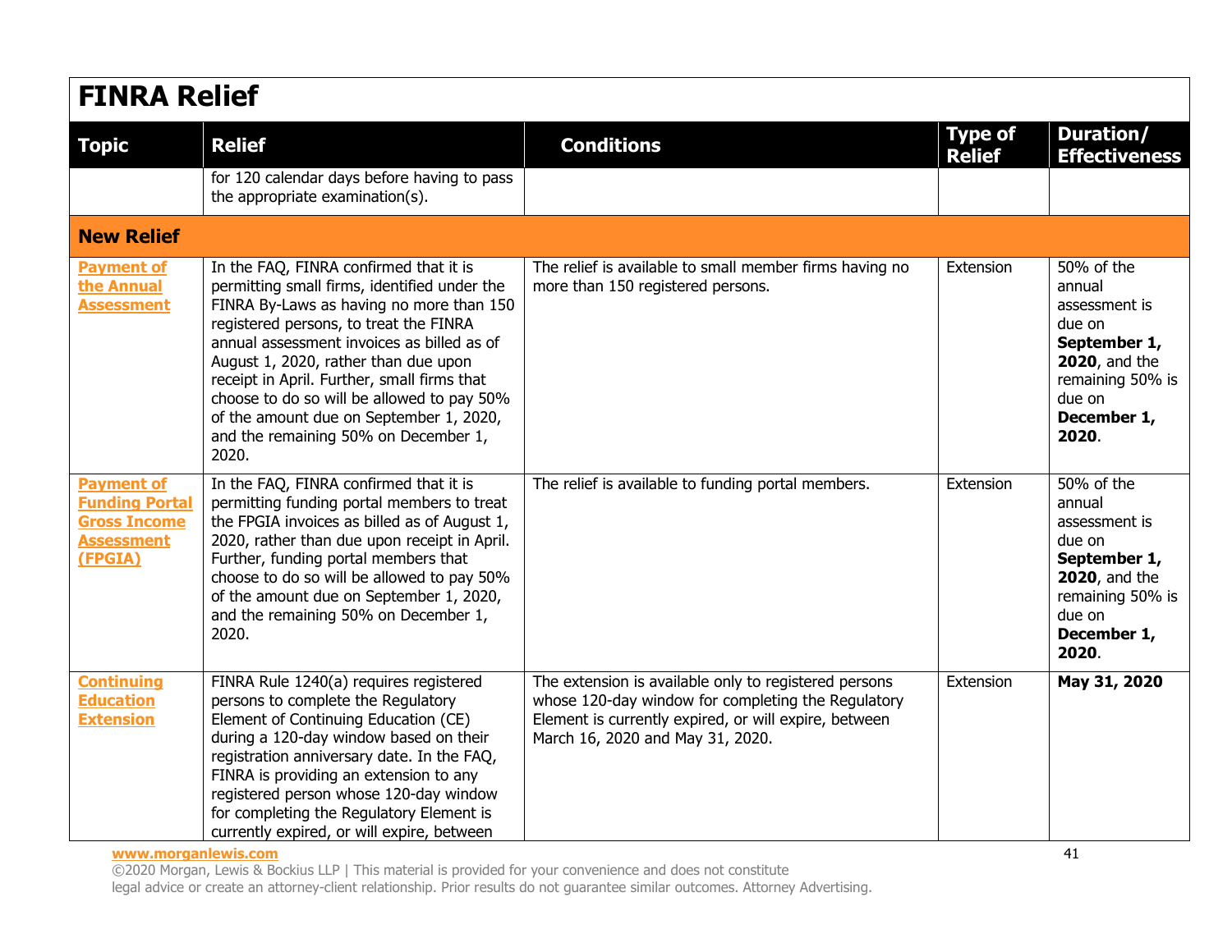## FINRA Relief

| Topic | Relief | Conditions | Type of Relief | Duration/ Effectiveness |
|---|---|---|---|---|
| | for 120 calendar days before having to pass the appropriate examination(s). | | | |
| **New Relief** | | | | |
| **Payment of the Annual Assessment** | In the FAQ, FINRA confirmed that it is permitting small firms, identified under the FINRA By-Laws as having no more than 150 registered persons, to treat the FINRA annual assessment invoices as billed as of August 1, 2020, rather than due upon receipt in April. Further, small firms that choose to do so will be allowed to pay 50% of the amount due on September 1, 2020, and the remaining 50% on December 1, 2020. | The relief is available to small member firms having no more than 150 registered persons. | Extension | 50% of the annual assessment is due on **September 1, 2020**, and the remaining 50% is due on **December 1, 2020**. |
| **Payment of Funding Portal Gross Income Assessment (FPGIA)** | In the FAQ, FINRA confirmed that it is permitting funding portal members to treat the FPGIA invoices as billed as of August 1, 2020, rather than due upon receipt in April. Further, funding portal members that choose to do so will be allowed to pay 50% of the amount due on September 1, 2020, and the remaining 50% on December 1, 2020. | The relief is available to funding portal members. | Extension | 50% of the annual assessment is due on **September 1, 2020**, and the remaining 50% is due on **December 1, 2020**. |
| **Continuing Education Extension** | FINRA Rule 1240(a) requires registered persons to complete the Regulatory Element of Continuing Education (CE) during a 120-day window based on their registration anniversary date. In the FAQ, FINRA is providing an extension to any registered person whose 120-day window for completing the Regulatory Element is currently expired, or will expire, between | The extension is available only to registered persons whose 120-day window for completing the Regulatory Element is currently expired, or will expire, between March 16, 2020 and May 31, 2020. | Extension | **May 31, 2020** |

www.morganlewis.com
©2020 Morgan, Lewis & Bockius LLP | This material is provided for your convenience and does not constitute legal advice or create an attorney-client relationship. Prior results do not guarantee similar outcomes. Attorney Advertising.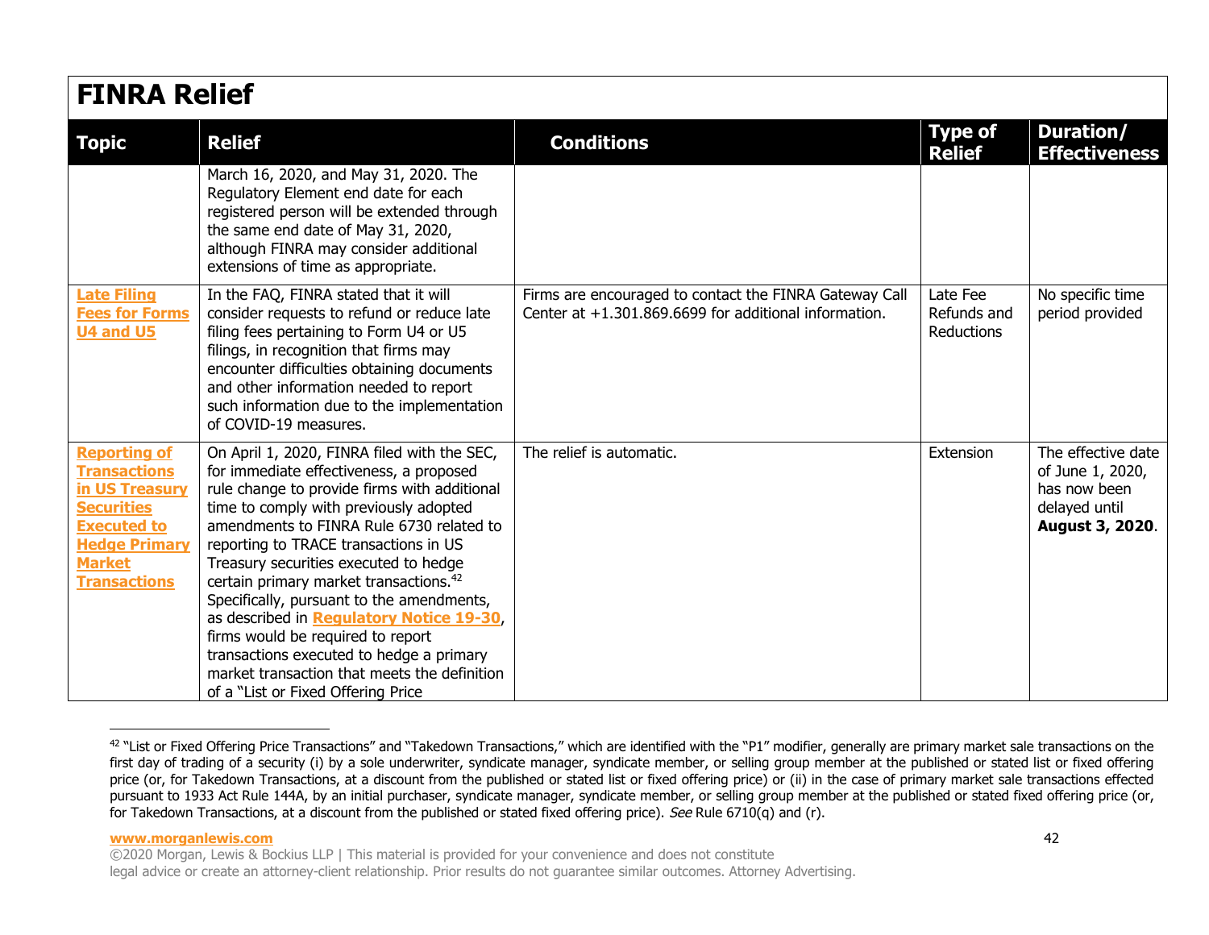## FINRA Relief

| Topic | Relief | Conditions | Type of Relief | Duration/ Effectiveness |
|---|---|---|---|---|
| | March 16, 2020, and May 31, 2020. The Regulatory Element end date for each registered person will be extended through the same end date of May 31, 2020, although FINRA may consider additional extensions of time as appropriate. | | | |
| **Late Filing Fees for Forms U4 and U5** | In the FAQ, FINRA stated that it will consider requests to refund or reduce late filing fees pertaining to Form U4 or U5 filings, in recognition that firms may encounter difficulties obtaining documents and other information needed to report such information due to the implementation of COVID-19 measures. | Firms are encouraged to contact the FINRA Gateway Call Center at +1.301.869.6699 for additional information. | Late Fee Refunds and Reductions | No specific time period provided |
| **Reporting of Transactions in US Treasury Securities Executed to Hedge Primary Market Transactions** | On April 1, 2020, FINRA filed with the SEC, for immediate effectiveness, a proposed rule change to provide firms with additional time to comply with previously adopted amendments to FINRA Rule 6730 related to reporting to TRACE transactions in US Treasury securities executed to hedge certain primary market transactions.[42] Specifically, pursuant to the amendments, as described in **Regulatory Notice 19-30**, firms would be required to report transactions executed to hedge a primary market transaction that meets the definition of a "List or Fixed Offering Price | The relief is automatic. | Extension | The effective date of June 1, 2020, has now been delayed until **August 3, 2020**. |

[42] "List or Fixed Offering Price Transactions" and "Takedown Transactions," which are identified with the "P1" modifier, generally are primary market sale transactions on the first day of trading of a security (i) by a sole underwriter, syndicate manager, syndicate member, or selling group member at the published or stated list or fixed offering price (or, for Takedown Transactions, at a discount from the published or stated list or fixed offering price) or (ii) in the case of primary market sale transactions effected pursuant to 1933 Act Rule 144A, by an initial purchaser, syndicate manager, syndicate member, or selling group member at the published or stated fixed offering price (or, for Takedown Transactions, at a discount from the published or stated fixed offering price). *See* Rule 6710(q) and (r).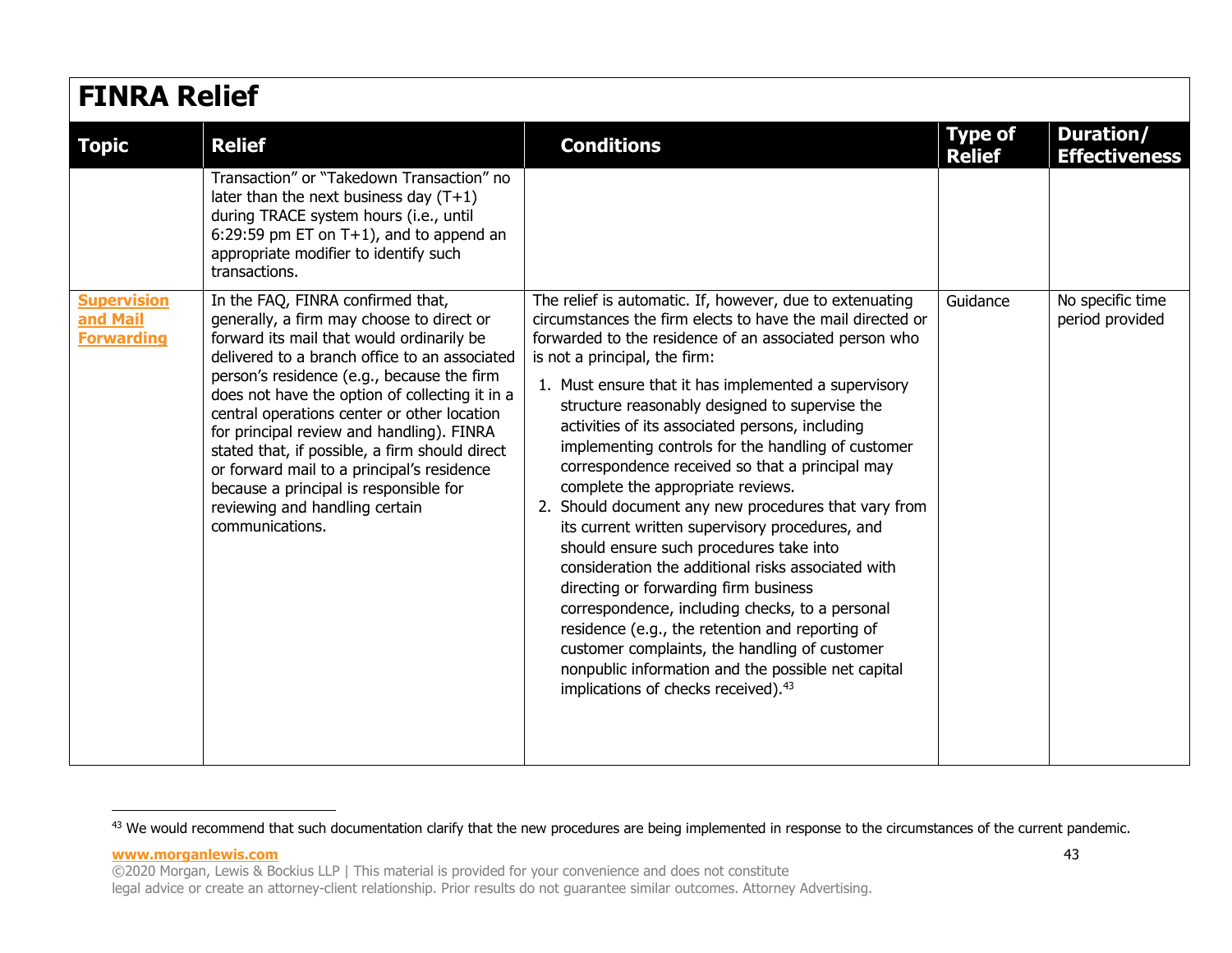## FINRA Relief

| Topic | Relief | Conditions | Type of Relief | Duration/ Effectiveness |
|---|---|---|---|---|
| | Transaction" or "Takedown Transaction" no later than the next business day (T+1) during TRACE system hours (i.e., until 6:29:59 pm ET on T+1), and to append an appropriate modifier to identify such transactions. | | | |
| **Supervision and Mail Forwarding** | In the FAQ, FINRA confirmed that, generally, a firm may choose to direct or forward its mail that would ordinarily be delivered to a branch office to an associated person's residence (e.g., because the firm does not have the option of collecting it in a central operations center or other location for principal review and handling). FINRA stated that, if possible, a firm should direct or forward mail to a principal's residence because a principal is responsible for reviewing and handling certain communications. | The relief is automatic. If, however, due to extenuating circumstances the firm elects to have the mail directed or forwarded to the residence of an associated person who is not a principal, the firm: 1. Must ensure that it has implemented a supervisory structure reasonably designed to supervise the activities of its associated persons, including implementing controls for the handling of customer correspondence received so that a principal may complete the appropriate reviews. 2. Should document any new procedures that vary from its current written supervisory procedures, and should ensure such procedures take into consideration the additional risks associated with directing or forwarding firm business correspondence, including checks, to a personal residence (e.g., the retention and reporting of customer complaints, the handling of customer nonpublic information and the possible net capital implications of checks received).[43] | Guidance | No specific time period provided |

[43] We would recommend that such documentation clarify that the new procedures are being implemented in response to the circumstances of the current pandemic.

www.morganlewis.com

©2020 Morgan, Lewis & Bockius LLP | This material is provided for your convenience and does not constitute legal advice or create an attorney-client relationship. Prior results do not guarantee similar outcomes. Attorney Advertising.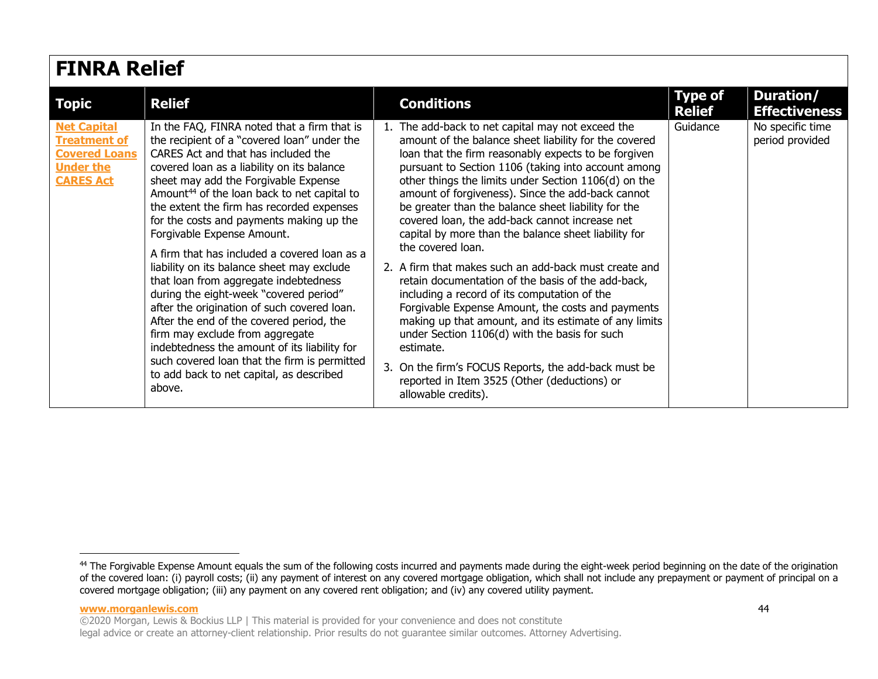# FINRA Relief

| Topic | Relief | Conditions | Type of Relief | Duration/ Effectiveness |
| --- | --- | --- | --- | --- |
| **Net Capital Treatment of Covered Loans Under the CARES Act** | In the FAQ, FINRA noted that a firm that is the recipient of a "covered loan" under the CARES Act and that has included the covered loan as a liability on its balance sheet may add the Forgivable Expense Amount[44] of the loan back to net capital to the extent the firm has recorded expenses for the costs and payments making up the Forgivable Expense Amount.<br><br>A firm that has included a covered loan as a liability on its balance sheet may exclude that loan from aggregate indebtedness during the eight-week "covered period" after the origination of such covered loan. After the end of the covered period, the firm may exclude from aggregate indebtedness the amount of its liability for such covered loan that the firm is permitted to add back to net capital, as described above. | 1. The add-back to net capital may not exceed the amount of the balance sheet liability for the covered loan that the firm reasonably expects to be forgiven pursuant to Section 1106 (taking into account among other things the limits under Section 1106(d) on the amount of forgiveness). Since the add-back cannot be greater than the balance sheet liability for the covered loan, the add-back cannot increase net capital by more than the balance sheet liability for the covered loan.<br>2. A firm that makes such an add-back must create and retain documentation of the basis of the add-back, including a record of its computation of the Forgivable Expense Amount, the costs and payments making up that amount, and its estimate of any limits under Section 1106(d) with the basis for such estimate.<br>3. On the firm's FOCUS Reports, the add-back must be reported in Item 3525 (Other (deductions) or allowable credits). | Guidance | No specific time period provided |

[44] The Forgivable Expense Amount equals the sum of the following costs incurred and payments made during the eight-week period beginning on the date of the origination of the covered loan: (i) payroll costs; (ii) any payment of interest on any covered mortgage obligation, which shall not include any prepayment or payment of principal on a covered mortgage obligation; (iii) any payment on any covered rent obligation; and (iv) any covered utility payment.

**www.morganlewis.com**

©2020 Morgan, Lewis & Bockius LLP | This material is provided for your convenience and does not constitute legal advice or create an attorney-client relationship. Prior results do not guarantee similar outcomes. Attorney Advertising.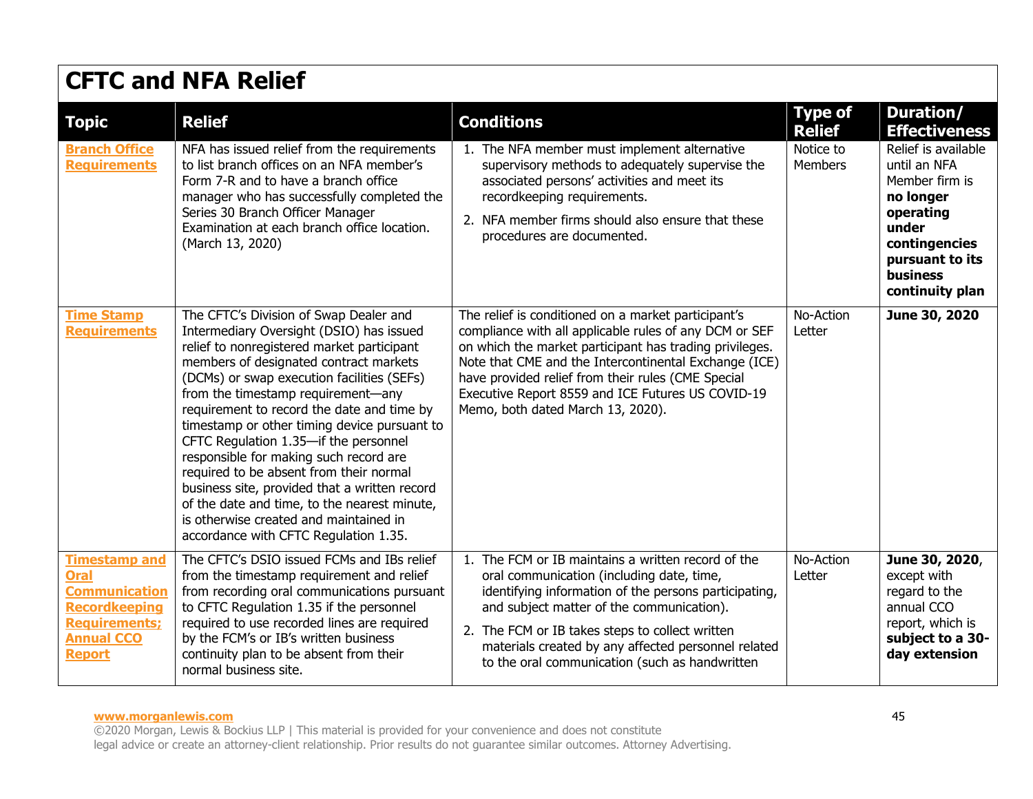# CFTC and NFA Relief

| Topic | Relief | Conditions | Type of Relief | Duration/ Effectiveness |
|---|---|---|---|---|
| **Branch Office Requirements** | NFA has issued relief from the requirements to list branch offices on an NFA member's Form 7-R and to have a branch office manager who has successfully completed the Series 30 Branch Officer Manager Examination at each branch office location. (March 13, 2020) | 1. The NFA member must implement alternative supervisory methods to adequately supervise the associated persons' activities and meet its recordkeeping requirements.<br>2. NFA member firms should also ensure that these procedures are documented. | Notice to Members | Relief is available until an NFA Member firm is **no longer operating under contingencies pursuant to its business continuity plan** |
| **Time Stamp Requirements** | The CFTC's Division of Swap Dealer and Intermediary Oversight (DSIO) has issued relief to nonregistered market participant members of designated contract markets (DCMs) or swap execution facilities (SEFs) from the timestamp requirement—any requirement to record the date and time by timestamp or other timing device pursuant to CFTC Regulation 1.35—if the personnel responsible for making such record are required to be absent from their normal business site, provided that a written record of the date and time, to the nearest minute, is otherwise created and maintained in accordance with CFTC Regulation 1.35. | The relief is conditioned on a market participant's compliance with all applicable rules of any DCM or SEF on which the market participant has trading privileges. Note that CME and the Intercontinental Exchange (ICE) have provided relief from their rules (CME Special Executive Report 8559 and ICE Futures US COVID-19 Memo, both dated March 13, 2020). | No-Action Letter | **June 30, 2020** |
| **Timestamp and Oral Communication Recordkeeping Requirements; Annual CCO Report** | The CFTC's DSIO issued FCMs and IBs relief from the timestamp requirement and relief from recording oral communications pursuant to CFTC Regulation 1.35 if the personnel required to use recorded lines are required by the FCM's or IB's written business continuity plan to be absent from their normal business site. | 1. The FCM or IB maintains a written record of the oral communication (including date, time, identifying information of the persons participating, and subject matter of the communication).<br>2. The FCM or IB takes steps to collect written materials created by any affected personnel related to the oral communication (such as handwritten | No-Action Letter | **June 30, 2020**, except with regard to the annual CCO report, which is **subject to a 30-day extension** |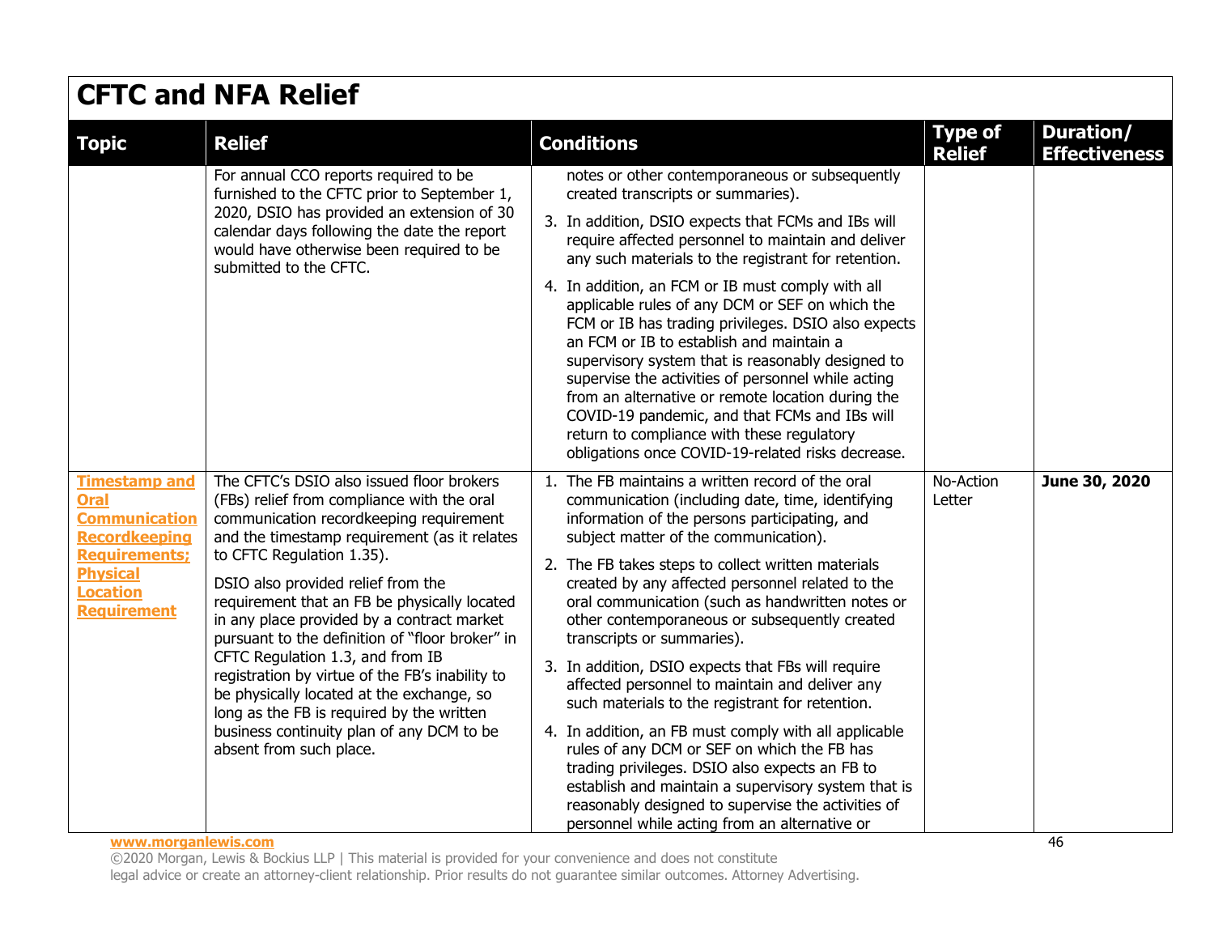# CFTC and NFA Relief

| Topic | Relief | Conditions | Type of Relief | Duration/ Effectiveness |
|---|---|---|---|---|
| | For annual CCO reports required to be furnished to the CFTC prior to September 1, 2020, DSIO has provided an extension of 30 calendar days following the date the report would have otherwise been required to be submitted to the CFTC. | notes or other contemporaneous or subsequently created transcripts or summaries).<br>3. In addition, DSIO expects that FCMs and IBs will require affected personnel to maintain and deliver any such materials to the registrant for retention.<br>4. In addition, an FCM or IB must comply with all applicable rules of any DCM or SEF on which the FCM or IB has trading privileges. DSIO also expects an FCM or IB to establish and maintain a supervisory system that is reasonably designed to supervise the activities of personnel while acting from an alternative or remote location during the COVID-19 pandemic, and that FCMs and IBs will return to compliance with these regulatory obligations once COVID-19-related risks decrease. | | |
| **Timestamp and Oral Communication Recordkeeping Requirements; Physical Location Requirement** | The CFTC's DSIO also issued floor brokers (FBs) relief from compliance with the oral communication recordkeeping requirement and the timestamp requirement (as it relates to CFTC Regulation 1.35).<br>DSIO also provided relief from the requirement that an FB be physically located in any place provided by a contract market pursuant to the definition of "floor broker" in CFTC Regulation 1.3, and from IB registration by virtue of the FB's inability to be physically located at the exchange, so long as the FB is required by the written business continuity plan of any DCM to be absent from such place. | 1. The FB maintains a written record of the oral communication (including date, time, identifying information of the persons participating, and subject matter of the communication).<br>2. The FB takes steps to collect written materials created by any affected personnel related to the oral communication (such as handwritten notes or other contemporaneous or subsequently created transcripts or summaries).<br>3. In addition, DSIO expects that FBs will require affected personnel to maintain and deliver any such materials to the registrant for retention.<br>4. In addition, an FB must comply with all applicable rules of any DCM or SEF on which the FB has trading privileges. DSIO also expects an FB to establish and maintain a supervisory system that is reasonably designed to supervise the activities of personnel while acting from an alternative or | No-Action Letter | **June 30, 2020** |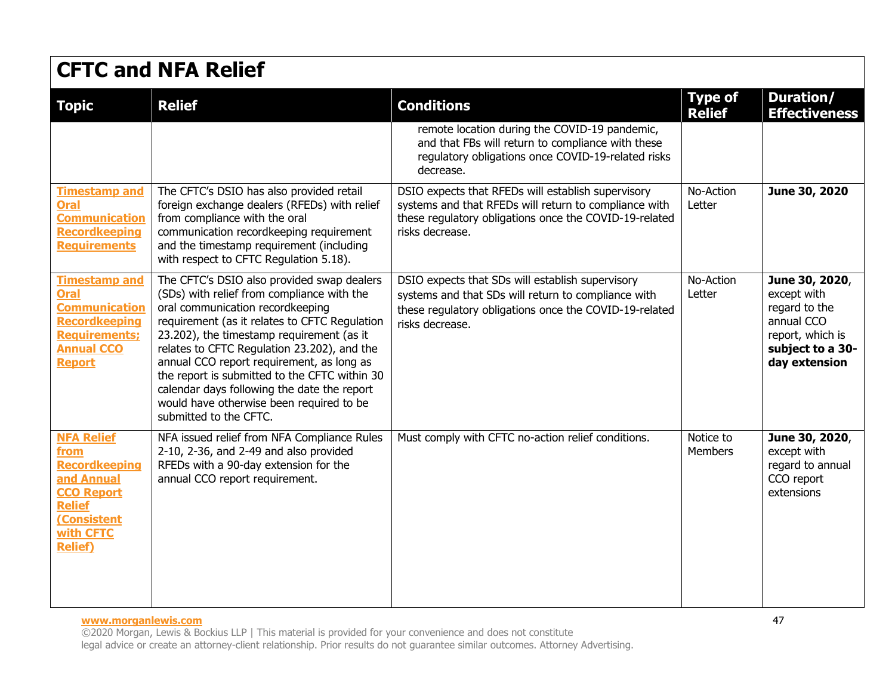## CFTC and NFA Relief

| Topic | Relief | Conditions | Type of Relief | Duration/ Effectiveness |
|---|---|---|---|---|
| | | remote location during the COVID-19 pandemic, and that FBs will return to compliance with these regulatory obligations once COVID-19-related risks decrease. | | |
| **Timestamp and Oral Communication Recordkeeping Requirements** | The CFTC's DSIO has also provided retail foreign exchange dealers (RFEDs) with relief from compliance with the oral communication recordkeeping requirement and the timestamp requirement (including with respect to CFTC Regulation 5.18). | DSIO expects that RFEDs will establish supervisory systems and that RFEDs will return to compliance with these regulatory obligations once the COVID-19-related risks decrease. | No-Action Letter | **June 30, 2020** |
| **Timestamp and Oral Communication Recordkeeping Requirements; Annual CCO Report** | The CFTC's DSIO also provided swap dealers (SDs) with relief from compliance with the oral communication recordkeeping requirement (as it relates to CFTC Regulation 23.202), the timestamp requirement (as it relates to CFTC Regulation 23.202), and the annual CCO report requirement, as long as the report is submitted to the CFTC within 30 calendar days following the date the report would have otherwise been required to be submitted to the CFTC. | DSIO expects that SDs will establish supervisory systems and that SDs will return to compliance with these regulatory obligations once the COVID-19-related risks decrease. | No-Action Letter | **June 30, 2020**, except with regard to the annual CCO report, which is **subject to a 30-day extension** |
| **NFA Relief from Recordkeeping and Annual CCO Report Relief (Consistent with CFTC Relief)** | NFA issued relief from NFA Compliance Rules 2-10, 2-36, and 2-49 and also provided RFEDs with a 90-day extension for the annual CCO report requirement. | Must comply with CFTC no-action relief conditions. | Notice to Members | **June 30, 2020**, except with regard to annual CCO report extensions |

www.morganlewis.com
©2020 Morgan, Lewis & Bockius LLP | This material is provided for your convenience and does not constitute legal advice or create an attorney-client relationship. Prior results do not guarantee similar outcomes. Attorney Advertising.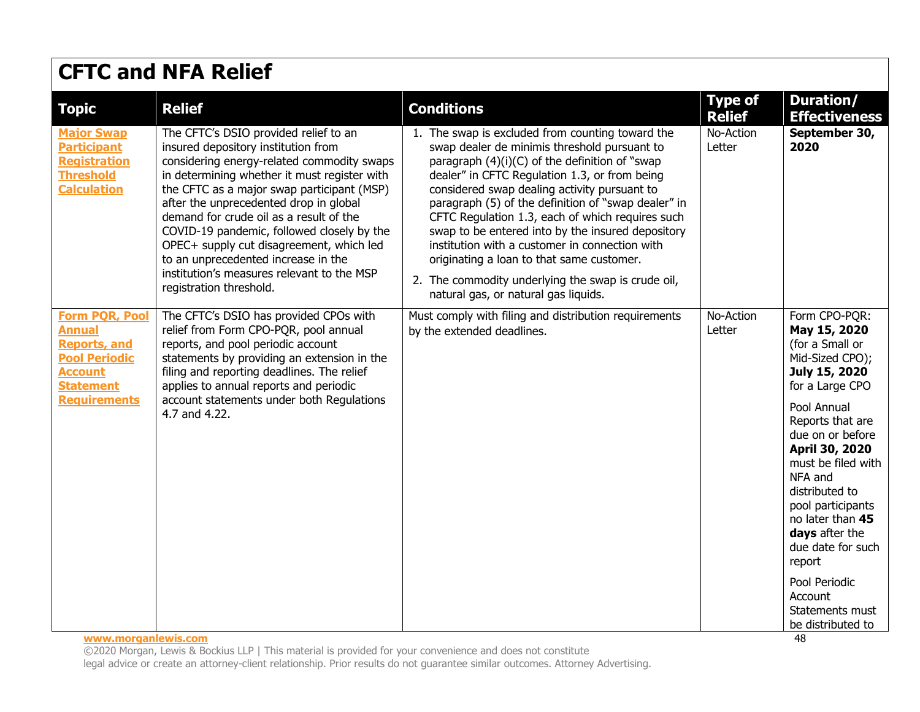# CFTC and NFA Relief

| Topic | Relief | Conditions | Type of Relief | Duration/ Effectiveness |
|---|---|---|---|---|
| Major Swap Participant Registration Threshold Calculation | The CFTC's DSIO provided relief to an insured depository institution from considering energy-related commodity swaps in determining whether it must register with the CFTC as a major swap participant (MSP) after the unprecedented drop in global demand for crude oil as a result of the COVID-19 pandemic, followed closely by the OPEC+ supply cut disagreement, which led to an unprecedented increase in the institution's measures relevant to the MSP registration threshold. | 1. The swap is excluded from counting toward the swap dealer de minimis threshold pursuant to paragraph (4)(i)(C) of the definition of "swap dealer" in CFTC Regulation 1.3, or from being considered swap dealing activity pursuant to paragraph (5) of the definition of "swap dealer" in CFTC Regulation 1.3, each of which requires such swap to be entered into by the insured depository institution with a customer in connection with originating a loan to that same customer.<br>2. The commodity underlying the swap is crude oil, natural gas, or natural gas liquids. | No-Action Letter | **September 30, 2020** |
| Form PQR, Pool Annual Reports, and Pool Periodic Account Statement Requirements | The CFTC's DSIO has provided CPOs with relief from Form CPO-PQR, pool annual reports, and pool periodic account statements by providing an extension in the filing and reporting deadlines. The relief applies to annual reports and periodic account statements under both Regulations 4.7 and 4.22. | Must comply with filing and distribution requirements by the extended deadlines. | No-Action Letter | Form CPO-PQR: **May 15, 2020** (for a Small or Mid-Sized CPO); **July 15, 2020** for a Large CPO<br><br>Pool Annual Reports that are due on or before **April 30, 2020** must be filed with NFA and distributed to pool participants no later than **45 days** after the due date for such report<br><br>Pool Periodic Account Statements must be distributed to |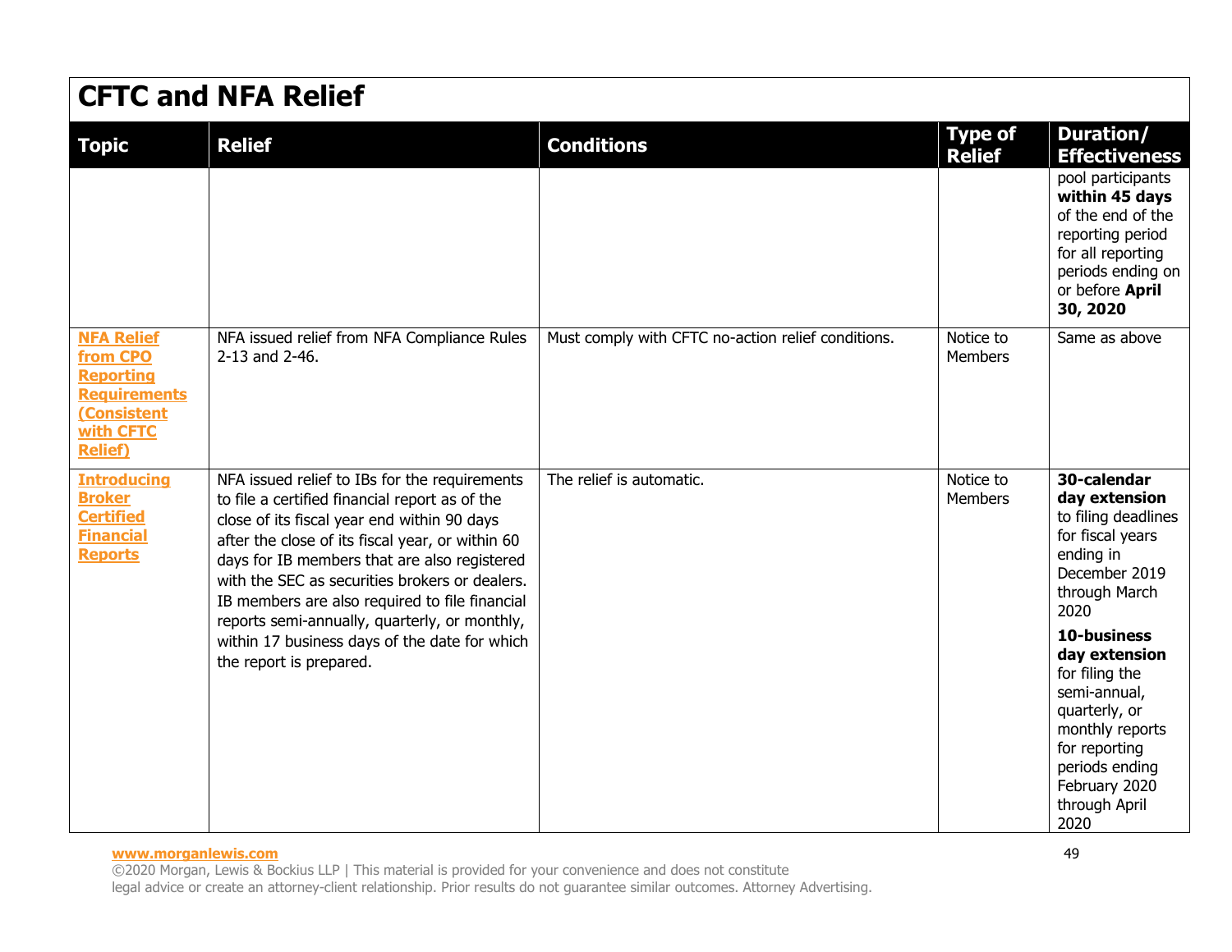# CFTC and NFA Relief

| Topic | Relief | Conditions | Type of Relief | Duration/ Effectiveness |
|---|---|---|---|---|
| | | | | pool participants **within 45 days** of the end of the reporting period for all reporting periods ending on or before **April 30, 2020** |
| **NFA Relief from CPO Reporting Requirements (Consistent with CFTC Relief)** | NFA issued relief from NFA Compliance Rules 2-13 and 2-46. | Must comply with CFTC no-action relief conditions. | Notice to Members | Same as above |
| **Introducing Broker Certified Financial Reports** | NFA issued relief to IBs for the requirements to file a certified financial report as of the close of its fiscal year end within 90 days after the close of its fiscal year, or within 60 days for IB members that are also registered with the SEC as securities brokers or dealers. IB members are also required to file financial reports semi-annually, quarterly, or monthly, within 17 business days of the date for which the report is prepared. | The relief is automatic. | Notice to Members | **30-calendar day extension** to filing deadlines for fiscal years ending in December 2019 through March 2020<br><br>**10-business day extension** for filing the semi-annual, quarterly, or monthly reports for reporting periods ending February 2020 through April 2020 |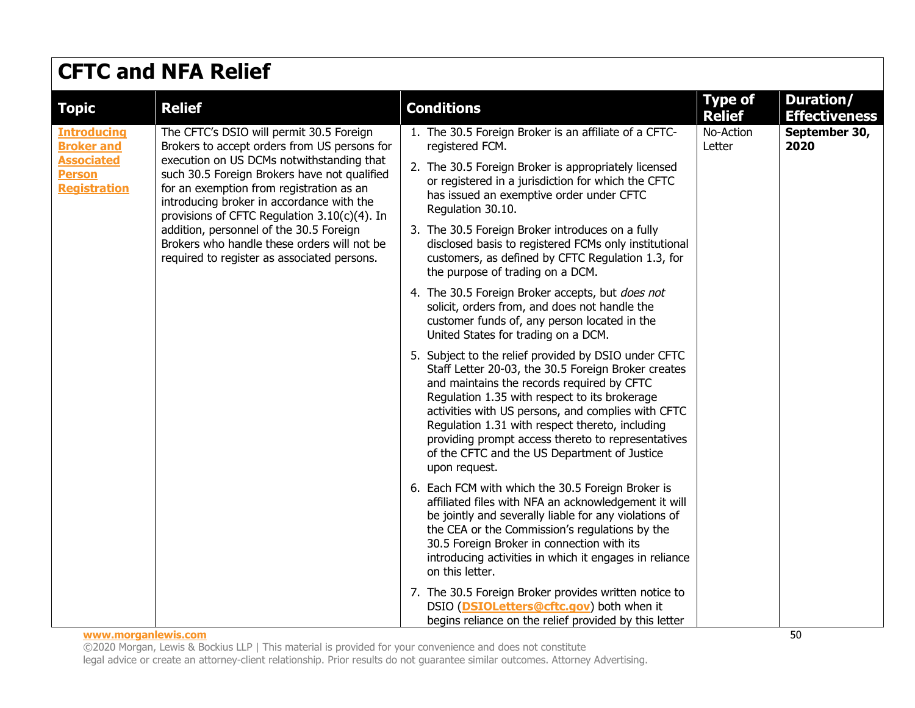# CFTC and NFA Relief

| Topic | Relief | Conditions | Type of Relief | Duration/ Effectiveness |
|---|---|---|---|---|
| **Introducing Broker and Associated Person Registration** | The CFTC's DSIO will permit 30.5 Foreign Brokers to accept orders from US persons for execution on US DCMs notwithstanding that such 30.5 Foreign Brokers have not qualified for an exemption from registration as an introducing broker in accordance with the provisions of CFTC Regulation 3.10(c)(4). In addition, personnel of the 30.5 Foreign Brokers who handle these orders will not be required to register as associated persons. | 1. The 30.5 Foreign Broker is an affiliate of a CFTC-registered FCM.<br>2. The 30.5 Foreign Broker is appropriately licensed or registered in a jurisdiction for which the CFTC has issued an exemptive order under CFTC Regulation 30.10.<br>3. The 30.5 Foreign Broker introduces on a fully disclosed basis to registered FCMs only institutional customers, as defined by CFTC Regulation 1.3, for the purpose of trading on a DCM.<br>4. The 30.5 Foreign Broker accepts, but *does not* solicit, orders from, and does not handle the customer funds of, any person located in the United States for trading on a DCM.<br>5. Subject to the relief provided by DSIO under CFTC Staff Letter 20-03, the 30.5 Foreign Broker creates and maintains the records required by CFTC Regulation 1.35 with respect to its brokerage activities with US persons, and complies with CFTC Regulation 1.31 with respect thereto, including providing prompt access thereto to representatives of the CFTC and the US Department of Justice upon request.<br>6. Each FCM with which the 30.5 Foreign Broker is affiliated files with NFA an acknowledgement it will be jointly and severally liable for any violations of the CEA or the Commission's regulations by the 30.5 Foreign Broker in connection with its introducing activities in which it engages in reliance on this letter.<br>7. The 30.5 Foreign Broker provides written notice to DSIO (DSIOLetters@cftc.gov) both when it begins reliance on the relief provided by this letter | No-Action Letter | **September 30, 2020** |

www.morganlewis.com

©2020 Morgan, Lewis & Bockius LLP | This material is provided for your convenience and does not constitute legal advice or create an attorney-client relationship. Prior results do not guarantee similar outcomes. Attorney Advertising.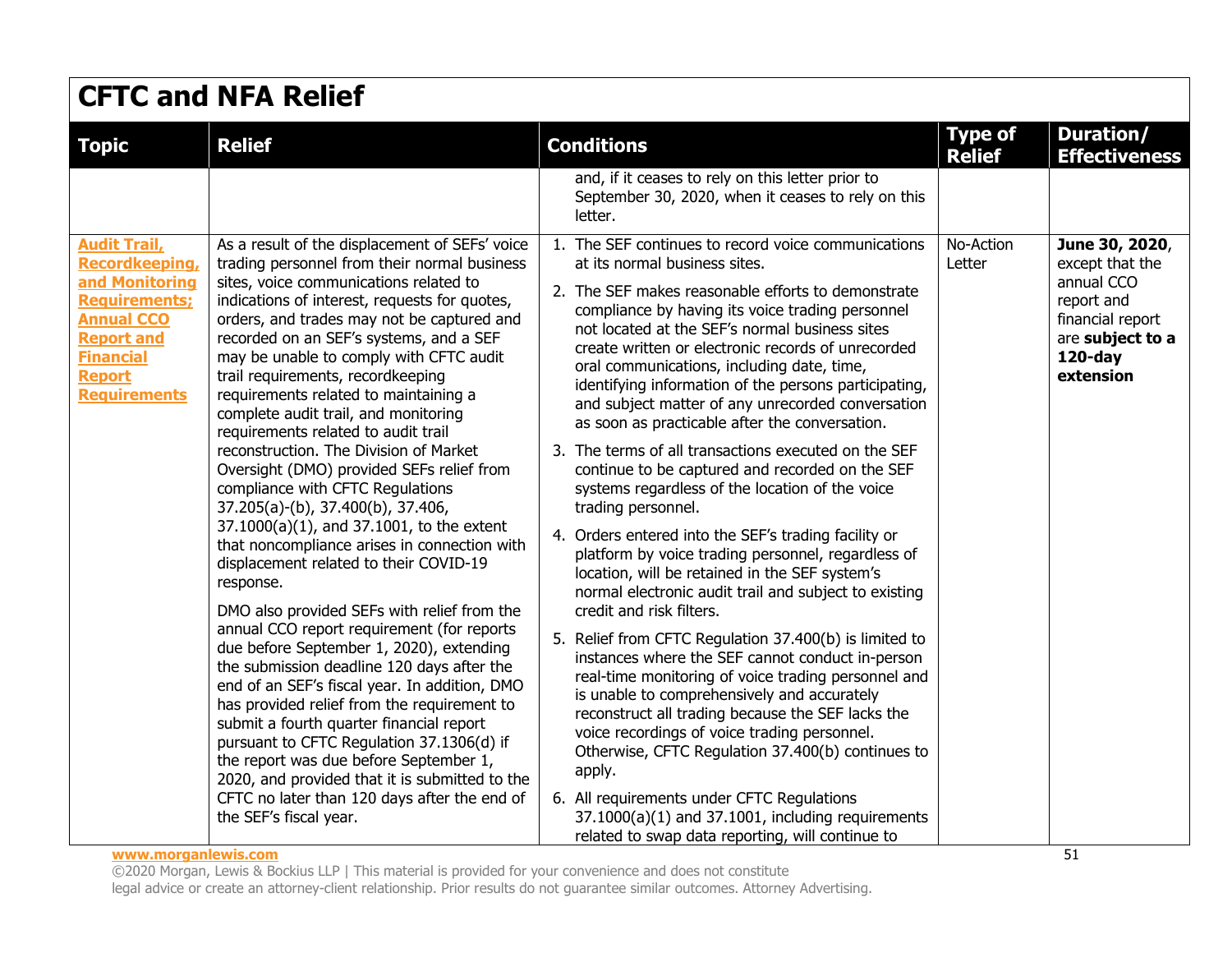## CFTC and NFA Relief

| Topic | Relief | Conditions | Type of Relief | Duration/ Effectiveness |
|---|---|---|---|---|
| | | and, if it ceases to rely on this letter prior to September 30, 2020, when it ceases to rely on this letter. | | |
| **Audit Trail, Recordkeeping, and Monitoring Requirements; Annual CCO Report and Financial Report Requirements** | As a result of the displacement of SEFs' voice trading personnel from their normal business sites, voice communications related to indications of interest, requests for quotes, orders, and trades may not be captured and recorded on an SEF's systems, and a SEF may be unable to comply with CFTC audit trail requirements, recordkeeping requirements related to maintaining a complete audit trail, and monitoring requirements related to audit trail reconstruction. The Division of Market Oversight (DMO) provided SEFs relief from compliance with CFTC Regulations 37.205(a)-(b), 37.400(b), 37.406, 37.1000(a)(1), and 37.1001, to the extent that noncompliance arises in connection with displacement related to their COVID-19 response.<br><br>DMO also provided SEFs with relief from the annual CCO report requirement (for reports due before September 1, 2020), extending the submission deadline 120 days after the end of an SEF's fiscal year. In addition, DMO has provided relief from the requirement to submit a fourth quarter financial report pursuant to CFTC Regulation 37.1306(d) if the report was due before September 1, 2020, and provided that it is submitted to the CFTC no later than 120 days after the end of the SEF's fiscal year. | 1. The SEF continues to record voice communications at its normal business sites.<br><br>2. The SEF makes reasonable efforts to demonstrate compliance by having its voice trading personnel not located at the SEF's normal business sites create written or electronic records of unrecorded oral communications, including date, time, identifying information of the persons participating, and subject matter of any unrecorded conversation as soon as practicable after the conversation.<br><br>3. The terms of all transactions executed on the SEF continue to be captured and recorded on the SEF systems regardless of the location of the voice trading personnel.<br><br>4. Orders entered into the SEF's trading facility or platform by voice trading personnel, regardless of location, will be retained in the SEF system's normal electronic audit trail and subject to existing credit and risk filters.<br><br>5. Relief from CFTC Regulation 37.400(b) is limited to instances where the SEF cannot conduct in-person real-time monitoring of voice trading personnel and is unable to comprehensively and accurately reconstruct all trading because the SEF lacks the voice recordings of voice trading personnel. Otherwise, CFTC Regulation 37.400(b) continues to apply.<br><br>6. All requirements under CFTC Regulations 37.1000(a)(1) and 37.1001, including requirements related to swap data reporting, will continue to | No-Action Letter | **June 30, 2020**, except that the annual CCO report and financial report are **subject to a 120-day extension** |

www.morganlewis.com

©2020 Morgan, Lewis & Bockius LLP | This material is provided for your convenience and does not constitute legal advice or create an attorney-client relationship. Prior results do not guarantee similar outcomes. Attorney Advertising.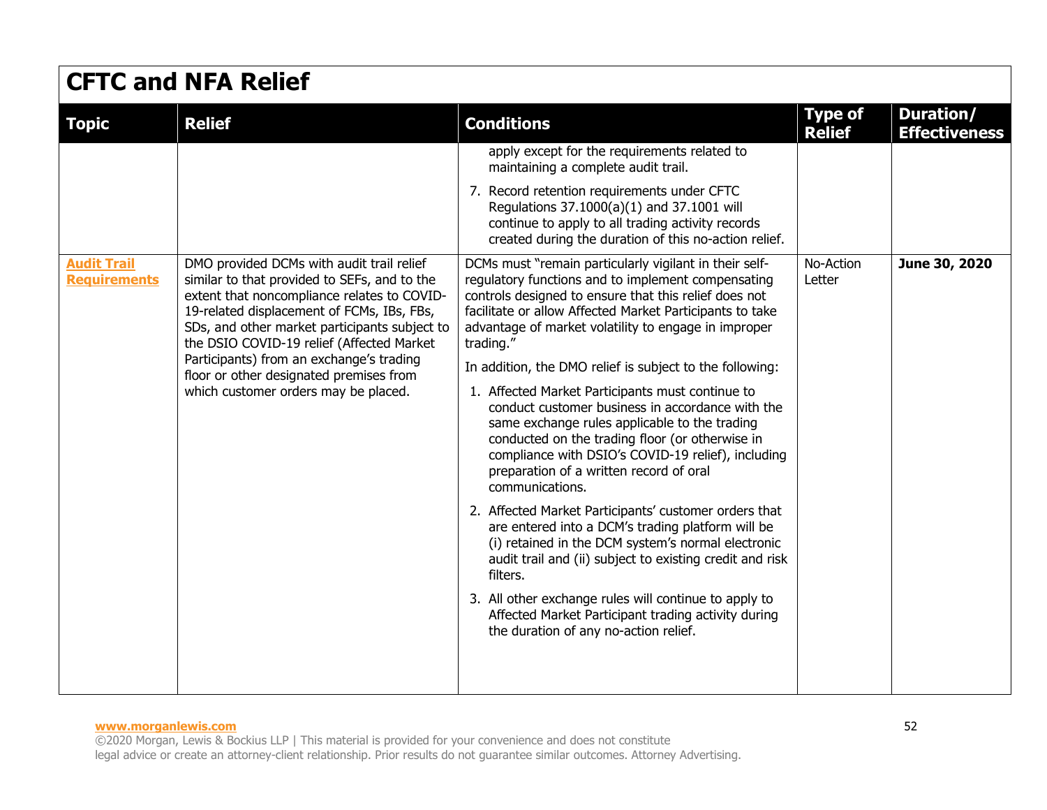## CFTC and NFA Relief

| Topic | Relief | Conditions | Type of Relief | Duration/ Effectiveness |
|---|---|---|---|---|
| | | apply except for the requirements related to maintaining a complete audit trail.<br>7. Record retention requirements under CFTC Regulations 37.1000(a)(1) and 37.1001 will continue to apply to all trading activity records created during the duration of this no-action relief. | | |
| **Audit Trail Requirements** | DMO provided DCMs with audit trail relief similar to that provided to SEFs, and to the extent that noncompliance relates to COVID-19-related displacement of FCMs, IBs, FBs, SDs, and other market participants subject to the DSIO COVID-19 relief (Affected Market Participants) from an exchange's trading floor or other designated premises from which customer orders may be placed. | DCMs must "remain particularly vigilant in their self-regulatory functions and to implement compensating controls designed to ensure that this relief does not facilitate or allow Affected Market Participants to take advantage of market volatility to engage in improper trading."<br>In addition, the DMO relief is subject to the following:<br>1. Affected Market Participants must continue to conduct customer business in accordance with the same exchange rules applicable to the trading conducted on the trading floor (or otherwise in compliance with DSIO's COVID-19 relief), including preparation of a written record of oral communications.<br>2. Affected Market Participants' customer orders that are entered into a DCM's trading platform will be (i) retained in the DCM system's normal electronic audit trail and (ii) subject to existing credit and risk filters.<br>3. All other exchange rules will continue to apply to Affected Market Participant trading activity during the duration of any no-action relief. | No-Action Letter | **June 30, 2020** |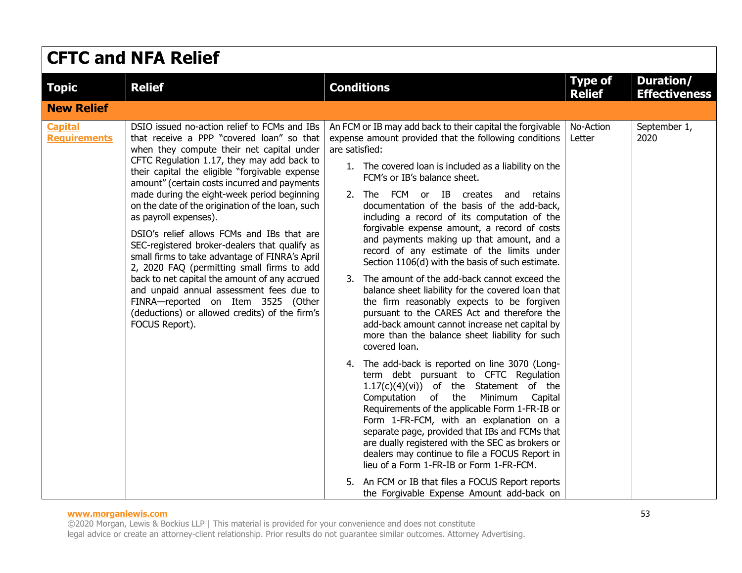## CFTC and NFA Relief

| Topic | Relief | Conditions | Type of Relief | Duration/ Effectiveness |
|---|---|---|---|---|
| **New Relief** | | | | |
| **Capital Requirements** | DSIO issued no-action relief to FCMs and IBs that receive a PPP "covered loan" so that when they compute their net capital under CFTC Regulation 1.17, they may add back to their capital the eligible "forgivable expense amount" (certain costs incurred and payments made during the eight-week period beginning on the date of the origination of the loan, such as payroll expenses).<br><br>DSIO's relief allows FCMs and IBs that are SEC-registered broker-dealers that qualify as small firms to take advantage of FINRA's April 2, 2020 FAQ (permitting small firms to add back to net capital the amount of any accrued and unpaid annual assessment fees due to FINRA—reported on Item 3525 (Other (deductions) or allowed credits) of the firm's FOCUS Report). | An FCM or IB may add back to their capital the forgivable expense amount provided that the following conditions are satisfied:<br><br>1. The covered loan is included as a liability on the FCM's or IB's balance sheet.<br>2. The FCM or IB creates and retains documentation of the basis of the add-back, including a record of its computation of the forgivable expense amount, a record of costs and payments making up that amount, and a record of any estimate of the limits under Section 1106(d) with the basis of such estimate.<br>3. The amount of the add-back cannot exceed the balance sheet liability for the covered loan that the firm reasonably expects to be forgiven pursuant to the CARES Act and therefore the add-back amount cannot increase net capital by more than the balance sheet liability for such covered loan.<br>4. The add-back is reported on line 3070 (Long-term debt pursuant to CFTC Regulation 1.17(c)(4)(vi)) of the Statement of the Computation of the Minimum Capital Requirements of the applicable Form 1-FR-IB or Form 1-FR-FCM, with an explanation on a separate page, provided that IBs and FCMs that are dually registered with the SEC as brokers or dealers may continue to file a FOCUS Report in lieu of a Form 1-FR-IB or Form 1-FR-FCM.<br>5. An FCM or IB that files a FOCUS Report reports the Forgivable Expense Amount add-back on | No-Action Letter | September 1, 2020 |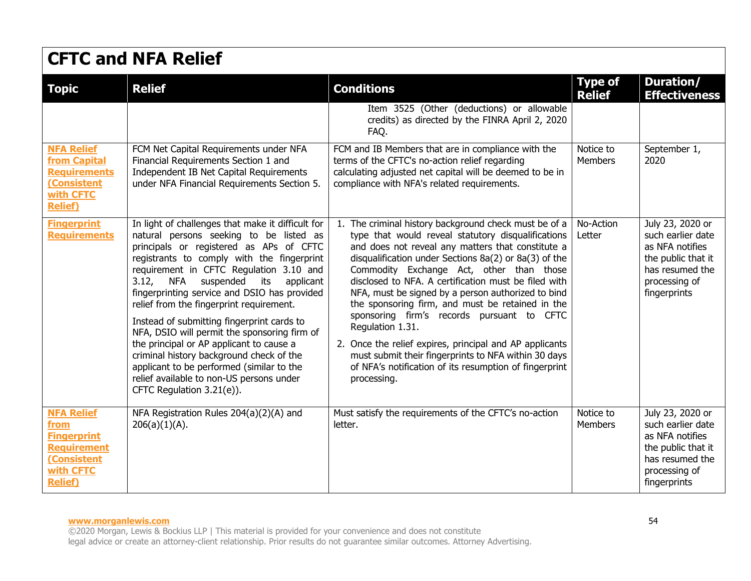# CFTC and NFA Relief

| Topic | Relief | Conditions | Type of Relief | Duration/ Effectiveness |
|---|---|---|---|---|
| | | Item 3525 (Other (deductions) or allowable credits) as directed by the FINRA April 2, 2020 FAQ. | | |
| **NFA Relief from Capital Requirements (Consistent with CFTC Relief)** | FCM Net Capital Requirements under NFA Financial Requirements Section 1 and Independent IB Net Capital Requirements under NFA Financial Requirements Section 5. | FCM and IB Members that are in compliance with the terms of the CFTC's no-action relief regarding calculating adjusted net capital will be deemed to be in compliance with NFA's related requirements. | Notice to Members | September 1, 2020 |
| **Fingerprint Requirements** | In light of challenges that make it difficult for natural persons seeking to be listed as principals or registered as APs of CFTC registrants to comply with the fingerprint requirement in CFTC Regulation 3.10 and 3.12, NFA suspended its applicant fingerprinting service and DSIO has provided relief from the fingerprint requirement.<br><br>Instead of submitting fingerprint cards to NFA, DSIO will permit the sponsoring firm of the principal or AP applicant to cause a criminal history background check of the applicant to be performed (similar to the relief available to non-US persons under CFTC Regulation 3.21(e)). | 1. The criminal history background check must be of a type that would reveal statutory disqualifications and does not reveal any matters that constitute a disqualification under Sections 8a(2) or 8a(3) of the Commodity Exchange Act, other than those disclosed to NFA. A certification must be filed with NFA, must be signed by a person authorized to bind the sponsoring firm, and must be retained in the sponsoring firm's records pursuant to CFTC Regulation 1.31.<br>2. Once the relief expires, principal and AP applicants must submit their fingerprints to NFA within 30 days of NFA's notification of its resumption of fingerprint processing. | No-Action Letter | July 23, 2020 or such earlier date as NFA notifies the public that it has resumed the processing of fingerprints |
| **NFA Relief from Fingerprint Requirement (Consistent with CFTC Relief)** | NFA Registration Rules 204(a)(2)(A) and 206(a)(1)(A). | Must satisfy the requirements of the CFTC's no-action letter. | Notice to Members | July 23, 2020 or such earlier date as NFA notifies the public that it has resumed the processing of fingerprints |

www.morganlewis.com
©2020 Morgan, Lewis & Bockius LLP | This material is provided for your convenience and does not constitute legal advice or create an attorney-client relationship. Prior results do not guarantee similar outcomes. Attorney Advertising.